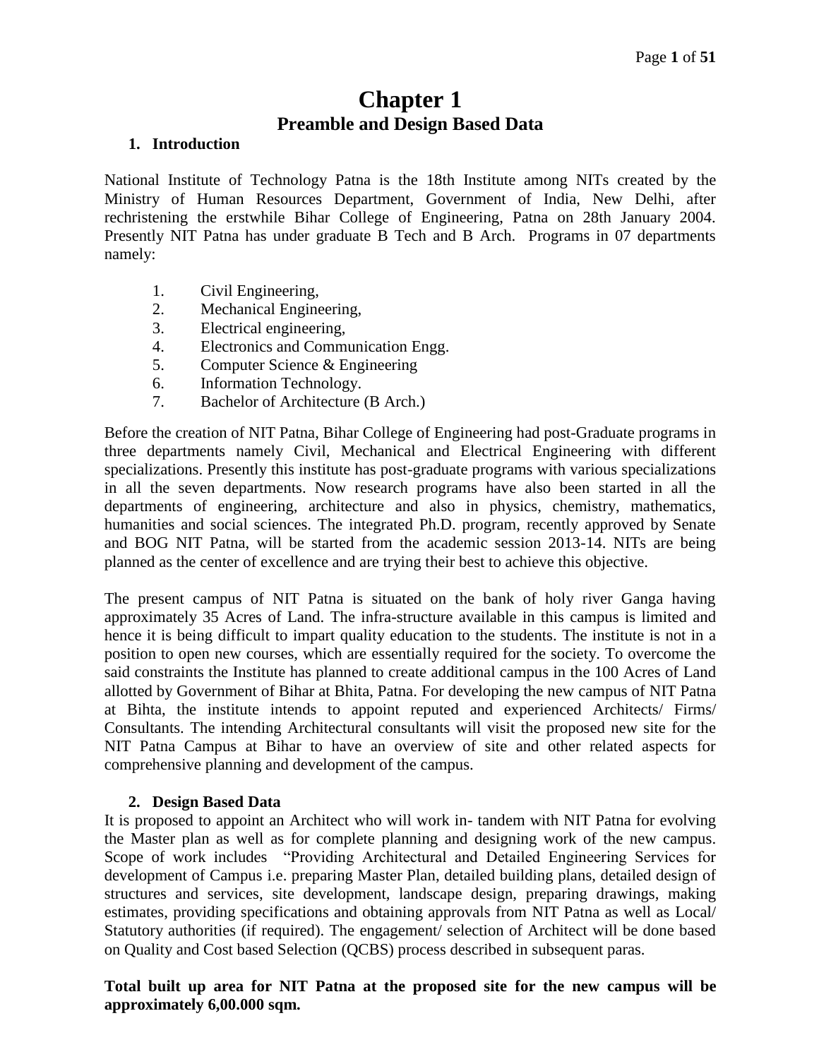# Chapter 1

## Preamble and Design Based Data

### 1. Introduction

National Institute of Technology Patna is the 18th Institute among NITs created by the Ministry of Human Resources Department, Government of India, New Delhi, after rechristening the erstwhile Bihar College of Engineering, Patna on 28th January 2004. Presently NIT Patna has under graduate B Tech and B Arch. Programs in 07 departments namely:

1. Civil Engineering,
2. Mechanical Engineering,
3. Electrical engineering,
4. Electronics and Communication Engg.
5. Computer Science & Engineering
6. Information Technology.
7. Bachelor of Architecture (B Arch.)

Before the creation of NIT Patna, Bihar College of Engineering had post-Graduate programs in three departments namely Civil, Mechanical and Electrical Engineering with different specializations. Presently this institute has post-graduate programs with various specializations in all the seven departments. Now research programs have also been started in all the departments of engineering, architecture and also in physics, chemistry, mathematics, humanities and social sciences. The integrated Ph.D. program, recently approved by Senate and BOG NIT Patna, will be started from the academic session 2013-14. NITs are being planned as the center of excellence and are trying their best to achieve this objective.

The present campus of NIT Patna is situated on the bank of holy river Ganga having approximately 35 Acres of Land. The infra-structure available in this campus is limited and hence it is being difficult to impart quality education to the students. The institute is not in a position to open new courses, which are essentially required for the society. To overcome the said constraints the Institute has planned to create additional campus in the 100 Acres of Land allotted by Government of Bihar at Bhita, Patna. For developing the new campus of NIT Patna at Bihta, the institute intends to appoint reputed and experienced Architects/ Firms/ Consultants. The intending Architectural consultants will visit the proposed new site for the NIT Patna Campus at Bihar to have an overview of site and other related aspects for comprehensive planning and development of the campus.

### 2. Design Based Data

It is proposed to appoint an Architect who will work in- tandem with NIT Patna for evolving the Master plan as well as for complete planning and designing work of the new campus. Scope of work includes "Providing Architectural and Detailed Engineering Services for development of Campus i.e. preparing Master Plan, detailed building plans, detailed design of structures and services, site development, landscape design, preparing drawings, making estimates, providing specifications and obtaining approvals from NIT Patna as well as Local/ Statutory authorities (if required). The engagement/ selection of Architect will be done based on Quality and Cost based Selection (QCBS) process described in subsequent paras.

**Total built up area for NIT Patna at the proposed site for the new campus will be approximately 6,00.000 sqm.**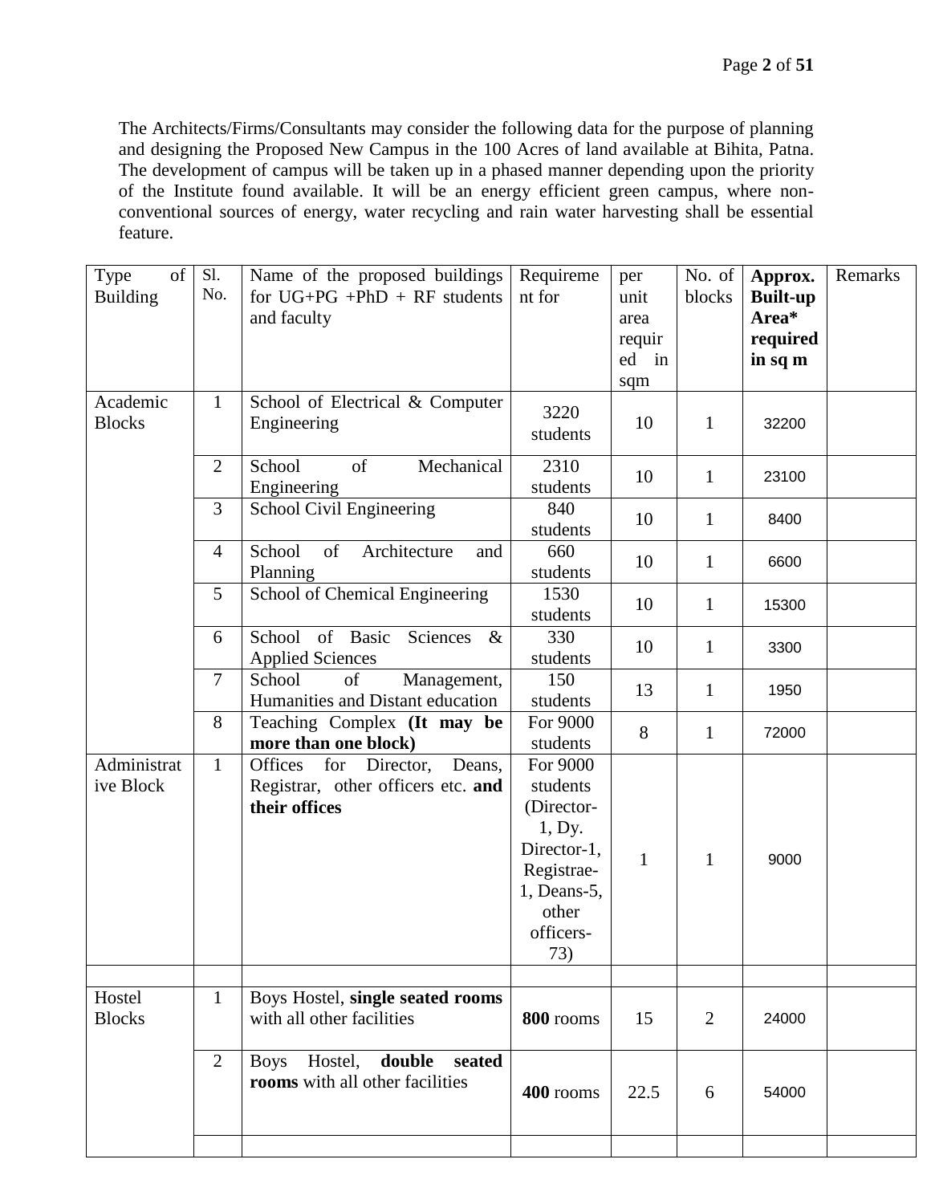The Architects/Firms/Consultants may consider the following data for the purpose of planning and designing the Proposed New Campus in the 100 Acres of land available at Bihita, Patna. The development of campus will be taken up in a phased manner depending upon the priority of the Institute found available. It will be an energy efficient green campus, where non-conventional sources of energy, water recycling and rain water harvesting shall be essential feature.

| Type of Building | Sl. No. | Name of the proposed buildings for UG+PG +PhD + RF students and faculty | Requirement for | per unit area required in sqm | No. of blocks | **Approx. Built-up Area* required in sq m** | Remarks |
|---|---|---|---|---|---|---|---|
| Academic Blocks | 1 | School of Electrical & Computer Engineering | 3220 students | 10 | 1 | 32200 | |
| | 2 | School of Mechanical Engineering | 2310 students | 10 | 1 | 23100 | |
| | 3 | School Civil Engineering | 840 students | 10 | 1 | 8400 | |
| | 4 | School of Architecture and Planning | 660 students | 10 | 1 | 6600 | |
| | 5 | School of Chemical Engineering | 1530 students | 10 | 1 | 15300 | |
| | 6 | School of Basic Sciences & Applied Sciences | 330 students | 10 | 1 | 3300 | |
| | 7 | School of Management, Humanities and Distant education | 150 students | 13 | 1 | 1950 | |
| | 8 | Teaching Complex **(It may be more than one block)** | For 9000 students | 8 | 1 | 72000 | |
| Administrative Block | 1 | Offices for Director, Deans, Registrar, other officers etc. **and their offices** | For 9000 students (Director-1, Dy. Director-1, Registrae-1, Deans-5, other officers-73) | 1 | 1 | 9000 | |
| | | | | | | | |
| Hostel Blocks | 1 | Boys Hostel, **single seated rooms** with all other facilities | **800** rooms | 15 | 2 | 24000 | |
| | 2 | Boys Hostel, **double seated rooms** with all other facilities | **400** rooms | 22.5 | 6 | 54000 | |
| | | | | | | | |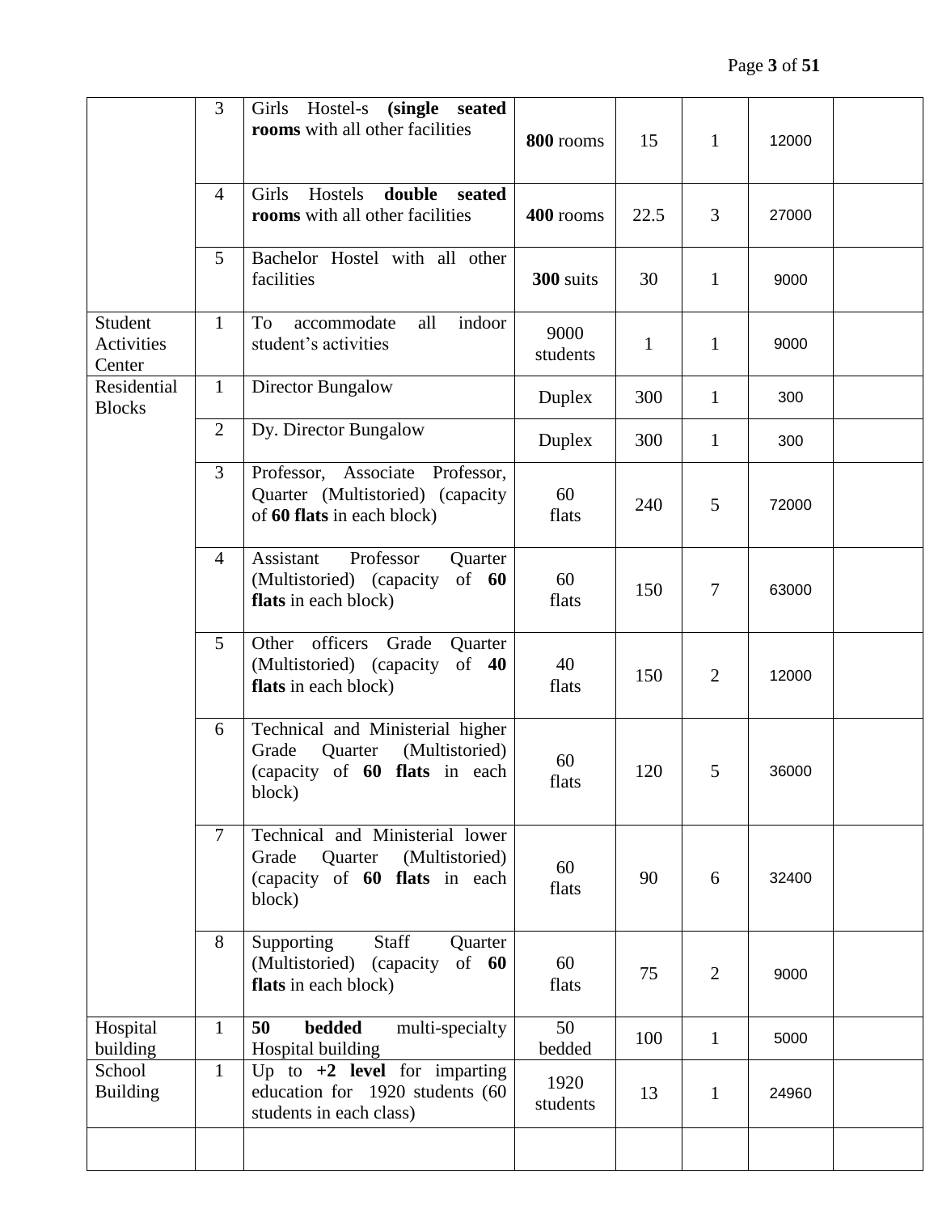| | | | | | | | |
|---|---|---|---|---|---|---|---|
| | 3 | Girls Hostel-s **(single seated rooms** with all other facilities | **800** rooms | 15 | 1 | 12000 | |
| | 4 | Girls Hostels **double seated rooms** with all other facilities | **400** rooms | 22.5 | 3 | 27000 | |
| | 5 | Bachelor Hostel with all other facilities | **300** suits | 30 | 1 | 9000 | |
| Student Activities Center | 1 | To accommodate all indoor student's activities | 9000 students | 1 | 1 | 9000 | |
| Residential Blocks | 1 | Director Bungalow | Duplex | 300 | 1 | 300 | |
| | 2 | Dy. Director Bungalow | Duplex | 300 | 1 | 300 | |
| | 3 | Professor, Associate Professor, Quarter (Multistoried) (capacity of **60 flats** in each block) | 60 flats | 240 | 5 | 72000 | |
| | 4 | Assistant Professor Quarter (Multistoried) (capacity of **60 flats** in each block) | 60 flats | 150 | 7 | 63000 | |
| | 5 | Other officers Grade Quarter (Multistoried) (capacity of **40 flats** in each block) | 40 flats | 150 | 2 | 12000 | |
| | 6 | Technical and Ministerial higher Grade Quarter (Multistoried) (capacity of **60 flats** in each block) | 60 flats | 120 | 5 | 36000 | |
| | 7 | Technical and Ministerial lower Grade Quarter (Multistoried) (capacity of **60 flats** in each block) | 60 flats | 90 | 6 | 32400 | |
| | 8 | Supporting Staff Quarter (Multistoried) (capacity of **60 flats** in each block) | 60 flats | 75 | 2 | 9000 | |
| Hospital building | 1 | **50 bedded** multi-specialty Hospital building | 50 bedded | 100 | 1 | 5000 | |
| School Building | 1 | Up to **+2 level** for imparting education for 1920 students (60 students in each class) | 1920 students | 13 | 1 | 24960 | |
| | | | | | | | |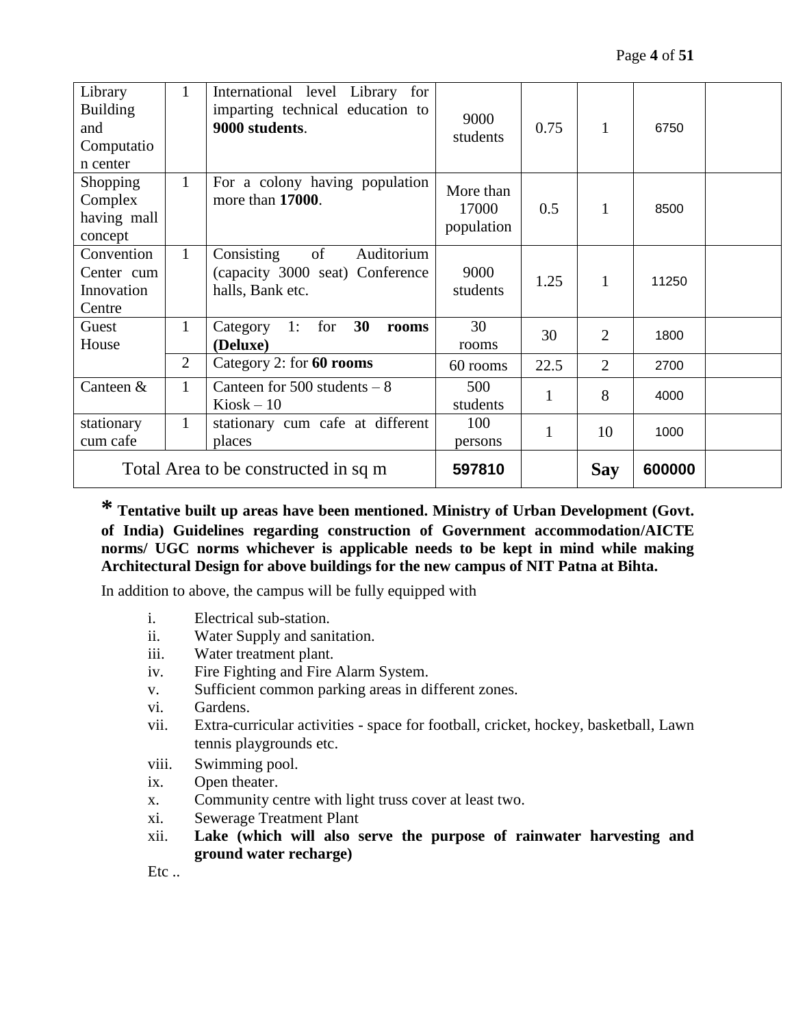| Library Building and Computation center | 1 | International level Library for imparting technical education to **9000 students**. | 9000 students | 0.75 | 1 | 6750 | |
|---|---|---|---|---|---|---|---|
| Shopping Complex having mall concept | 1 | For a colony having population more than **17000**. | More than 17000 population | 0.5 | 1 | 8500 | |
| Convention Center cum Innovation Centre | 1 | Consisting of Auditorium (capacity 3000 seat) Conference halls, Bank etc. | 9000 students | 1.25 | 1 | 11250 | |
| Guest House | 1 | Category 1: for **30 rooms (Deluxe)** | 30 rooms | 30 | 2 | 1800 | |
| | 2 | Category 2: for **60 rooms** | 60 rooms | 22.5 | 2 | 2700 | |
| Canteen & | 1 | Canteen for 500 students – 8 Kiosk – 10 | 500 students | 1 | 8 | 4000 | |
| stationary cum cafe | 1 | stationary cum cafe at different places | 100 persons | 1 | 10 | 1000 | |
| Total Area to be constructed in sq m | | | **597810** | | **Say** | **600000** | |

**\* Tentative built up areas have been mentioned. Ministry of Urban Development (Govt. of India) Guidelines regarding construction of Government accommodation/AICTE norms/ UGC norms whichever is applicable needs to be kept in mind while making Architectural Design for above buildings for the new campus of NIT Patna at Bihta.**

In addition to above, the campus will be fully equipped with

i. Electrical sub-station.
ii. Water Supply and sanitation.
iii. Water treatment plant.
iv. Fire Fighting and Fire Alarm System.
v. Sufficient common parking areas in different zones.
vi. Gardens.
vii. Extra-curricular activities - space for football, cricket, hockey, basketball, Lawn tennis playgrounds etc.
viii. Swimming pool.
ix. Open theater.
x. Community centre with light truss cover at least two.
xi. Sewerage Treatment Plant
xii. **Lake (which will also serve the purpose of rainwater harvesting and ground water recharge)**

Etc ..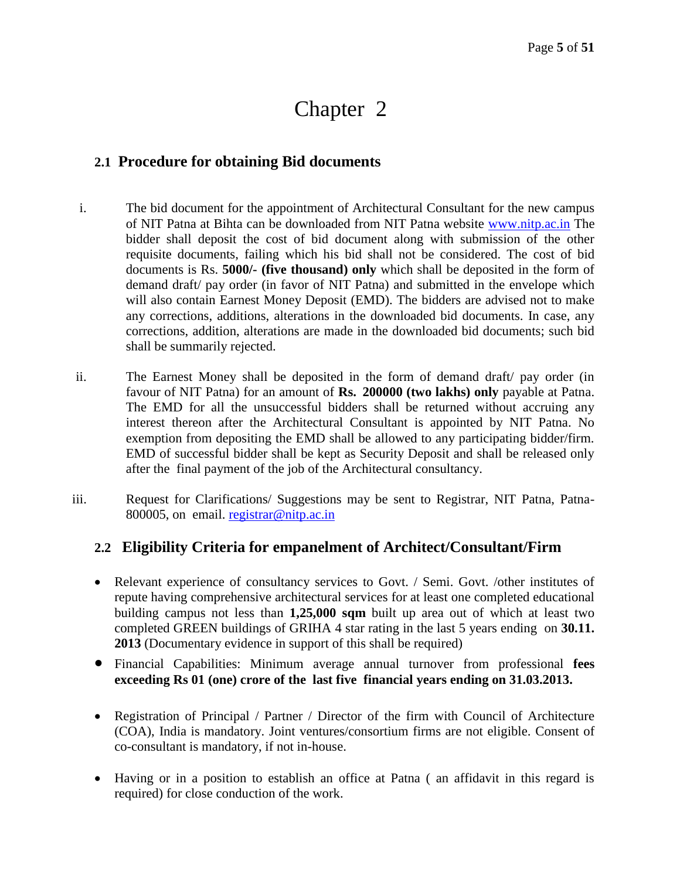# Chapter 2

## 2.1 Procedure for obtaining Bid documents

i. The bid document for the appointment of Architectural Consultant for the new campus of NIT Patna at Bihta can be downloaded from NIT Patna website www.nitp.ac.in The bidder shall deposit the cost of bid document along with submission of the other requisite documents, failing which his bid shall not be considered. The cost of bid documents is Rs. **5000/- (five thousand) only** which shall be deposited in the form of demand draft/ pay order (in favor of NIT Patna) and submitted in the envelope which will also contain Earnest Money Deposit (EMD). The bidders are advised not to make any corrections, additions, alterations in the downloaded bid documents. In case, any corrections, addition, alterations are made in the downloaded bid documents; such bid shall be summarily rejected.

ii. The Earnest Money shall be deposited in the form of demand draft/ pay order (in favour of NIT Patna) for an amount of **Rs. 200000 (two lakhs) only** payable at Patna. The EMD for all the unsuccessful bidders shall be returned without accruing any interest thereon after the Architectural Consultant is appointed by NIT Patna. No exemption from depositing the EMD shall be allowed to any participating bidder/firm. EMD of successful bidder shall be kept as Security Deposit and shall be released only after the final payment of the job of the Architectural consultancy.

iii. Request for Clarifications/ Suggestions may be sent to Registrar, NIT Patna, Patna-800005, on email. registrar@nitp.ac.in

## 2.2 Eligibility Criteria for empanelment of Architect/Consultant/Firm

- Relevant experience of consultancy services to Govt. / Semi. Govt. /other institutes of repute having comprehensive architectural services for at least one completed educational building campus not less than **1,25,000 sqm** built up area out of which at least two completed GREEN buildings of GRIHA 4 star rating in the last 5 years ending on **30.11. 2013** (Documentary evidence in support of this shall be required)
- Financial Capabilities: Minimum average annual turnover from professional **fees exceeding Rs 01 (one) crore of the last five financial years ending on 31.03.2013.**
- Registration of Principal / Partner / Director of the firm with Council of Architecture (COA), India is mandatory. Joint ventures/consortium firms are not eligible. Consent of co-consultant is mandatory, if not in-house.
- Having or in a position to establish an office at Patna ( an affidavit in this regard is required) for close conduction of the work.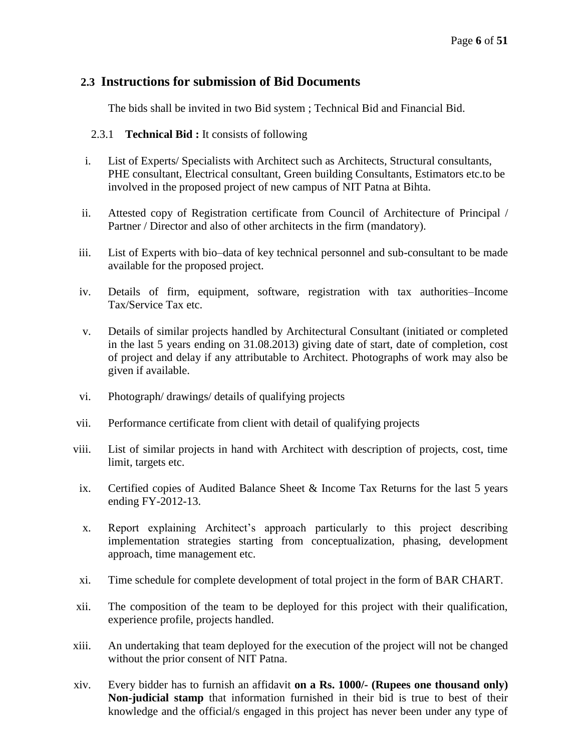## 2.3 Instructions for submission of Bid Documents

The bids shall be invited in two Bid system ; Technical Bid and Financial Bid.

### 2.3.1 **Technical Bid :** It consists of following

i. List of Experts/ Specialists with Architect such as Architects, Structural consultants, PHE consultant, Electrical consultant, Green building Consultants, Estimators etc.to be involved in the proposed project of new campus of NIT Patna at Bihta.

ii. Attested copy of Registration certificate from Council of Architecture of Principal / Partner / Director and also of other architects in the firm (mandatory).

iii. List of Experts with bio–data of key technical personnel and sub-consultant to be made available for the proposed project.

iv. Details of firm, equipment, software, registration with tax authorities–Income Tax/Service Tax etc.

v. Details of similar projects handled by Architectural Consultant (initiated or completed in the last 5 years ending on 31.08.2013) giving date of start, date of completion, cost of project and delay if any attributable to Architect. Photographs of work may also be given if available.

vi. Photograph/ drawings/ details of qualifying projects

vii. Performance certificate from client with detail of qualifying projects

viii. List of similar projects in hand with Architect with description of projects, cost, time limit, targets etc.

ix. Certified copies of Audited Balance Sheet & Income Tax Returns for the last 5 years ending FY-2012-13.

x. Report explaining Architect's approach particularly to this project describing implementation strategies starting from conceptualization, phasing, development approach, time management etc.

xi. Time schedule for complete development of total project in the form of BAR CHART.

xii. The composition of the team to be deployed for this project with their qualification, experience profile, projects handled.

xiii. An undertaking that team deployed for the execution of the project will not be changed without the prior consent of NIT Patna.

xiv. Every bidder has to furnish an affidavit **on a Rs. 1000/- (Rupees one thousand only) Non-judicial stamp** that information furnished in their bid is true to best of their knowledge and the official/s engaged in this project has never been under any type of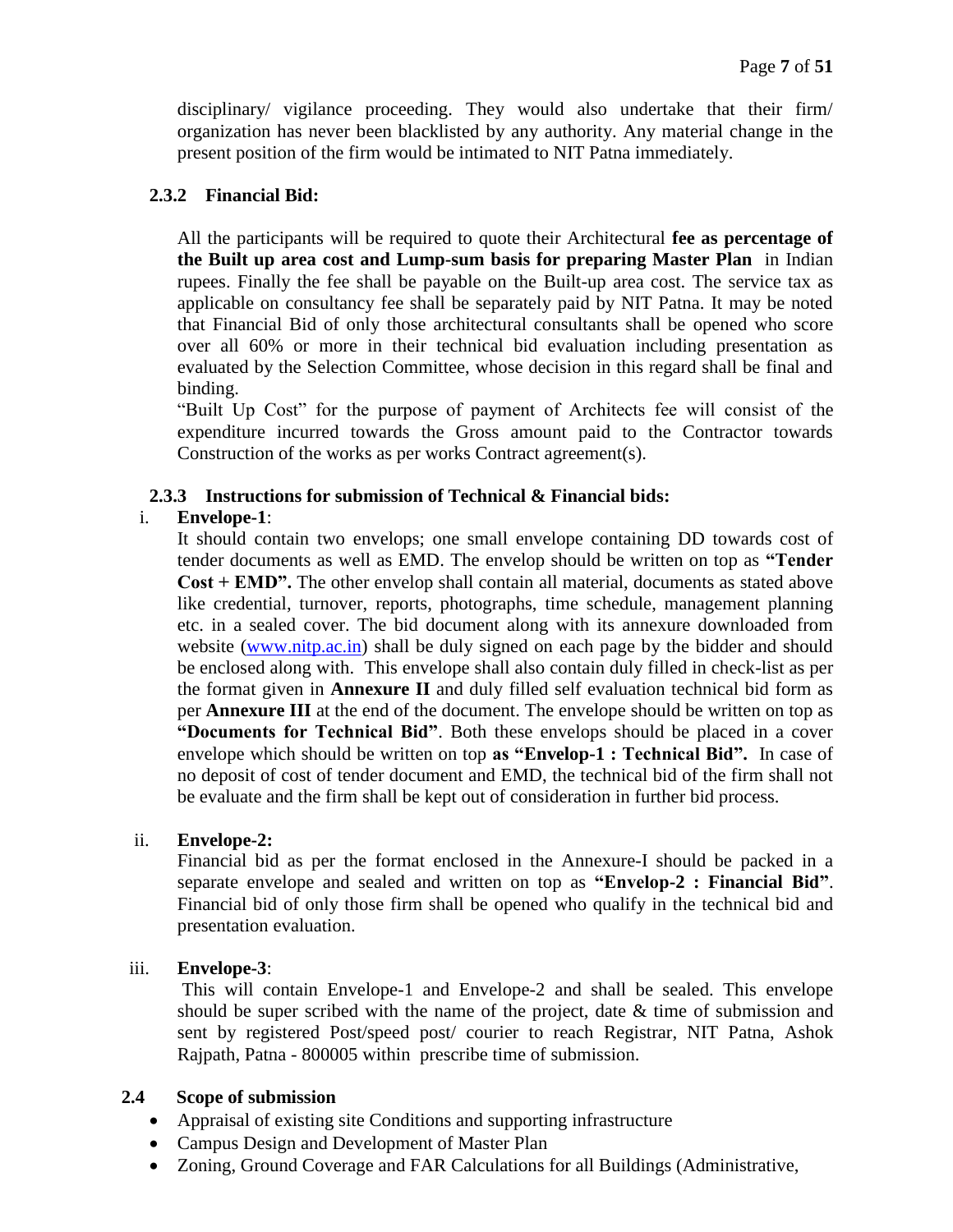disciplinary/ vigilance proceeding. They would also undertake that their firm/ organization has never been blacklisted by any authority. Any material change in the present position of the firm would be intimated to NIT Patna immediately.

### 2.3.2 Financial Bid:

All the participants will be required to quote their Architectural **fee as percentage of the Built up area cost and Lump-sum basis for preparing Master Plan** in Indian rupees. Finally the fee shall be payable on the Built-up area cost. The service tax as applicable on consultancy fee shall be separately paid by NIT Patna. It may be noted that Financial Bid of only those architectural consultants shall be opened who score over all 60% or more in their technical bid evaluation including presentation as evaluated by the Selection Committee, whose decision in this regard shall be final and binding.

"Built Up Cost" for the purpose of payment of Architects fee will consist of the expenditure incurred towards the Gross amount paid to the Contractor towards Construction of the works as per works Contract agreement(s).

### 2.3.3 Instructions for submission of Technical & Financial bids:

i. **Envelope-1**:

It should contain two envelops; one small envelope containing DD towards cost of tender documents as well as EMD. The envelop should be written on top as **"Tender Cost + EMD".** The other envelop shall contain all material, documents as stated above like credential, turnover, reports, photographs, time schedule, management planning etc. in a sealed cover. The bid document along with its annexure downloaded from website (www.nitp.ac.in) shall be duly signed on each page by the bidder and should be enclosed along with. This envelope shall also contain duly filled in check-list as per the format given in **Annexure II** and duly filled self evaluation technical bid form as per **Annexure III** at the end of the document. The envelope should be written on top as **"Documents for Technical Bid"**. Both these envelops should be placed in a cover envelope which should be written on top **as "Envelop-1 : Technical Bid".** In case of no deposit of cost of tender document and EMD, the technical bid of the firm shall not be evaluate and the firm shall be kept out of consideration in further bid process.

ii. **Envelope-2:**

Financial bid as per the format enclosed in the Annexure-I should be packed in a separate envelope and sealed and written on top as **"Envelop-2 : Financial Bid"**. Financial bid of only those firm shall be opened who qualify in the technical bid and presentation evaluation.

iii. **Envelope-3**:

This will contain Envelope-1 and Envelope-2 and shall be sealed. This envelope should be super scribed with the name of the project, date & time of submission and sent by registered Post/speed post/ courier to reach Registrar, NIT Patna, Ashok Rajpath, Patna - 800005 within prescribe time of submission.

## 2.4 Scope of submission

- Appraisal of existing site Conditions and supporting infrastructure
- Campus Design and Development of Master Plan
- Zoning, Ground Coverage and FAR Calculations for all Buildings (Administrative,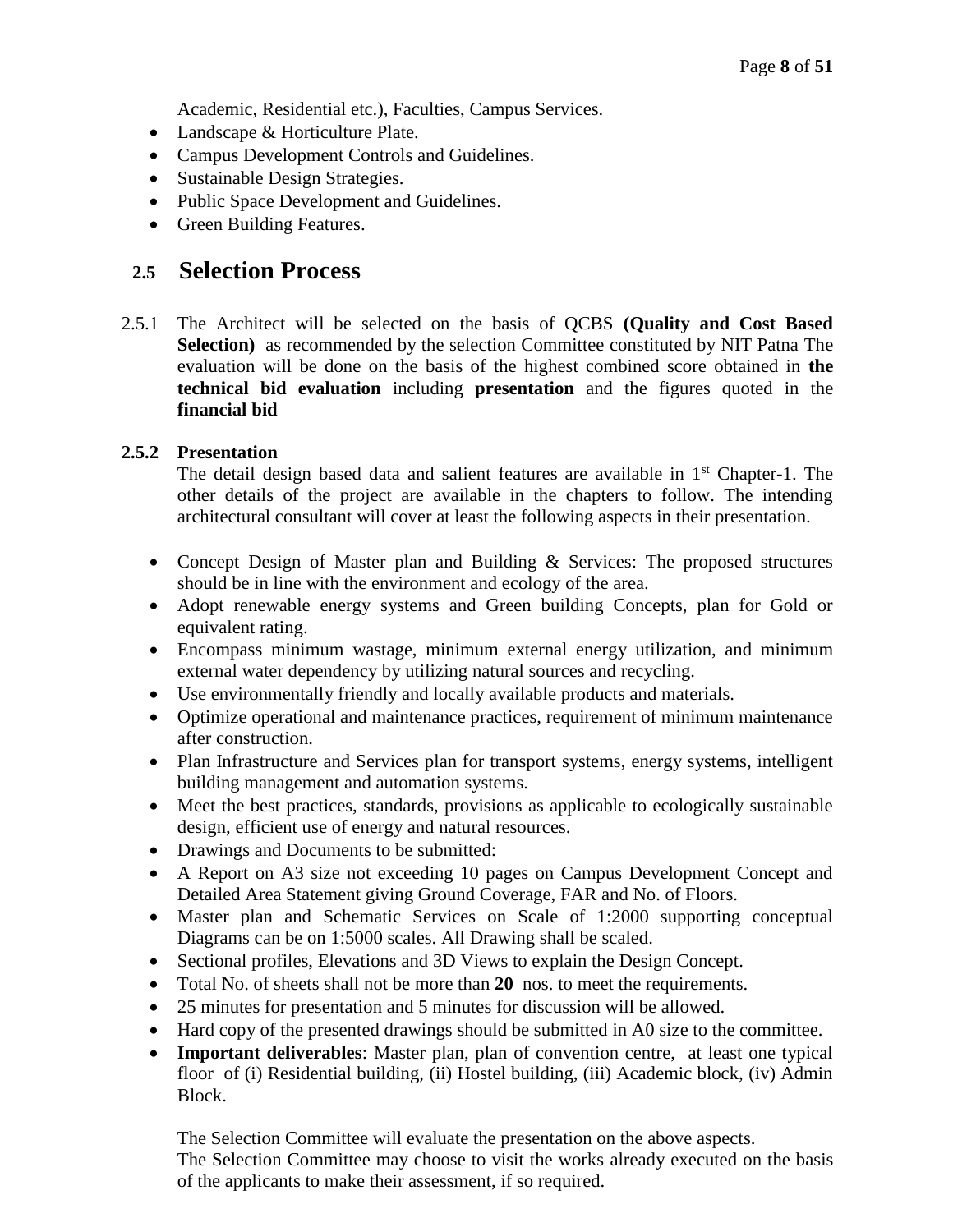Academic, Residential etc.), Faculties, Campus Services.

- Landscape & Horticulture Plate.
- Campus Development Controls and Guidelines.
- Sustainable Design Strategies.
- Public Space Development and Guidelines.
- Green Building Features.

## 2.5 Selection Process

2.5.1 The Architect will be selected on the basis of QCBS **(Quality and Cost Based Selection)** as recommended by the selection Committee constituted by NIT Patna The evaluation will be done on the basis of the highest combined score obtained in **the technical bid evaluation** including **presentation** and the figures quoted in the **financial bid**

**2.5.2 Presentation**

The detail design based data and salient features are available in 1st Chapter-1. The other details of the project are available in the chapters to follow. The intending architectural consultant will cover at least the following aspects in their presentation.

- Concept Design of Master plan and Building & Services: The proposed structures should be in line with the environment and ecology of the area.
- Adopt renewable energy systems and Green building Concepts, plan for Gold or equivalent rating.
- Encompass minimum wastage, minimum external energy utilization, and minimum external water dependency by utilizing natural sources and recycling.
- Use environmentally friendly and locally available products and materials.
- Optimize operational and maintenance practices, requirement of minimum maintenance after construction.
- Plan Infrastructure and Services plan for transport systems, energy systems, intelligent building management and automation systems.
- Meet the best practices, standards, provisions as applicable to ecologically sustainable design, efficient use of energy and natural resources.
- Drawings and Documents to be submitted:
- A Report on A3 size not exceeding 10 pages on Campus Development Concept and Detailed Area Statement giving Ground Coverage, FAR and No. of Floors.
- Master plan and Schematic Services on Scale of 1:2000 supporting conceptual Diagrams can be on 1:5000 scales. All Drawing shall be scaled.
- Sectional profiles, Elevations and 3D Views to explain the Design Concept.
- Total No. of sheets shall not be more than **20** nos. to meet the requirements.
- 25 minutes for presentation and 5 minutes for discussion will be allowed.
- Hard copy of the presented drawings should be submitted in A0 size to the committee.
- **Important deliverables**: Master plan, plan of convention centre, at least one typical floor of (i) Residential building, (ii) Hostel building, (iii) Academic block, (iv) Admin Block.

The Selection Committee will evaluate the presentation on the above aspects.
The Selection Committee may choose to visit the works already executed on the basis of the applicants to make their assessment, if so required.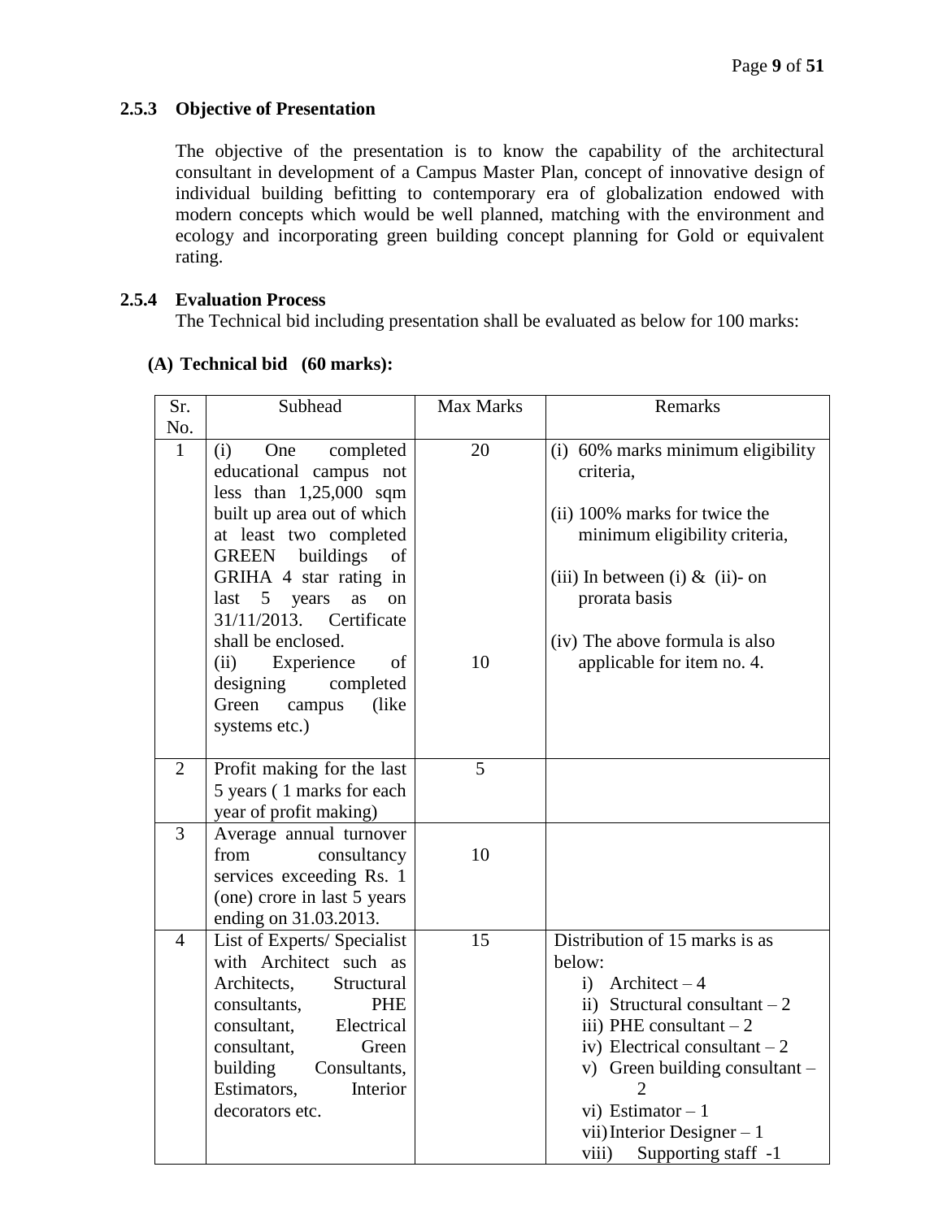### 2.5.3 Objective of Presentation

The objective of the presentation is to know the capability of the architectural consultant in development of a Campus Master Plan, concept of innovative design of individual building befitting to contemporary era of globalization endowed with modern concepts which would be well planned, matching with the environment and ecology and incorporating green building concept planning for Gold or equivalent rating.

### 2.5.4 Evaluation Process

The Technical bid including presentation shall be evaluated as below for 100 marks:

**(A) Technical bid (60 marks):**

| Sr. No. | Subhead | Max Marks | Remarks |
|---|---|---|---|
| 1 | (i) One completed educational campus not less than 1,25,000 sqm built up area out of which at least two completed GREEN buildings of GRIHA 4 star rating in last 5 years as on 31/11/2013. Certificate shall be enclosed.<br>(ii) Experience of designing completed Green campus (like systems etc.) | 20<br><br>10 | (i) 60% marks minimum eligibility criteria,<br>(ii) 100% marks for twice the minimum eligibility criteria,<br>(iii) In between (i) & (ii)- on prorata basis<br>(iv) The above formula is also applicable for item no. 4. |
| 2 | Profit making for the last 5 years ( 1 marks for each year of profit making) | 5 | |
| 3 | Average annual turnover from consultancy services exceeding Rs. 1 (one) crore in last 5 years ending on 31.03.2013. | 10 | |
| 4 | List of Experts/ Specialist with Architect such as Architects, Structural consultants, PHE consultant, Electrical consultant, Green building Consultants, Estimators, Interior decorators etc. | 15 | Distribution of 15 marks is as below:<br>i) Architect – 4<br>ii) Structural consultant – 2<br>iii) PHE consultant – 2<br>iv) Electrical consultant – 2<br>v) Green building consultant – 2<br>vi) Estimator – 1<br>vii) Interior Designer – 1<br>viii) Supporting staff -1 |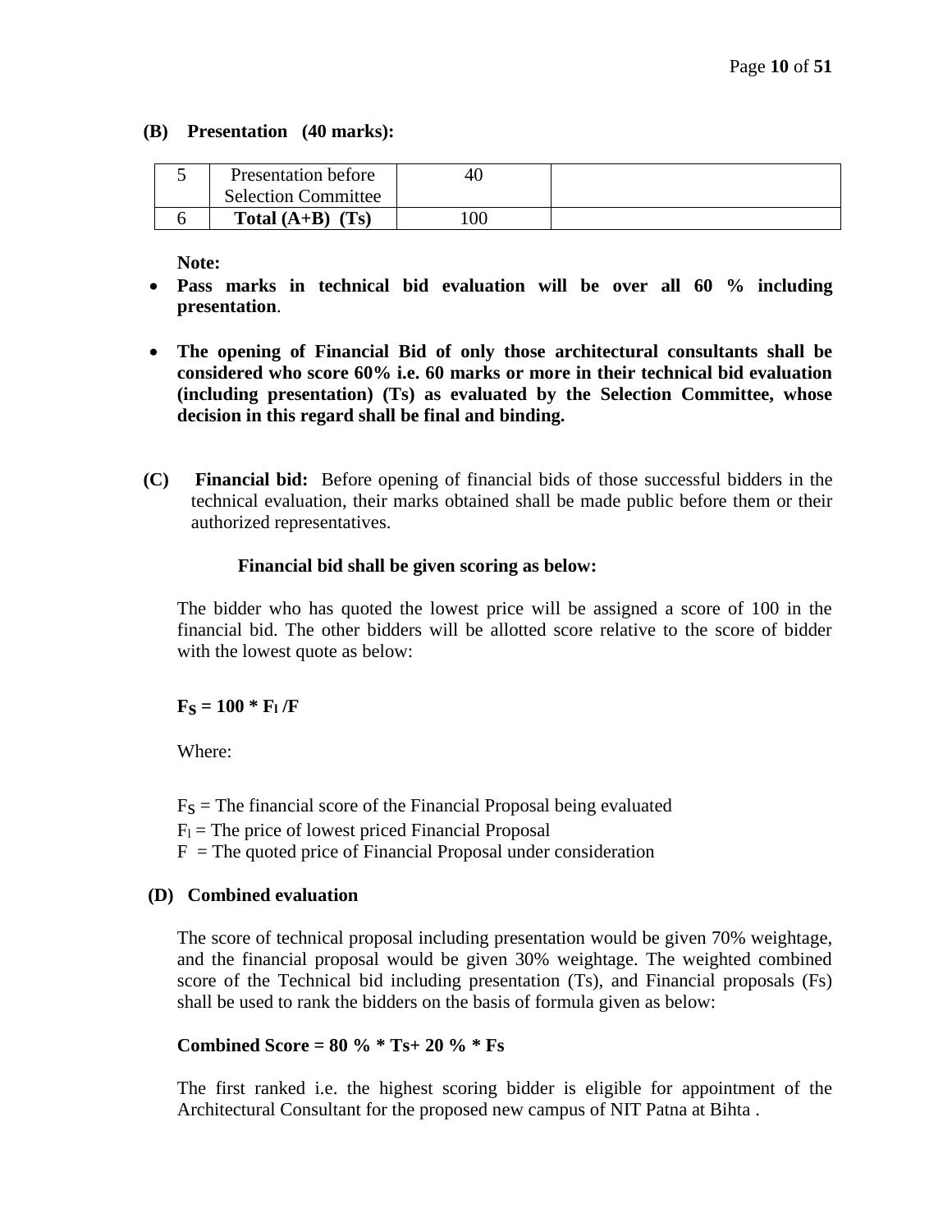**(B) Presentation (40 marks):**

| | | | |
|---|---|---|---|
| 5 | Presentation before Selection Committee | 40 | |
| 6 | **Total (A+B) (Ts)** | 100 | |

**Note:**

- **Pass marks in technical bid evaluation will be over all 60 % including presentation**.

- **The opening of Financial Bid of only those architectural consultants shall be considered who score 60% i.e. 60 marks or more in their technical bid evaluation (including presentation) (Ts) as evaluated by the Selection Committee, whose decision in this regard shall be final and binding.**

**(C) Financial bid:** Before opening of financial bids of those successful bidders in the technical evaluation, their marks obtained shall be made public before them or their authorized representatives.

**Financial bid shall be given scoring as below:**

The bidder who has quoted the lowest price will be assigned a score of 100 in the financial bid. The other bidders will be allotted score relative to the score of bidder with the lowest quote as below:

$$F_S = 100 * F_l / F$$

Where:

$F_S$ = The financial score of the Financial Proposal being evaluated
$F_l$ = The price of lowest priced Financial Proposal
$F$ = The quoted price of Financial Proposal under consideration

**(D) Combined evaluation**

The score of technical proposal including presentation would be given 70% weightage, and the financial proposal would be given 30% weightage. The weighted combined score of the Technical bid including presentation (Ts), and Financial proposals (Fs) shall be used to rank the bidders on the basis of formula given as below:

**Combined Score = 80 % * Ts+ 20 % * Fs**

The first ranked i.e. the highest scoring bidder is eligible for appointment of the Architectural Consultant for the proposed new campus of NIT Patna at Bihta .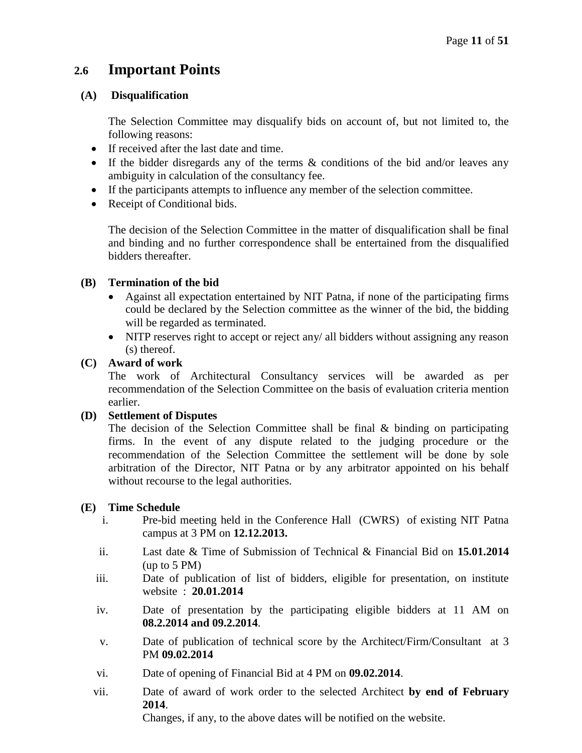## 2.6 Important Points

**(A) Disqualification**

The Selection Committee may disqualify bids on account of, but not limited to, the following reasons:

- If received after the last date and time.
- If the bidder disregards any of the terms & conditions of the bid and/or leaves any ambiguity in calculation of the consultancy fee.
- If the participants attempts to influence any member of the selection committee.
- Receipt of Conditional bids.

The decision of the Selection Committee in the matter of disqualification shall be final and binding and no further correspondence shall be entertained from the disqualified bidders thereafter.

**(B) Termination of the bid**

- Against all expectation entertained by NIT Patna, if none of the participating firms could be declared by the Selection committee as the winner of the bid, the bidding will be regarded as terminated.
- NITP reserves right to accept or reject any/ all bidders without assigning any reason (s) thereof.

**(C) Award of work**

The work of Architectural Consultancy services will be awarded as per recommendation of the Selection Committee on the basis of evaluation criteria mention earlier.

**(D) Settlement of Disputes**

The decision of the Selection Committee shall be final & binding on participating firms. In the event of any dispute related to the judging procedure or the recommendation of the Selection Committee the settlement will be done by sole arbitration of the Director, NIT Patna or by any arbitrator appointed on his behalf without recourse to the legal authorities.

**(E) Time Schedule**

i. Pre-bid meeting held in the Conference Hall (CWRS) of existing NIT Patna campus at 3 PM on **12.12.2013.**

ii. Last date & Time of Submission of Technical & Financial Bid on **15.01.2014** (up to 5 PM)

iii. Date of publication of list of bidders, eligible for presentation, on institute website : **20.01.2014**

iv. Date of presentation by the participating eligible bidders at 11 AM on **08.2.2014 and 09.2.2014**.

v. Date of publication of technical score by the Architect/Firm/Consultant at 3 PM **09.02.2014**

vi. Date of opening of Financial Bid at 4 PM on **09.02.2014**.

vii. Date of award of work order to the selected Architect **by end of February 2014**.
Changes, if any, to the above dates will be notified on the website.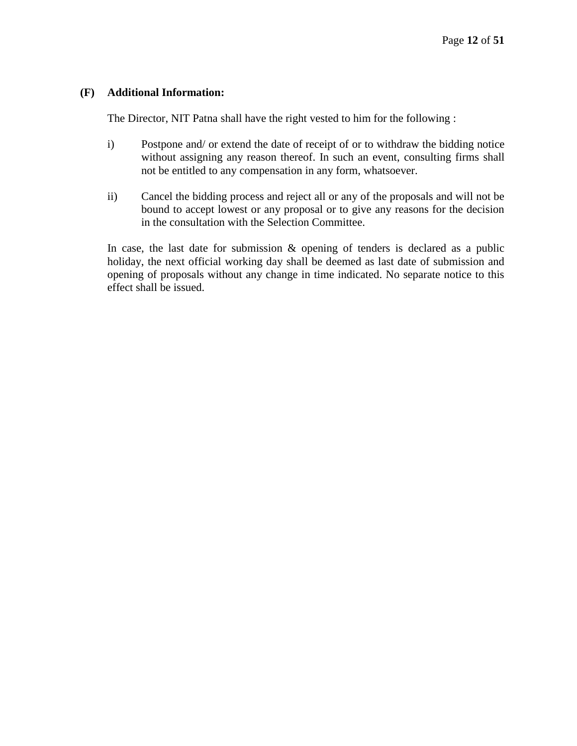**(F) Additional Information:**

The Director, NIT Patna shall have the right vested to him for the following :

i) Postpone and/ or extend the date of receipt of or to withdraw the bidding notice without assigning any reason thereof. In such an event, consulting firms shall not be entitled to any compensation in any form, whatsoever.

ii) Cancel the bidding process and reject all or any of the proposals and will not be bound to accept lowest or any proposal or to give any reasons for the decision in the consultation with the Selection Committee.

In case, the last date for submission & opening of tenders is declared as a public holiday, the next official working day shall be deemed as last date of submission and opening of proposals without any change in time indicated. No separate notice to this effect shall be issued.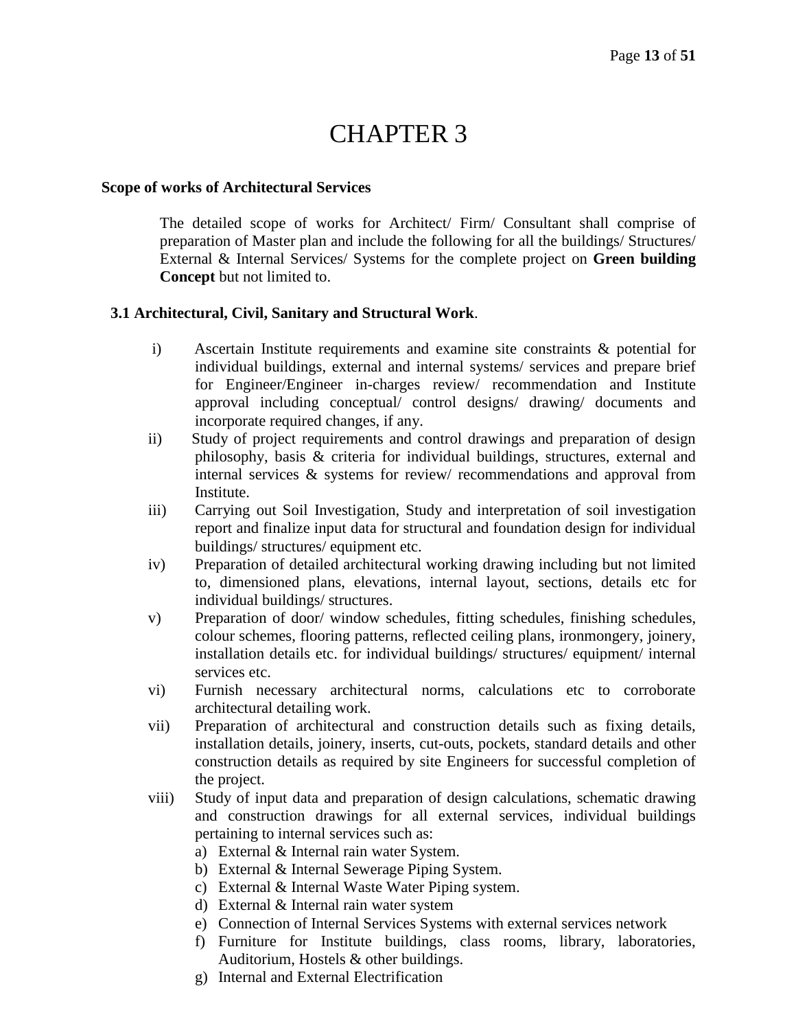# CHAPTER 3

**Scope of works of Architectural Services**

The detailed scope of works for Architect/ Firm/ Consultant shall comprise of preparation of Master plan and include the following for all the buildings/ Structures/ External & Internal Services/ Systems for the complete project on **Green building Concept** but not limited to.

## 3.1 Architectural, Civil, Sanitary and Structural Work.

i) Ascertain Institute requirements and examine site constraints & potential for individual buildings, external and internal systems/ services and prepare brief for Engineer/Engineer in-charges review/ recommendation and Institute approval including conceptual/ control designs/ drawing/ documents and incorporate required changes, if any.

ii) Study of project requirements and control drawings and preparation of design philosophy, basis & criteria for individual buildings, structures, external and internal services & systems for review/ recommendations and approval from Institute.

iii) Carrying out Soil Investigation, Study and interpretation of soil investigation report and finalize input data for structural and foundation design for individual buildings/ structures/ equipment etc.

iv) Preparation of detailed architectural working drawing including but not limited to, dimensioned plans, elevations, internal layout, sections, details etc for individual buildings/ structures.

v) Preparation of door/ window schedules, fitting schedules, finishing schedules, colour schemes, flooring patterns, reflected ceiling plans, ironmongery, joinery, installation details etc. for individual buildings/ structures/ equipment/ internal services etc.

vi) Furnish necessary architectural norms, calculations etc to corroborate architectural detailing work.

vii) Preparation of architectural and construction details such as fixing details, installation details, joinery, inserts, cut-outs, pockets, standard details and other construction details as required by site Engineers for successful completion of the project.

viii) Study of input data and preparation of design calculations, schematic drawing and construction drawings for all external services, individual buildings pertaining to internal services such as:

   a) External & Internal rain water System.
   b) External & Internal Sewerage Piping System.
   c) External & Internal Waste Water Piping system.
   d) External & Internal rain water system
   e) Connection of Internal Services Systems with external services network
   f) Furniture for Institute buildings, class rooms, library, laboratories, Auditorium, Hostels & other buildings.
   g) Internal and External Electrification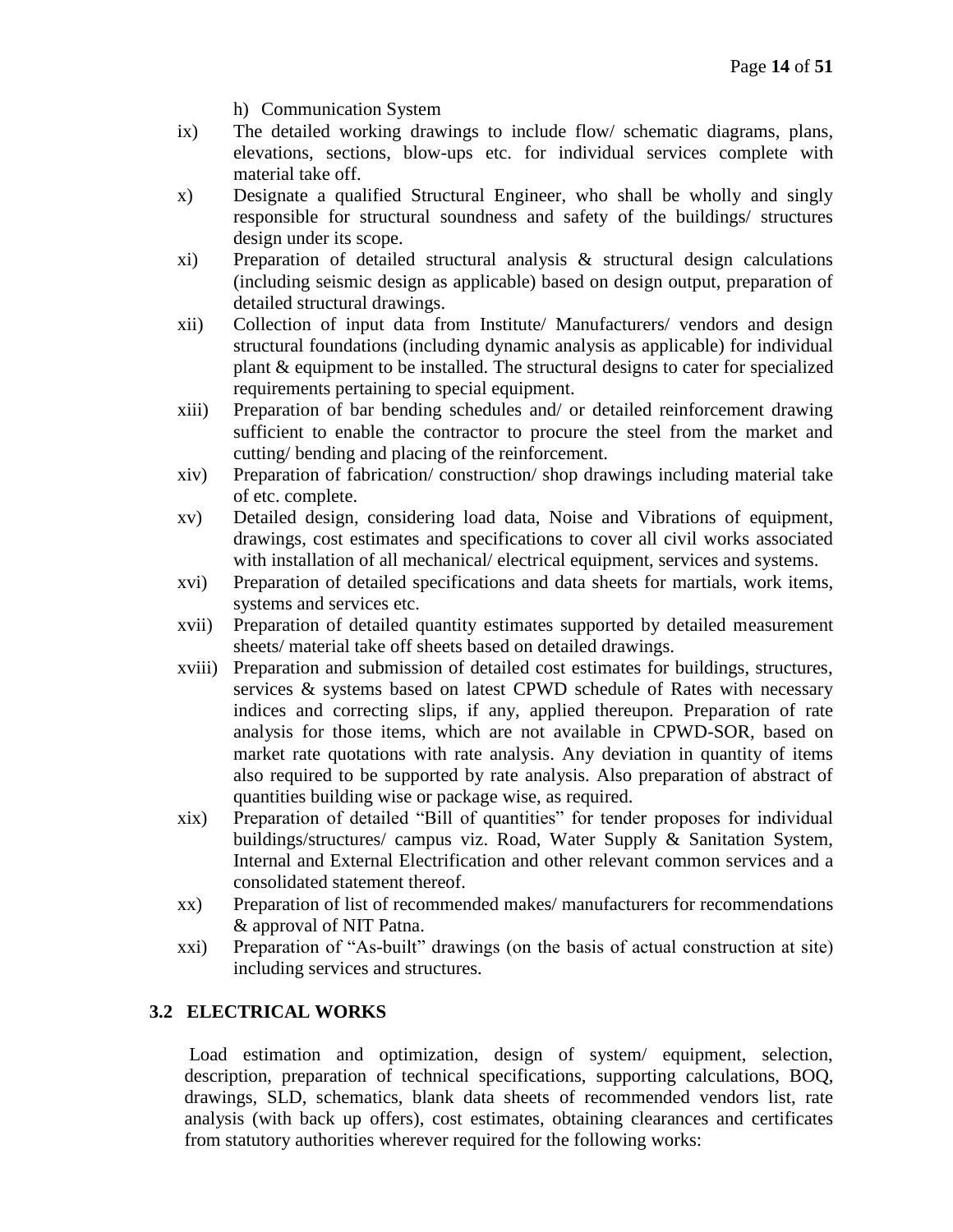h) Communication System

ix) The detailed working drawings to include flow/ schematic diagrams, plans, elevations, sections, blow-ups etc. for individual services complete with material take off.

x) Designate a qualified Structural Engineer, who shall be wholly and singly responsible for structural soundness and safety of the buildings/ structures design under its scope.

xi) Preparation of detailed structural analysis & structural design calculations (including seismic design as applicable) based on design output, preparation of detailed structural drawings.

xii) Collection of input data from Institute/ Manufacturers/ vendors and design structural foundations (including dynamic analysis as applicable) for individual plant & equipment to be installed. The structural designs to cater for specialized requirements pertaining to special equipment.

xiii) Preparation of bar bending schedules and/ or detailed reinforcement drawing sufficient to enable the contractor to procure the steel from the market and cutting/ bending and placing of the reinforcement.

xiv) Preparation of fabrication/ construction/ shop drawings including material take of etc. complete.

xv) Detailed design, considering load data, Noise and Vibrations of equipment, drawings, cost estimates and specifications to cover all civil works associated with installation of all mechanical/ electrical equipment, services and systems.

xvi) Preparation of detailed specifications and data sheets for martials, work items, systems and services etc.

xvii) Preparation of detailed quantity estimates supported by detailed measurement sheets/ material take off sheets based on detailed drawings.

xviii) Preparation and submission of detailed cost estimates for buildings, structures, services & systems based on latest CPWD schedule of Rates with necessary indices and correcting slips, if any, applied thereupon. Preparation of rate analysis for those items, which are not available in CPWD-SOR, based on market rate quotations with rate analysis. Any deviation in quantity of items also required to be supported by rate analysis. Also preparation of abstract of quantities building wise or package wise, as required.

xix) Preparation of detailed "Bill of quantities" for tender proposes for individual buildings/structures/ campus viz. Road, Water Supply & Sanitation System, Internal and External Electrification and other relevant common services and a consolidated statement thereof.

xx) Preparation of list of recommended makes/ manufacturers for recommendations & approval of NIT Patna.

xxi) Preparation of "As-built" drawings (on the basis of actual construction at site) including services and structures.

## 3.2 ELECTRICAL WORKS

Load estimation and optimization, design of system/ equipment, selection, description, preparation of technical specifications, supporting calculations, BOQ, drawings, SLD, schematics, blank data sheets of recommended vendors list, rate analysis (with back up offers), cost estimates, obtaining clearances and certificates from statutory authorities wherever required for the following works: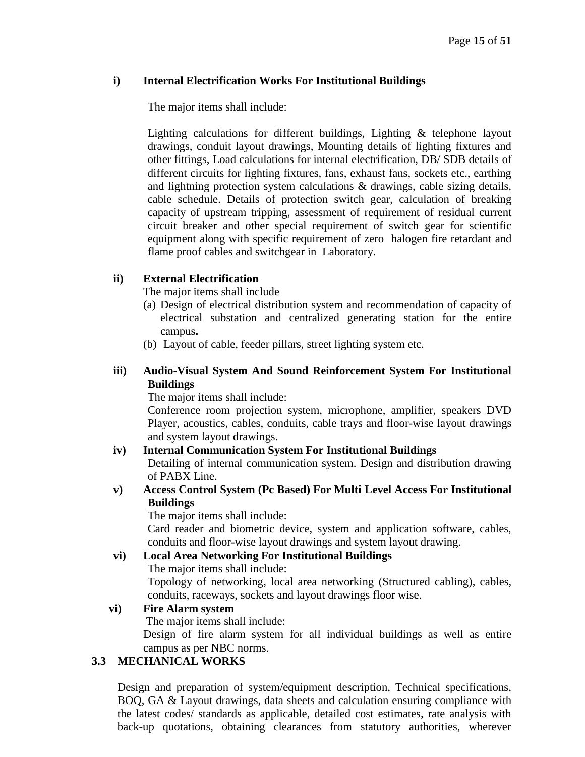**i) Internal Electrification Works For Institutional Buildings**

The major items shall include:

Lighting calculations for different buildings, Lighting & telephone layout drawings, conduit layout drawings, Mounting details of lighting fixtures and other fittings, Load calculations for internal electrification, DB/ SDB details of different circuits for lighting fixtures, fans, exhaust fans, sockets etc., earthing and lightning protection system calculations & drawings, cable sizing details, cable schedule. Details of protection switch gear, calculation of breaking capacity of upstream tripping, assessment of requirement of residual current circuit breaker and other special requirement of switch gear for scientific equipment along with specific requirement of zero halogen fire retardant and flame proof cables and switchgear in Laboratory.

**ii) External Electrification**

The major items shall include

(a) Design of electrical distribution system and recommendation of capacity of electrical substation and centralized generating station for the entire campus**.**

(b) Layout of cable, feeder pillars, street lighting system etc.

**iii) Audio-Visual System And Sound Reinforcement System For Institutional Buildings**

The major items shall include:

Conference room projection system, microphone, amplifier, speakers DVD Player, acoustics, cables, conduits, cable trays and floor-wise layout drawings and system layout drawings.

**iv) Internal Communication System For Institutional Buildings**

Detailing of internal communication system. Design and distribution drawing of PABX Line.

**v) Access Control System (Pc Based) For Multi Level Access For Institutional Buildings**

The major items shall include:

Card reader and biometric device, system and application software, cables, conduits and floor-wise layout drawings and system layout drawing.

**vi) Local Area Networking For Institutional Buildings**

The major items shall include:

Topology of networking, local area networking (Structured cabling), cables, conduits, raceways, sockets and layout drawings floor wise.

**vi) Fire Alarm system**

The major items shall include:

Design of fire alarm system for all individual buildings as well as entire campus as per NBC norms.

## 3.3 MECHANICAL WORKS

Design and preparation of system/equipment description, Technical specifications, BOQ, GA & Layout drawings, data sheets and calculation ensuring compliance with the latest codes/ standards as applicable, detailed cost estimates, rate analysis with back-up quotations, obtaining clearances from statutory authorities, wherever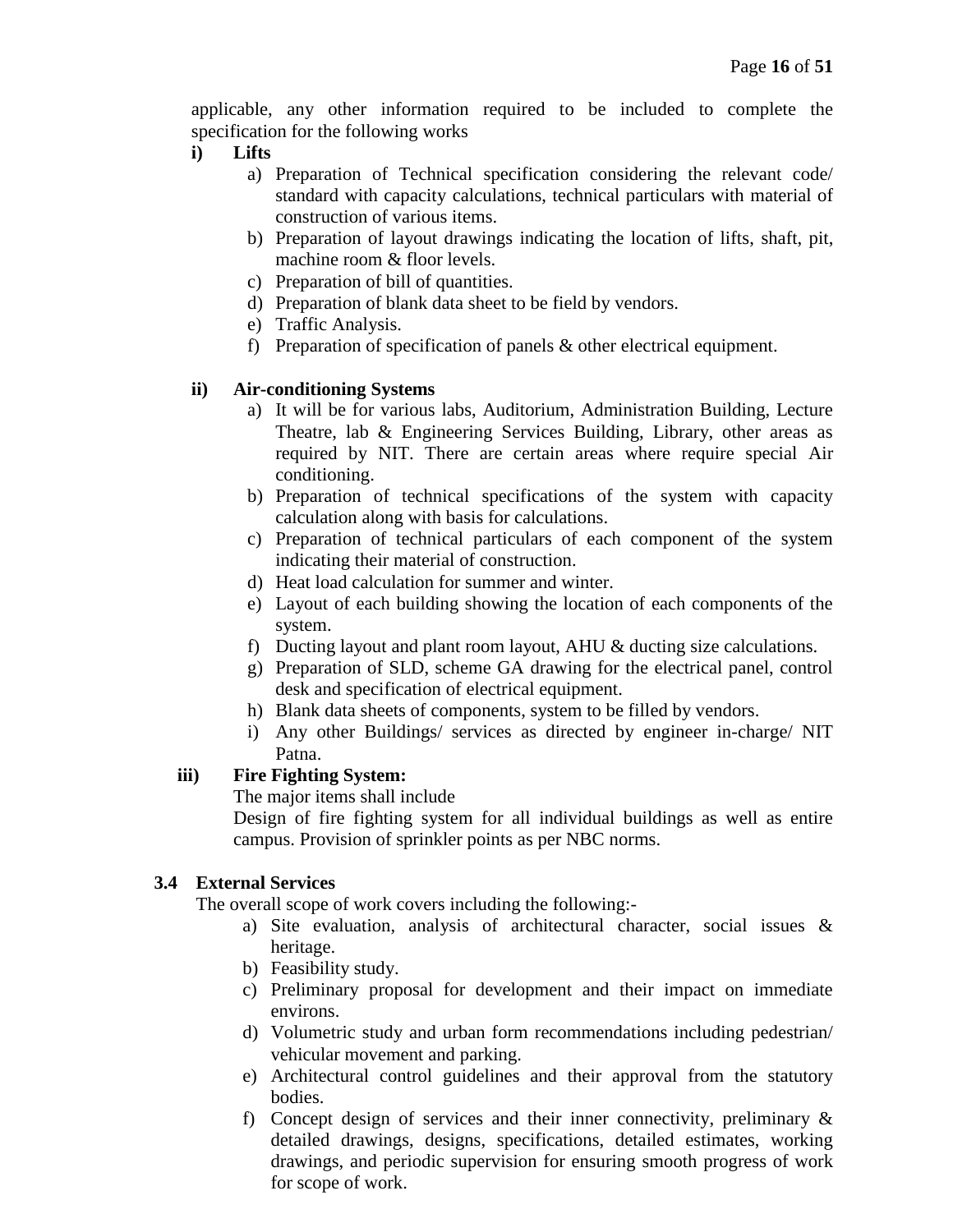applicable, any other information required to be included to complete the specification for the following works

**i) Lifts**

a) Preparation of Technical specification considering the relevant code/ standard with capacity calculations, technical particulars with material of construction of various items.
b) Preparation of layout drawings indicating the location of lifts, shaft, pit, machine room & floor levels.
c) Preparation of bill of quantities.
d) Preparation of blank data sheet to be field by vendors.
e) Traffic Analysis.
f) Preparation of specification of panels & other electrical equipment.

**ii) Air-conditioning Systems**

a) It will be for various labs, Auditorium, Administration Building, Lecture Theatre, lab & Engineering Services Building, Library, other areas as required by NIT. There are certain areas where require special Air conditioning.
b) Preparation of technical specifications of the system with capacity calculation along with basis for calculations.
c) Preparation of technical particulars of each component of the system indicating their material of construction.
d) Heat load calculation for summer and winter.
e) Layout of each building showing the location of each components of the system.
f) Ducting layout and plant room layout, AHU & ducting size calculations.
g) Preparation of SLD, scheme GA drawing for the electrical panel, control desk and specification of electrical equipment.
h) Blank data sheets of components, system to be filled by vendors.
i) Any other Buildings/ services as directed by engineer in-charge/ NIT Patna.

**iii) Fire Fighting System:**

The major items shall include

Design of fire fighting system for all individual buildings as well as entire campus. Provision of sprinkler points as per NBC norms.

### 3.4 External Services

The overall scope of work covers including the following:-

a) Site evaluation, analysis of architectural character, social issues & heritage.
b) Feasibility study.
c) Preliminary proposal for development and their impact on immediate environs.
d) Volumetric study and urban form recommendations including pedestrian/ vehicular movement and parking.
e) Architectural control guidelines and their approval from the statutory bodies.
f) Concept design of services and their inner connectivity, preliminary & detailed drawings, designs, specifications, detailed estimates, working drawings, and periodic supervision for ensuring smooth progress of work for scope of work.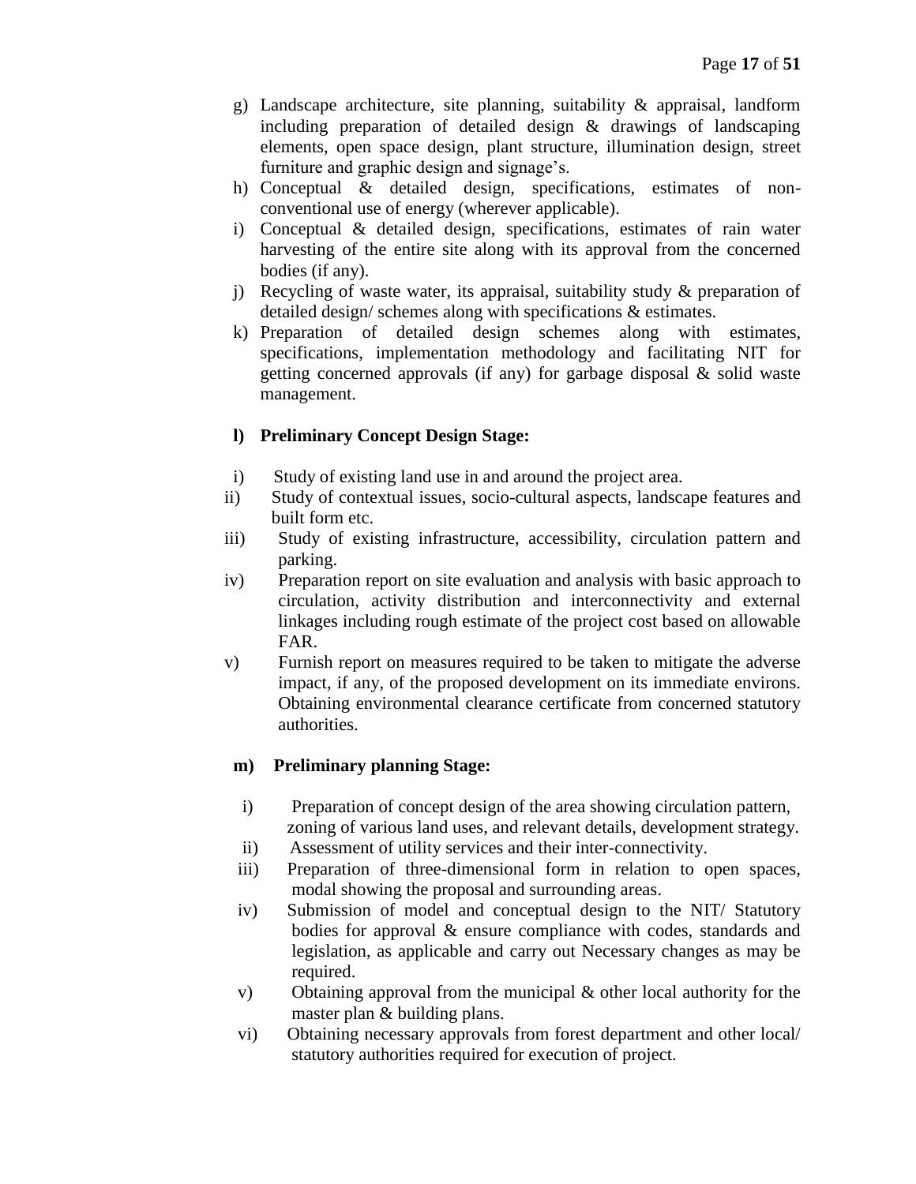g) Landscape architecture, site planning, suitability & appraisal, landform including preparation of detailed design & drawings of landscaping elements, open space design, plant structure, illumination design, street furniture and graphic design and signage's.

h) Conceptual & detailed design, specifications, estimates of non-conventional use of energy (wherever applicable).

i) Conceptual & detailed design, specifications, estimates of rain water harvesting of the entire site along with its approval from the concerned bodies (if any).

j) Recycling of waste water, its appraisal, suitability study & preparation of detailed design/ schemes along with specifications & estimates.

k) Preparation of detailed design schemes along with estimates, specifications, implementation methodology and facilitating NIT for getting concerned approvals (if any) for garbage disposal & solid waste management.

**l) Preliminary Concept Design Stage:**

i) Study of existing land use in and around the project area.

ii) Study of contextual issues, socio-cultural aspects, landscape features and built form etc.

iii) Study of existing infrastructure, accessibility, circulation pattern and parking.

iv) Preparation report on site evaluation and analysis with basic approach to circulation, activity distribution and interconnectivity and external linkages including rough estimate of the project cost based on allowable FAR.

v) Furnish report on measures required to be taken to mitigate the adverse impact, if any, of the proposed development on its immediate environs. Obtaining environmental clearance certificate from concerned statutory authorities.

**m) Preliminary planning Stage:**

i) Preparation of concept design of the area showing circulation pattern, zoning of various land uses, and relevant details, development strategy.

ii) Assessment of utility services and their inter-connectivity.

iii) Preparation of three-dimensional form in relation to open spaces, modal showing the proposal and surrounding areas.

iv) Submission of model and conceptual design to the NIT/ Statutory bodies for approval & ensure compliance with codes, standards and legislation, as applicable and carry out Necessary changes as may be required.

v) Obtaining approval from the municipal & other local authority for the master plan & building plans.

vi) Obtaining necessary approvals from forest department and other local/ statutory authorities required for execution of project.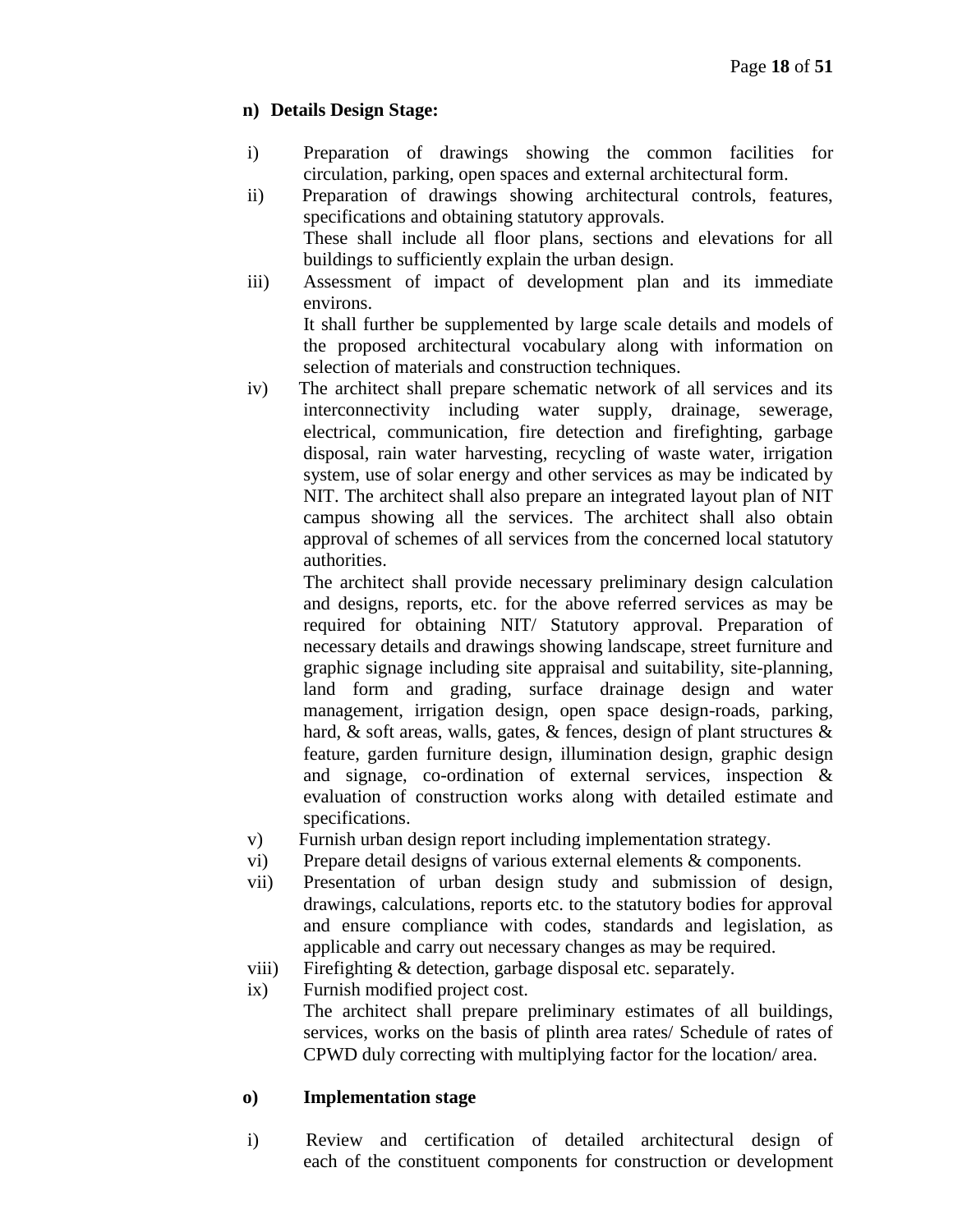**n) Details Design Stage:**

i) Preparation of drawings showing the common facilities for circulation, parking, open spaces and external architectural form.

ii) Preparation of drawings showing architectural controls, features, specifications and obtaining statutory approvals.
These shall include all floor plans, sections and elevations for all buildings to sufficiently explain the urban design.

iii) Assessment of impact of development plan and its immediate environs.
It shall further be supplemented by large scale details and models of the proposed architectural vocabulary along with information on selection of materials and construction techniques.

iv) The architect shall prepare schematic network of all services and its interconnectivity including water supply, drainage, sewerage, electrical, communication, fire detection and firefighting, garbage disposal, rain water harvesting, recycling of waste water, irrigation system, use of solar energy and other services as may be indicated by NIT. The architect shall also prepare an integrated layout plan of NIT campus showing all the services. The architect shall also obtain approval of schemes of all services from the concerned local statutory authorities.
The architect shall provide necessary preliminary design calculation and designs, reports, etc. for the above referred services as may be required for obtaining NIT/ Statutory approval. Preparation of necessary details and drawings showing landscape, street furniture and graphic signage including site appraisal and suitability, site-planning, land form and grading, surface drainage design and water management, irrigation design, open space design-roads, parking, hard, & soft areas, walls, gates, & fences, design of plant structures & feature, garden furniture design, illumination design, graphic design and signage, co-ordination of external services, inspection & evaluation of construction works along with detailed estimate and specifications.

v) Furnish urban design report including implementation strategy.

vi) Prepare detail designs of various external elements & components.

vii) Presentation of urban design study and submission of design, drawings, calculations, reports etc. to the statutory bodies for approval and ensure compliance with codes, standards and legislation, as applicable and carry out necessary changes as may be required.

viii) Firefighting & detection, garbage disposal etc. separately.

ix) Furnish modified project cost.
The architect shall prepare preliminary estimates of all buildings, services, works on the basis of plinth area rates/ Schedule of rates of CPWD duly correcting with multiplying factor for the location/ area.

**o) Implementation stage**

i) Review and certification of detailed architectural design of each of the constituent components for construction or development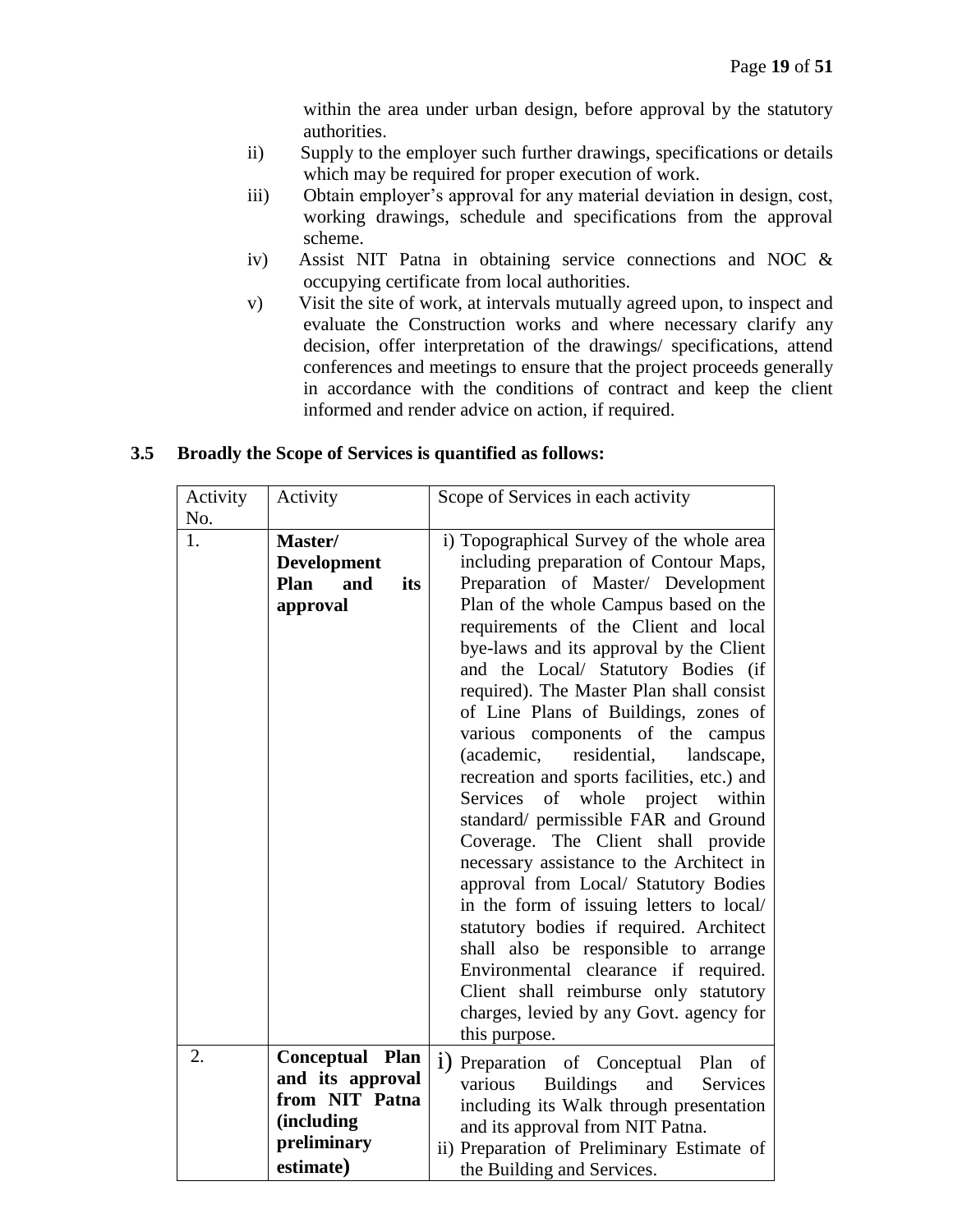within the area under urban design, before approval by the statutory authorities.

ii) Supply to the employer such further drawings, specifications or details which may be required for proper execution of work.

iii) Obtain employer's approval for any material deviation in design, cost, working drawings, schedule and specifications from the approval scheme.

iv) Assist NIT Patna in obtaining service connections and NOC & occupying certificate from local authorities.

v) Visit the site of work, at intervals mutually agreed upon, to inspect and evaluate the Construction works and where necessary clarify any decision, offer interpretation of the drawings/ specifications, attend conferences and meetings to ensure that the project proceeds generally in accordance with the conditions of contract and keep the client informed and render advice on action, if required.

**3.5 Broadly the Scope of Services is quantified as follows:**

| Activity No. | Activity | Scope of Services in each activity |
|---|---|---|
| 1. | **Master/ Development Plan and its approval** | i) Topographical Survey of the whole area including preparation of Contour Maps, Preparation of Master/ Development Plan of the whole Campus based on the requirements of the Client and local bye-laws and its approval by the Client and the Local/ Statutory Bodies (if required). The Master Plan shall consist of Line Plans of Buildings, zones of various components of the campus (academic, residential, landscape, recreation and sports facilities, etc.) and Services of whole project within standard/ permissible FAR and Ground Coverage. The Client shall provide necessary assistance to the Architect in approval from Local/ Statutory Bodies in the form of issuing letters to local/ statutory bodies if required. Architect shall also be responsible to arrange Environmental clearance if required. Client shall reimburse only statutory charges, levied by any Govt. agency for this purpose. |
| 2. | **Conceptual Plan and its approval from NIT Patna (including preliminary estimate)** | i) Preparation of Conceptual Plan of various Buildings and Services including its Walk through presentation and its approval from NIT Patna.<br>ii) Preparation of Preliminary Estimate of the Building and Services. |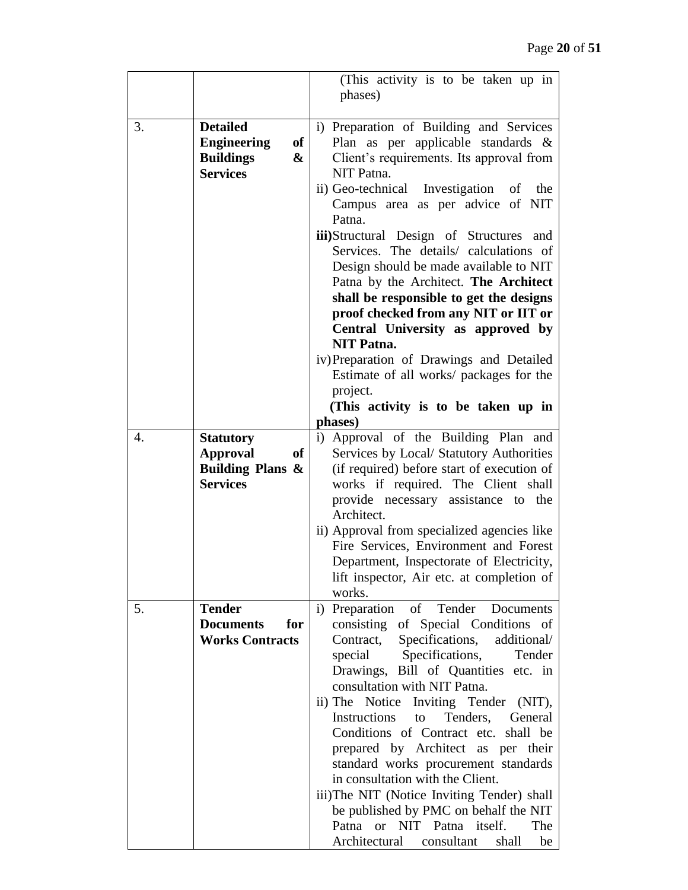| | | (This activity is to be taken up in phases) |
|---|---|---|
| 3. | **Detailed Engineering of Buildings & Services** | i) Preparation of Building and Services Plan as per applicable standards & Client's requirements. Its approval from NIT Patna.<br>ii) Geo-technical Investigation of the Campus area as per advice of NIT Patna.<br>**iii)**Structural Design of Structures and Services. The details/ calculations of Design should be made available to NIT Patna by the Architect. **The Architect shall be responsible to get the designs proof checked from any NIT or IIT or Central University as approved by NIT Patna.**<br>iv) Preparation of Drawings and Detailed Estimate of all works/ packages for the project.<br>**(This activity is to be taken up in phases)** |
| 4. | **Statutory Approval of Building Plans & Services** | i) Approval of the Building Plan and Services by Local/ Statutory Authorities (if required) before start of execution of works if required. The Client shall provide necessary assistance to the Architect.<br>ii) Approval from specialized agencies like Fire Services, Environment and Forest Department, Inspectorate of Electricity, lift inspector, Air etc. at completion of works. |
| 5. | **Tender Documents for Works Contracts** | i) Preparation of Tender Documents consisting of Special Conditions of Contract, Specifications, additional/ special Specifications, Tender Drawings, Bill of Quantities etc. in consultation with NIT Patna.<br>ii) The Notice Inviting Tender (NIT), Instructions to Tenders, General Conditions of Contract etc. shall be prepared by Architect as per their standard works procurement standards in consultation with the Client.<br>iii)The NIT (Notice Inviting Tender) shall be published by PMC on behalf the NIT Patna or NIT Patna itself. The Architectural consultant shall be |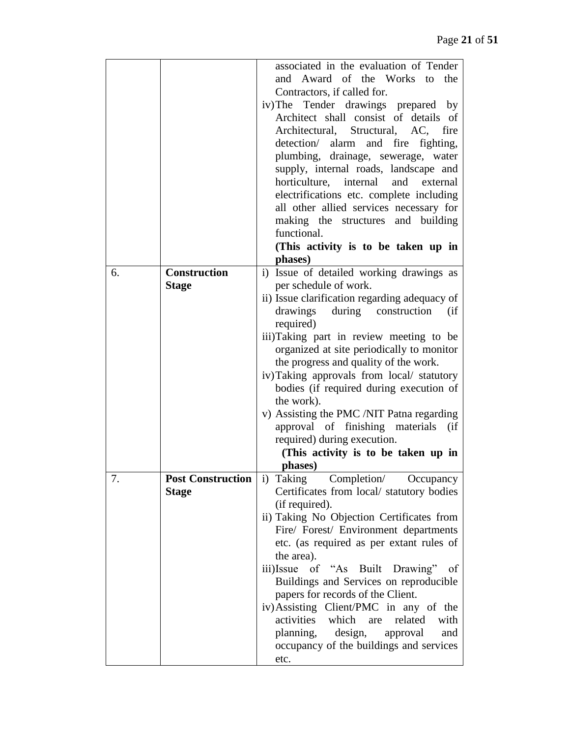| | | |
|---|---|---|
| | | associated in the evaluation of Tender and Award of the Works to the Contractors, if called for.<br>iv) The Tender drawings prepared by Architect shall consist of details of Architectural, Structural, AC, fire detection/ alarm and fire fighting, plumbing, drainage, sewerage, water supply, internal roads, landscape and horticulture, internal and external electrifications etc. complete including all other allied services necessary for making the structures and building functional.<br>**(This activity is to be taken up in phases)** |
| 6. | **Construction Stage** | i) Issue of detailed working drawings as per schedule of work.<br>ii) Issue clarification regarding adequacy of drawings during construction (if required)<br>iii) Taking part in review meeting to be organized at site periodically to monitor the progress and quality of the work.<br>iv) Taking approvals from local/ statutory bodies (if required during execution of the work).<br>v) Assisting the PMC /NIT Patna regarding approval of finishing materials (if required) during execution.<br>**(This activity is to be taken up in phases)** |
| 7. | **Post Construction Stage** | i) Taking Completion/ Occupancy Certificates from local/ statutory bodies (if required).<br>ii) Taking No Objection Certificates from Fire/ Forest/ Environment departments etc. (as required as per extant rules of the area).<br>iii) Issue of "As Built Drawing" of Buildings and Services on reproducible papers for records of the Client.<br>iv) Assisting Client/PMC in any of the activities which are related with planning, design, approval and occupancy of the buildings and services etc. |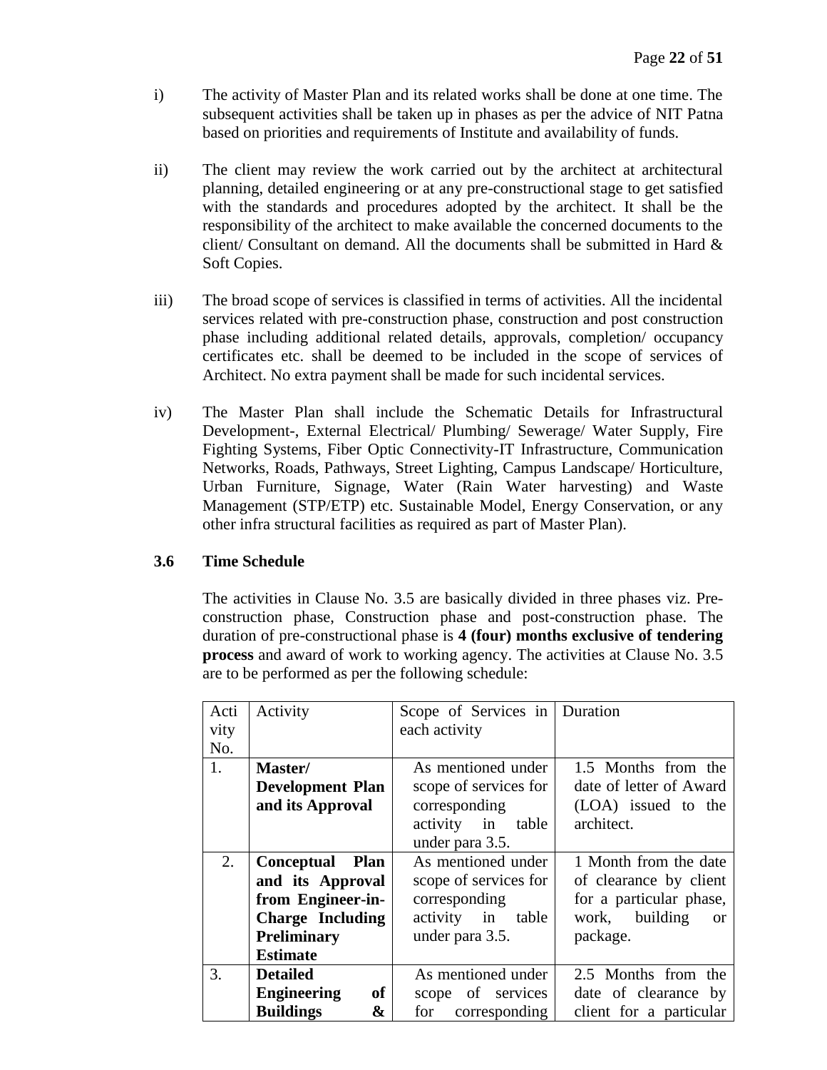i) The activity of Master Plan and its related works shall be done at one time. The subsequent activities shall be taken up in phases as per the advice of NIT Patna based on priorities and requirements of Institute and availability of funds.

ii) The client may review the work carried out by the architect at architectural planning, detailed engineering or at any pre-constructional stage to get satisfied with the standards and procedures adopted by the architect. It shall be the responsibility of the architect to make available the concerned documents to the client/ Consultant on demand. All the documents shall be submitted in Hard & Soft Copies.

iii) The broad scope of services is classified in terms of activities. All the incidental services related with pre-construction phase, construction and post construction phase including additional related details, approvals, completion/ occupancy certificates etc. shall be deemed to be included in the scope of services of Architect. No extra payment shall be made for such incidental services.

iv) The Master Plan shall include the Schematic Details for Infrastructural Development-, External Electrical/ Plumbing/ Sewerage/ Water Supply, Fire Fighting Systems, Fiber Optic Connectivity-IT Infrastructure, Communication Networks, Roads, Pathways, Street Lighting, Campus Landscape/ Horticulture, Urban Furniture, Signage, Water (Rain Water harvesting) and Waste Management (STP/ETP) etc. Sustainable Model, Energy Conservation, or any other infra structural facilities as required as part of Master Plan).

### 3.6 Time Schedule

The activities in Clause No. 3.5 are basically divided in three phases viz. Pre-construction phase, Construction phase and post-construction phase. The duration of pre-constructional phase is **4 (four) months exclusive of tendering process** and award of work to working agency. The activities at Clause No. 3.5 are to be performed as per the following schedule:

| Activity No. | Activity | Scope of Services in each activity | Duration |
|---|---|---|---|
| 1. | **Master/ Development Plan and its Approval** | As mentioned under scope of services for corresponding activity in table under para 3.5. | 1.5 Months from the date of letter of Award (LOA) issued to the architect. |
| 2. | **Conceptual Plan and its Approval from Engineer-in-Charge Including Preliminary Estimate** | As mentioned under scope of services for corresponding activity in table under para 3.5. | 1 Month from the date of clearance by client for a particular phase, work, building or package. |
| 3. | **Detailed Engineering of Buildings &** | As mentioned under scope of services for corresponding | 2.5 Months from the date of clearance by client for a particular |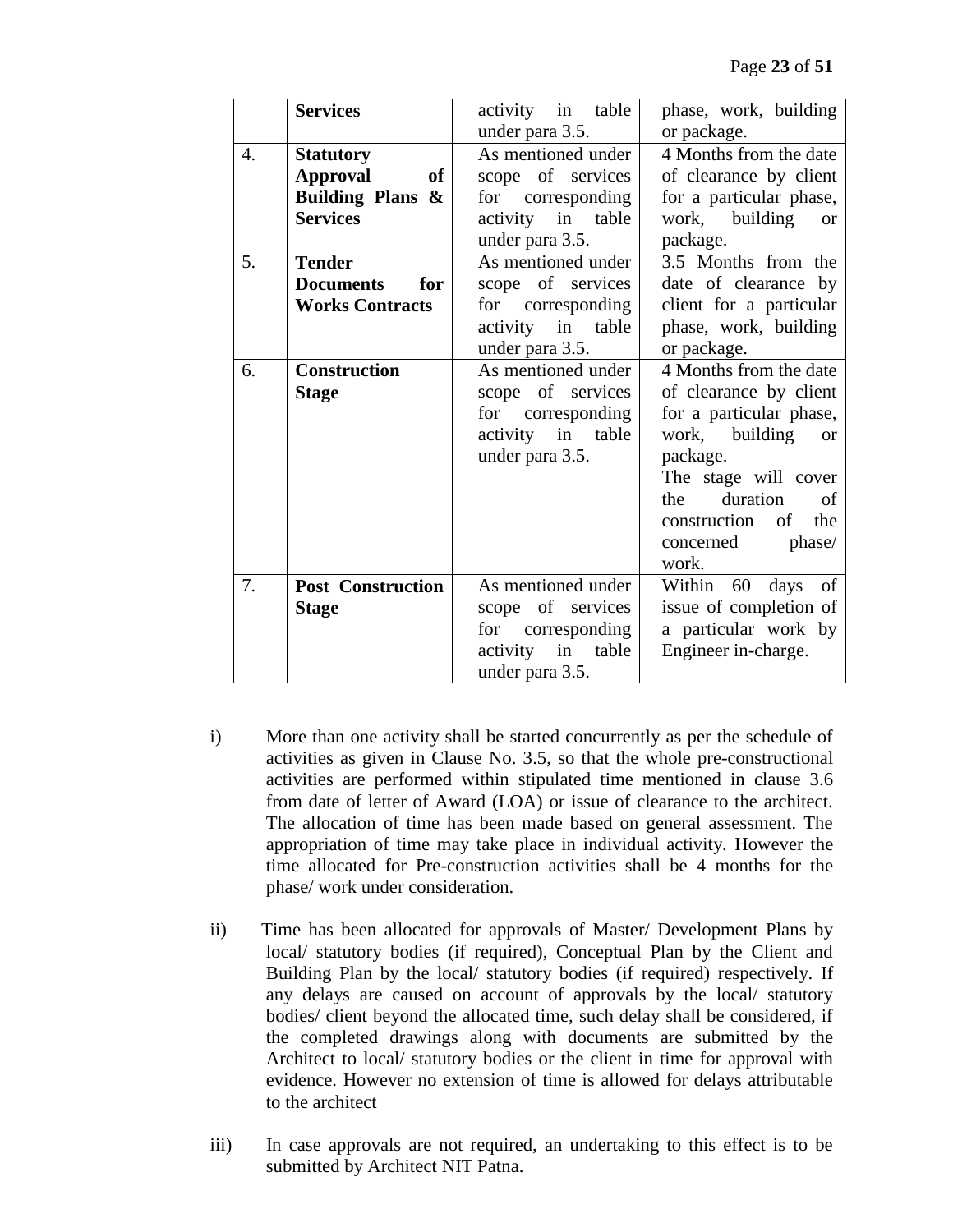| | **Services** | activity in table under para 3.5. | phase, work, building or package. |
|---|---|---|---|
| 4. | **Statutory Approval of Building Plans & Services** | As mentioned under scope of services for corresponding activity in table under para 3.5. | 4 Months from the date of clearance by client for a particular phase, work, building or package. |
| 5. | **Tender Documents for Works Contracts** | As mentioned under scope of services for corresponding activity in table under para 3.5. | 3.5 Months from the date of clearance by client for a particular phase, work, building or package. |
| 6. | **Construction Stage** | As mentioned under scope of services for corresponding activity in table under para 3.5. | 4 Months from the date of clearance by client for a particular phase, work, building or package. The stage will cover the duration of construction of the concerned phase/ work. |
| 7. | **Post Construction Stage** | As mentioned under scope of services for corresponding activity in table under para 3.5. | Within 60 days of issue of completion of a particular work by Engineer in-charge. |

i) More than one activity shall be started concurrently as per the schedule of activities as given in Clause No. 3.5, so that the whole pre-constructional activities are performed within stipulated time mentioned in clause 3.6 from date of letter of Award (LOA) or issue of clearance to the architect. The allocation of time has been made based on general assessment. The appropriation of time may take place in individual activity. However the time allocated for Pre-construction activities shall be 4 months for the phase/ work under consideration.

ii) Time has been allocated for approvals of Master/ Development Plans by local/ statutory bodies (if required), Conceptual Plan by the Client and Building Plan by the local/ statutory bodies (if required) respectively. If any delays are caused on account of approvals by the local/ statutory bodies/ client beyond the allocated time, such delay shall be considered, if the completed drawings along with documents are submitted by the Architect to local/ statutory bodies or the client in time for approval with evidence. However no extension of time is allowed for delays attributable to the architect

iii) In case approvals are not required, an undertaking to this effect is to be submitted by Architect NIT Patna.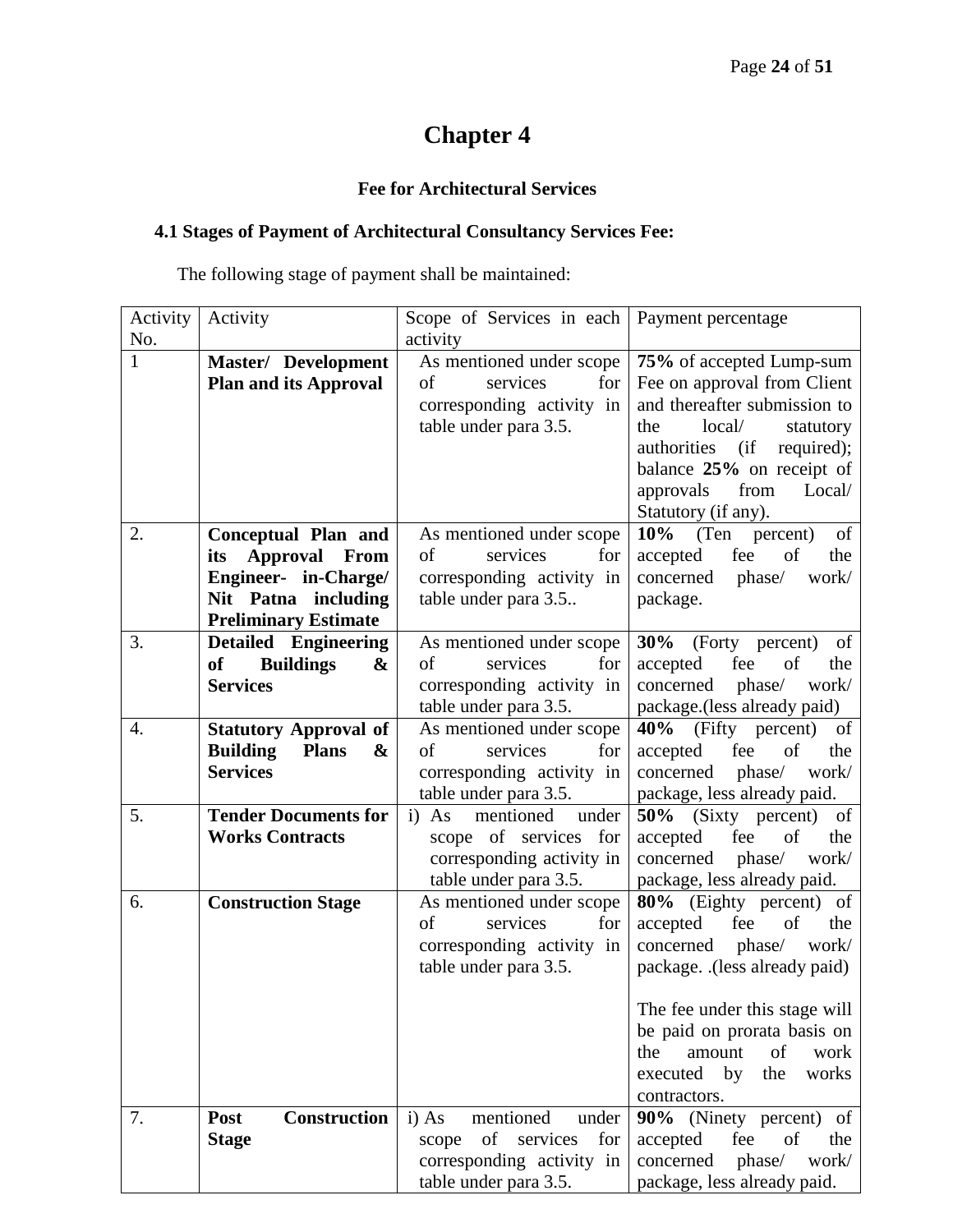# Chapter 4

## Fee for Architectural Services

### 4.1 Stages of Payment of Architectural Consultancy Services Fee:

The following stage of payment shall be maintained:

| Activity No. | Activity | Scope of Services in each activity | Payment percentage |
|---|---|---|---|
| 1 | **Master/ Development Plan and its Approval** | As mentioned under scope of services for corresponding activity in table under para 3.5. | **75%** of accepted Lump-sum Fee on approval from Client and thereafter submission to the local/ statutory authorities (if required); balance **25%** on receipt of approvals from Local/ Statutory (if any). |
| 2. | **Conceptual Plan and its Approval From Engineer- in-Charge/ Nit Patna including Preliminary Estimate** | As mentioned under scope of services for corresponding activity in table under para 3.5.. | **10%** (Ten percent) of accepted fee of the concerned phase/ work/ package. |
| 3. | **Detailed Engineering of Buildings & Services** | As mentioned under scope of services for corresponding activity in table under para 3.5. | **30%** (Forty percent) of accepted fee of the concerned phase/ work/ package.(less already paid) |
| 4. | **Statutory Approval of Building Plans & Services** | As mentioned under scope of services for corresponding activity in table under para 3.5. | **40%** (Fifty percent) of accepted fee of the concerned phase/ work/ package, less already paid. |
| 5. | **Tender Documents for Works Contracts** | i) As mentioned under scope of services for corresponding activity in table under para 3.5. | **50%** (Sixty percent) of accepted fee of the concerned phase/ work/ package, less already paid. |
| 6. | **Construction Stage** | As mentioned under scope of services for corresponding activity in table under para 3.5. | **80%** (Eighty percent) of accepted fee of the concerned phase/ work/ package. .(less already paid)<br><br>The fee under this stage will be paid on prorata basis on the amount of work executed by the works contractors. |
| 7. | **Post Construction Stage** | i) As mentioned under scope of services for corresponding activity in table under para 3.5. | **90%** (Ninety percent) of accepted fee of the concerned phase/ work/ package, less already paid. |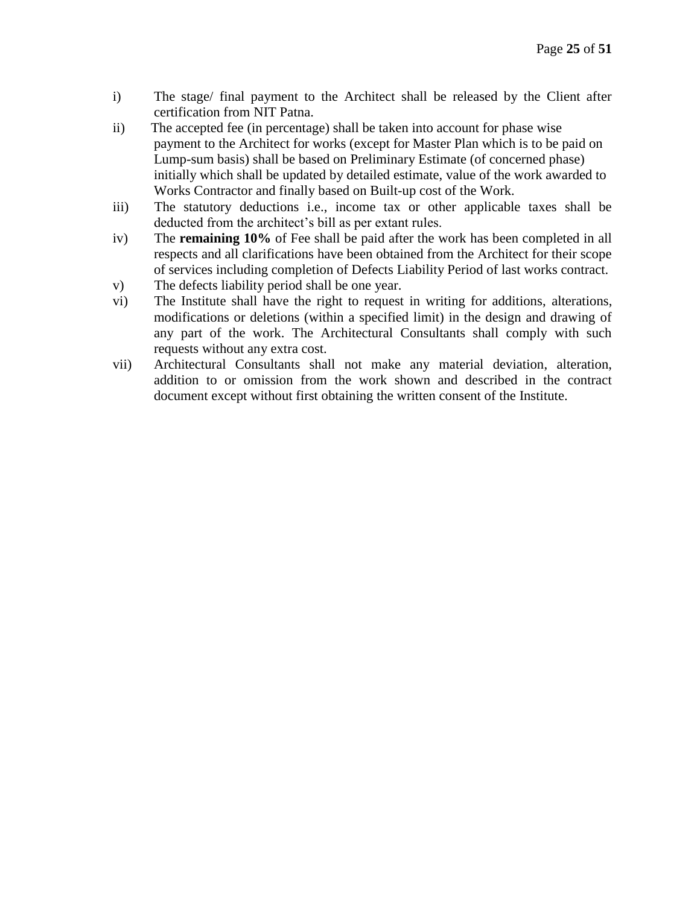i) The stage/ final payment to the Architect shall be released by the Client after certification from NIT Patna.

ii) The accepted fee (in percentage) shall be taken into account for phase wise payment to the Architect for works (except for Master Plan which is to be paid on Lump-sum basis) shall be based on Preliminary Estimate (of concerned phase) initially which shall be updated by detailed estimate, value of the work awarded to Works Contractor and finally based on Built-up cost of the Work.

iii) The statutory deductions i.e., income tax or other applicable taxes shall be deducted from the architect's bill as per extant rules.

iv) The **remaining 10%** of Fee shall be paid after the work has been completed in all respects and all clarifications have been obtained from the Architect for their scope of services including completion of Defects Liability Period of last works contract.

v) The defects liability period shall be one year.

vi) The Institute shall have the right to request in writing for additions, alterations, modifications or deletions (within a specified limit) in the design and drawing of any part of the work. The Architectural Consultants shall comply with such requests without any extra cost.

vii) Architectural Consultants shall not make any material deviation, alteration, addition to or omission from the work shown and described in the contract document except without first obtaining the written consent of the Institute.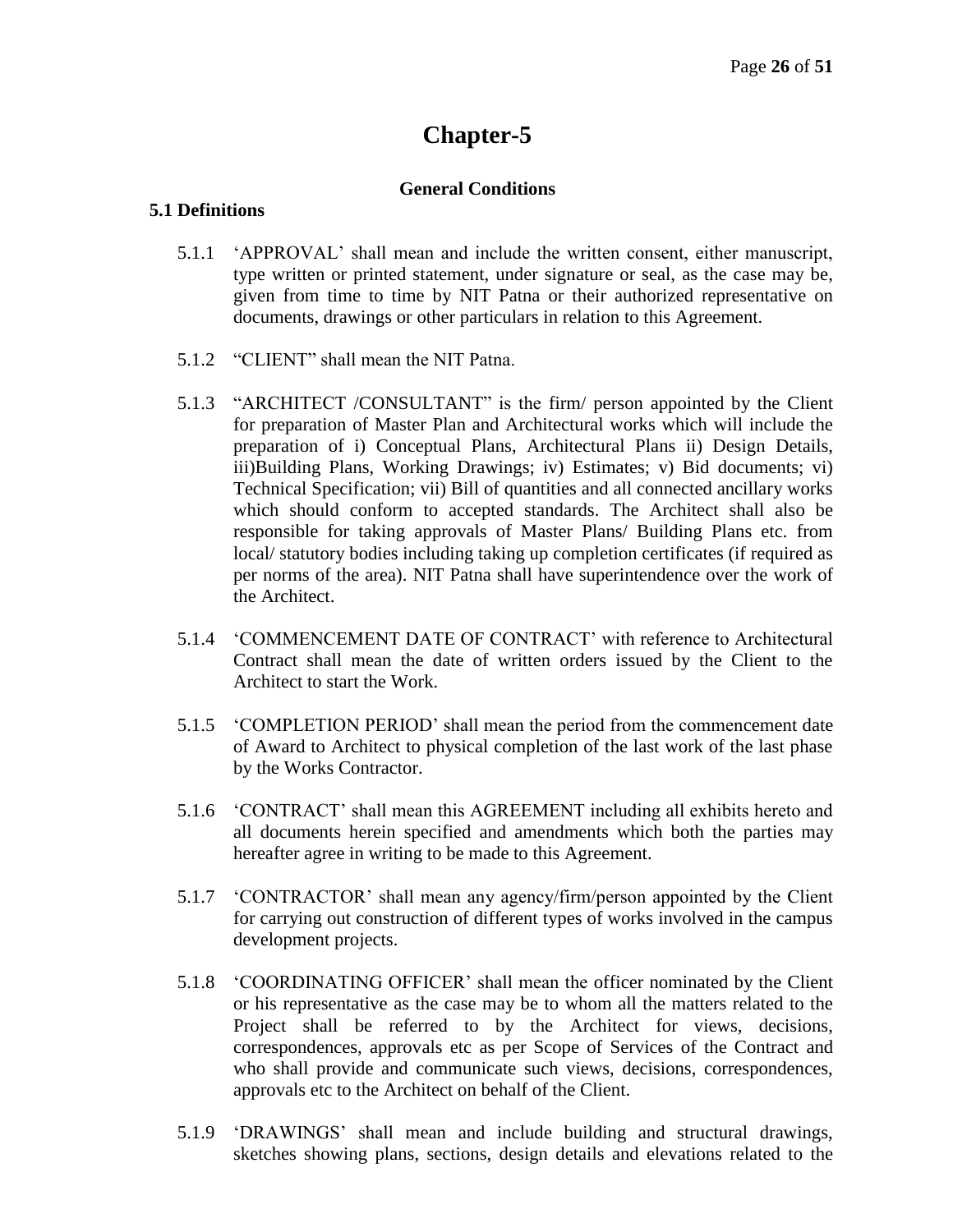# Chapter-5

### General Conditions

**5.1 Definitions**

5.1.1 'APPROVAL' shall mean and include the written consent, either manuscript, type written or printed statement, under signature or seal, as the case may be, given from time to time by NIT Patna or their authorized representative on documents, drawings or other particulars in relation to this Agreement.

5.1.2 "CLIENT" shall mean the NIT Patna.

5.1.3 "ARCHITECT /CONSULTANT" is the firm/ person appointed by the Client for preparation of Master Plan and Architectural works which will include the preparation of i) Conceptual Plans, Architectural Plans ii) Design Details, iii)Building Plans, Working Drawings; iv) Estimates; v) Bid documents; vi) Technical Specification; vii) Bill of quantities and all connected ancillary works which should conform to accepted standards. The Architect shall also be responsible for taking approvals of Master Plans/ Building Plans etc. from local/ statutory bodies including taking up completion certificates (if required as per norms of the area). NIT Patna shall have superintendence over the work of the Architect.

5.1.4 'COMMENCEMENT DATE OF CONTRACT' with reference to Architectural Contract shall mean the date of written orders issued by the Client to the Architect to start the Work.

5.1.5 'COMPLETION PERIOD' shall mean the period from the commencement date of Award to Architect to physical completion of the last work of the last phase by the Works Contractor.

5.1.6 'CONTRACT' shall mean this AGREEMENT including all exhibits hereto and all documents herein specified and amendments which both the parties may hereafter agree in writing to be made to this Agreement.

5.1.7 'CONTRACTOR' shall mean any agency/firm/person appointed by the Client for carrying out construction of different types of works involved in the campus development projects.

5.1.8 'COORDINATING OFFICER' shall mean the officer nominated by the Client or his representative as the case may be to whom all the matters related to the Project shall be referred to by the Architect for views, decisions, correspondences, approvals etc as per Scope of Services of the Contract and who shall provide and communicate such views, decisions, correspondences, approvals etc to the Architect on behalf of the Client.

5.1.9 'DRAWINGS' shall mean and include building and structural drawings, sketches showing plans, sections, design details and elevations related to the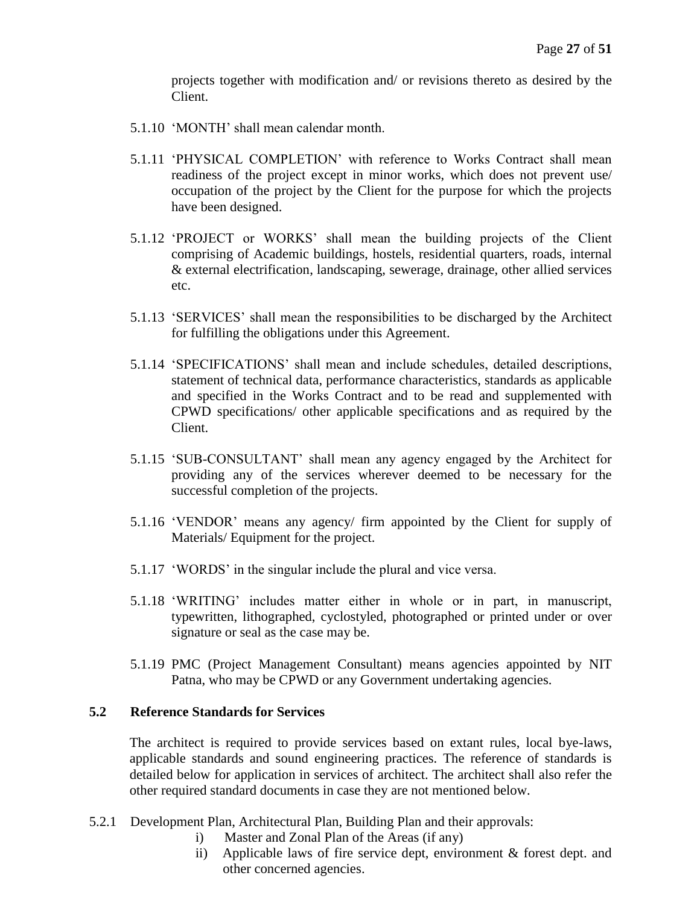projects together with modification and/ or revisions thereto as desired by the Client.

5.1.10 'MONTH' shall mean calendar month.

5.1.11 'PHYSICAL COMPLETION' with reference to Works Contract shall mean readiness of the project except in minor works, which does not prevent use/ occupation of the project by the Client for the purpose for which the projects have been designed.

5.1.12 'PROJECT or WORKS' shall mean the building projects of the Client comprising of Academic buildings, hostels, residential quarters, roads, internal & external electrification, landscaping, sewerage, drainage, other allied services etc.

5.1.13 'SERVICES' shall mean the responsibilities to be discharged by the Architect for fulfilling the obligations under this Agreement.

5.1.14 'SPECIFICATIONS' shall mean and include schedules, detailed descriptions, statement of technical data, performance characteristics, standards as applicable and specified in the Works Contract and to be read and supplemented with CPWD specifications/ other applicable specifications and as required by the Client.

5.1.15 'SUB-CONSULTANT' shall mean any agency engaged by the Architect for providing any of the services wherever deemed to be necessary for the successful completion of the projects.

5.1.16 'VENDOR' means any agency/ firm appointed by the Client for supply of Materials/ Equipment for the project.

5.1.17 'WORDS' in the singular include the plural and vice versa.

5.1.18 'WRITING' includes matter either in whole or in part, in manuscript, typewritten, lithographed, cyclostyled, photographed or printed under or over signature or seal as the case may be.

5.1.19 PMC (Project Management Consultant) means agencies appointed by NIT Patna, who may be CPWD or any Government undertaking agencies.

### 5.2 Reference Standards for Services

The architect is required to provide services based on extant rules, local bye-laws, applicable standards and sound engineering practices. The reference of standards is detailed below for application in services of architect. The architect shall also refer the other required standard documents in case they are not mentioned below.

5.2.1 Development Plan, Architectural Plan, Building Plan and their approvals:

i) Master and Zonal Plan of the Areas (if any)

ii) Applicable laws of fire service dept, environment & forest dept. and other concerned agencies.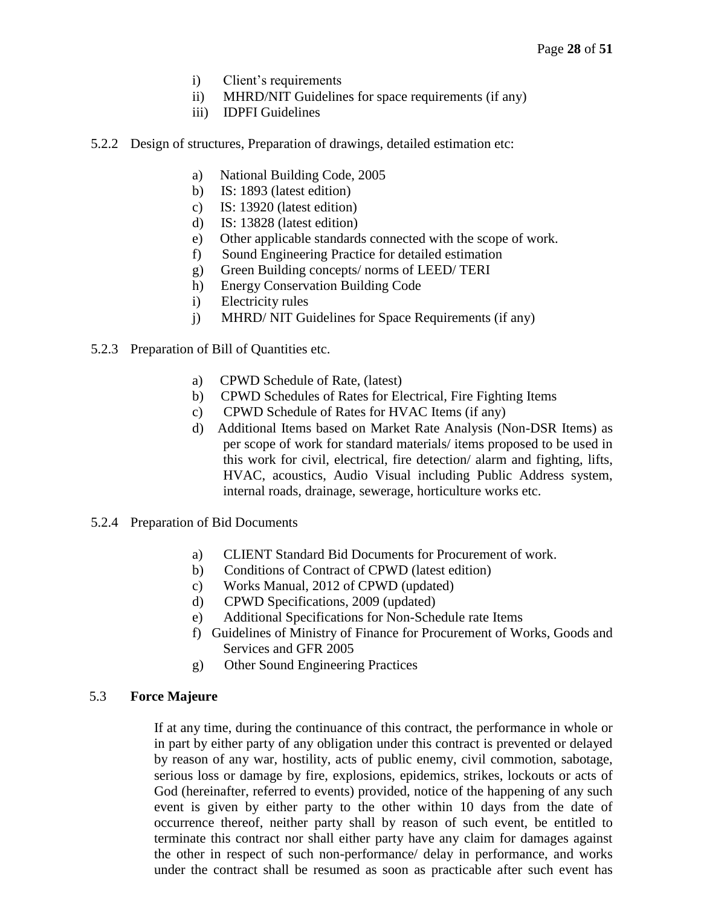i) Client's requirements
ii) MHRD/NIT Guidelines for space requirements (if any)
iii) IDPFI Guidelines

5.2.2 Design of structures, Preparation of drawings, detailed estimation etc:

a) National Building Code, 2005
b) IS: 1893 (latest edition)
c) IS: 13920 (latest edition)
d) IS: 13828 (latest edition)
e) Other applicable standards connected with the scope of work.
f) Sound Engineering Practice for detailed estimation
g) Green Building concepts/ norms of LEED/ TERI
h) Energy Conservation Building Code
i) Electricity rules
j) MHRD/ NIT Guidelines for Space Requirements (if any)

5.2.3 Preparation of Bill of Quantities etc.

a) CPWD Schedule of Rate, (latest)
b) CPWD Schedules of Rates for Electrical, Fire Fighting Items
c) CPWD Schedule of Rates for HVAC Items (if any)
d) Additional Items based on Market Rate Analysis (Non-DSR Items) as per scope of work for standard materials/ items proposed to be used in this work for civil, electrical, fire detection/ alarm and fighting, lifts, HVAC, acoustics, Audio Visual including Public Address system, internal roads, drainage, sewerage, horticulture works etc.

5.2.4 Preparation of Bid Documents

a) CLIENT Standard Bid Documents for Procurement of work.
b) Conditions of Contract of CPWD (latest edition)
c) Works Manual, 2012 of CPWD (updated)
d) CPWD Specifications, 2009 (updated)
e) Additional Specifications for Non-Schedule rate Items
f) Guidelines of Ministry of Finance for Procurement of Works, Goods and Services and GFR 2005
g) Other Sound Engineering Practices

## 5.3 Force Majeure

If at any time, during the continuance of this contract, the performance in whole or in part by either party of any obligation under this contract is prevented or delayed by reason of any war, hostility, acts of public enemy, civil commotion, sabotage, serious loss or damage by fire, explosions, epidemics, strikes, lockouts or acts of God (hereinafter, referred to events) provided, notice of the happening of any such event is given by either party to the other within 10 days from the date of occurrence thereof, neither party shall by reason of such event, be entitled to terminate this contract nor shall either party have any claim for damages against the other in respect of such non-performance/ delay in performance, and works under the contract shall be resumed as soon as practicable after such event has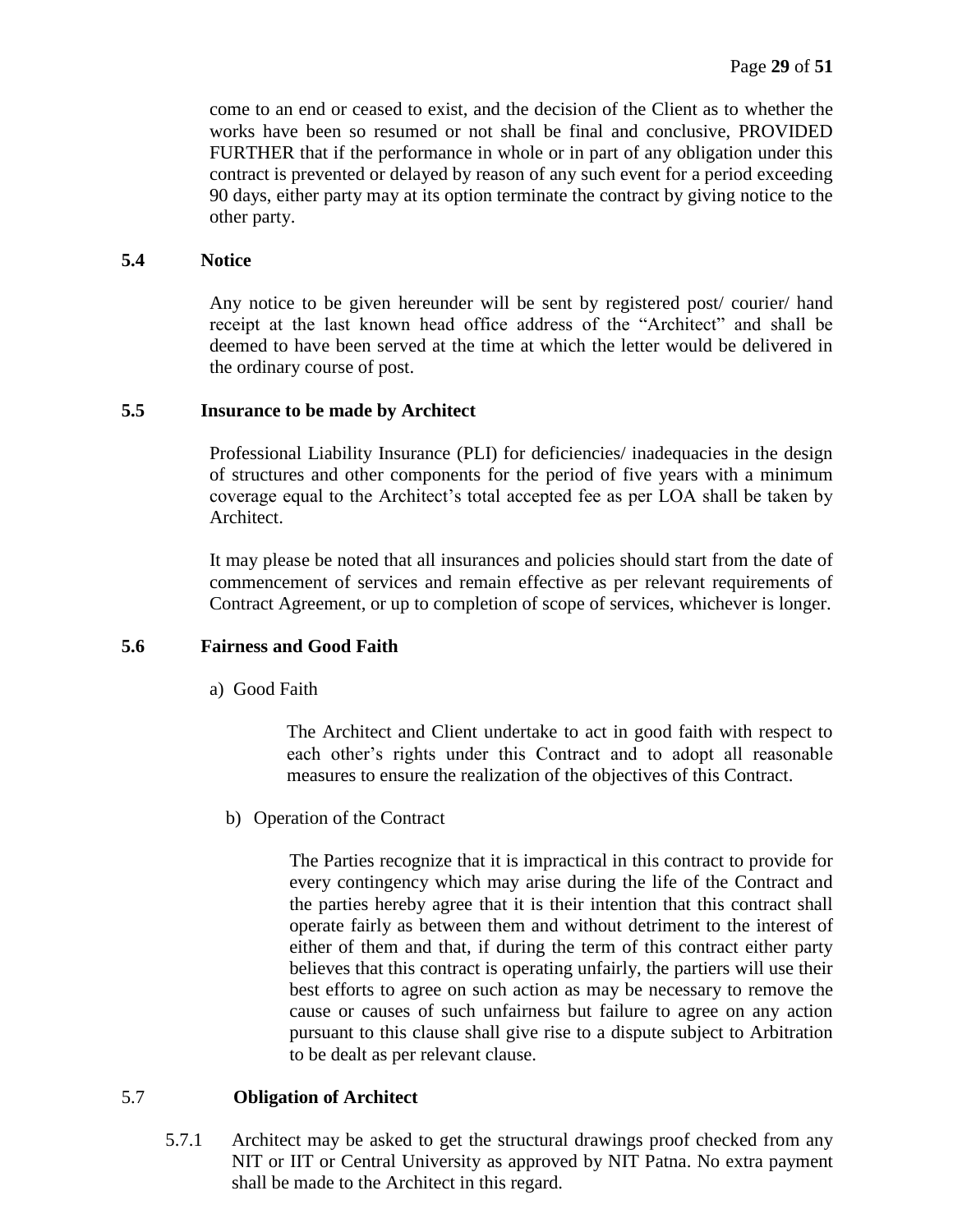come to an end or ceased to exist, and the decision of the Client as to whether the works have been so resumed or not shall be final and conclusive, PROVIDED FURTHER that if the performance in whole or in part of any obligation under this contract is prevented or delayed by reason of any such event for a period exceeding 90 days, either party may at its option terminate the contract by giving notice to the other party.

### 5.4 Notice

Any notice to be given hereunder will be sent by registered post/ courier/ hand receipt at the last known head office address of the "Architect" and shall be deemed to have been served at the time at which the letter would be delivered in the ordinary course of post.

### 5.5 Insurance to be made by Architect

Professional Liability Insurance (PLI) for deficiencies/ inadequacies in the design of structures and other components for the period of five years with a minimum coverage equal to the Architect's total accepted fee as per LOA shall be taken by Architect.

It may please be noted that all insurances and policies should start from the date of commencement of services and remain effective as per relevant requirements of Contract Agreement, or up to completion of scope of services, whichever is longer.

### 5.6 Fairness and Good Faith

a) Good Faith

The Architect and Client undertake to act in good faith with respect to each other's rights under this Contract and to adopt all reasonable measures to ensure the realization of the objectives of this Contract.

b) Operation of the Contract

The Parties recognize that it is impractical in this contract to provide for every contingency which may arise during the life of the Contract and the parties hereby agree that it is their intention that this contract shall operate fairly as between them and without detriment to the interest of either of them and that, if during the term of this contract either party believes that this contract is operating unfairly, the partiers will use their best efforts to agree on such action as may be necessary to remove the cause or causes of such unfairness but failure to agree on any action pursuant to this clause shall give rise to a dispute subject to Arbitration to be dealt as per relevant clause.

### 5.7 Obligation of Architect

5.7.1 Architect may be asked to get the structural drawings proof checked from any NIT or IIT or Central University as approved by NIT Patna. No extra payment shall be made to the Architect in this regard.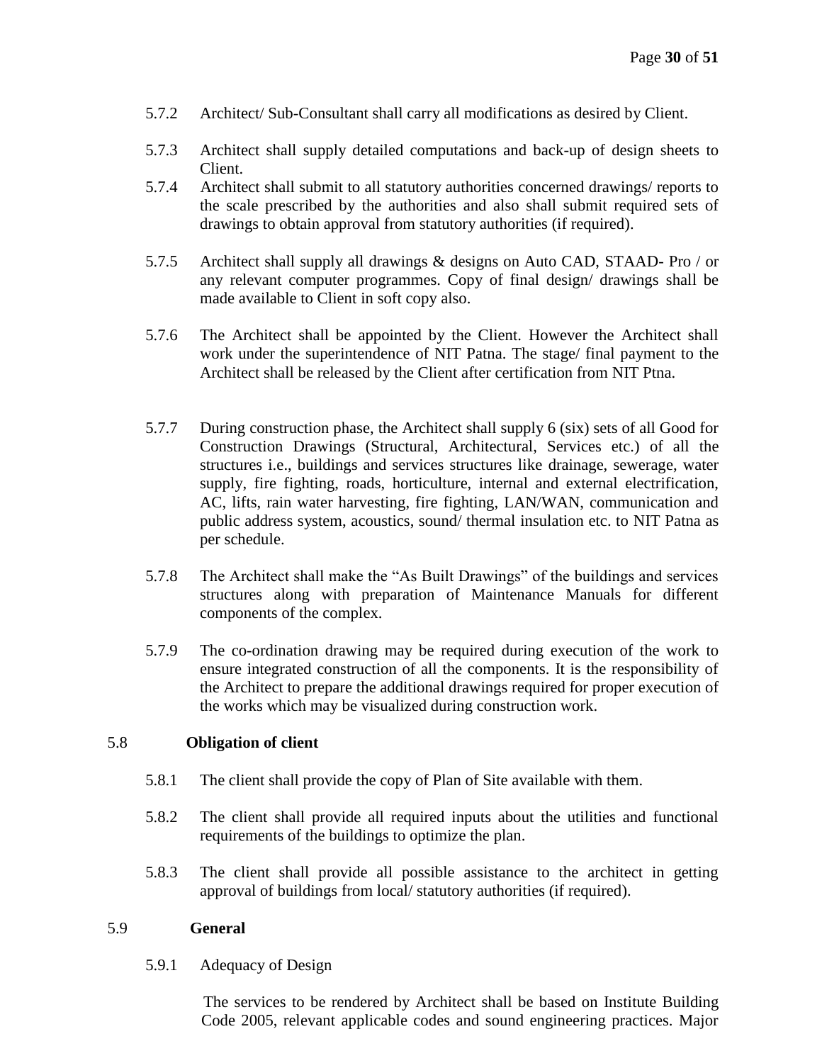5.7.2 Architect/ Sub-Consultant shall carry all modifications as desired by Client.

5.7.3 Architect shall supply detailed computations and back-up of design sheets to Client.

5.7.4 Architect shall submit to all statutory authorities concerned drawings/ reports to the scale prescribed by the authorities and also shall submit required sets of drawings to obtain approval from statutory authorities (if required).

5.7.5 Architect shall supply all drawings & designs on Auto CAD, STAAD- Pro / or any relevant computer programmes. Copy of final design/ drawings shall be made available to Client in soft copy also.

5.7.6 The Architect shall be appointed by the Client. However the Architect shall work under the superintendence of NIT Patna. The stage/ final payment to the Architect shall be released by the Client after certification from NIT Ptna.

5.7.7 During construction phase, the Architect shall supply 6 (six) sets of all Good for Construction Drawings (Structural, Architectural, Services etc.) of all the structures i.e., buildings and services structures like drainage, sewerage, water supply, fire fighting, roads, horticulture, internal and external electrification, AC, lifts, rain water harvesting, fire fighting, LAN/WAN, communication and public address system, acoustics, sound/ thermal insulation etc. to NIT Patna as per schedule.

5.7.8 The Architect shall make the "As Built Drawings" of the buildings and services structures along with preparation of Maintenance Manuals for different components of the complex.

5.7.9 The co-ordination drawing may be required during execution of the work to ensure integrated construction of all the components. It is the responsibility of the Architect to prepare the additional drawings required for proper execution of the works which may be visualized during construction work.

### 5.8 Obligation of client

5.8.1 The client shall provide the copy of Plan of Site available with them.

5.8.2 The client shall provide all required inputs about the utilities and functional requirements of the buildings to optimize the plan.

5.8.3 The client shall provide all possible assistance to the architect in getting approval of buildings from local/ statutory authorities (if required).

### 5.9 General

5.9.1 Adequacy of Design

The services to be rendered by Architect shall be based on Institute Building Code 2005, relevant applicable codes and sound engineering practices. Major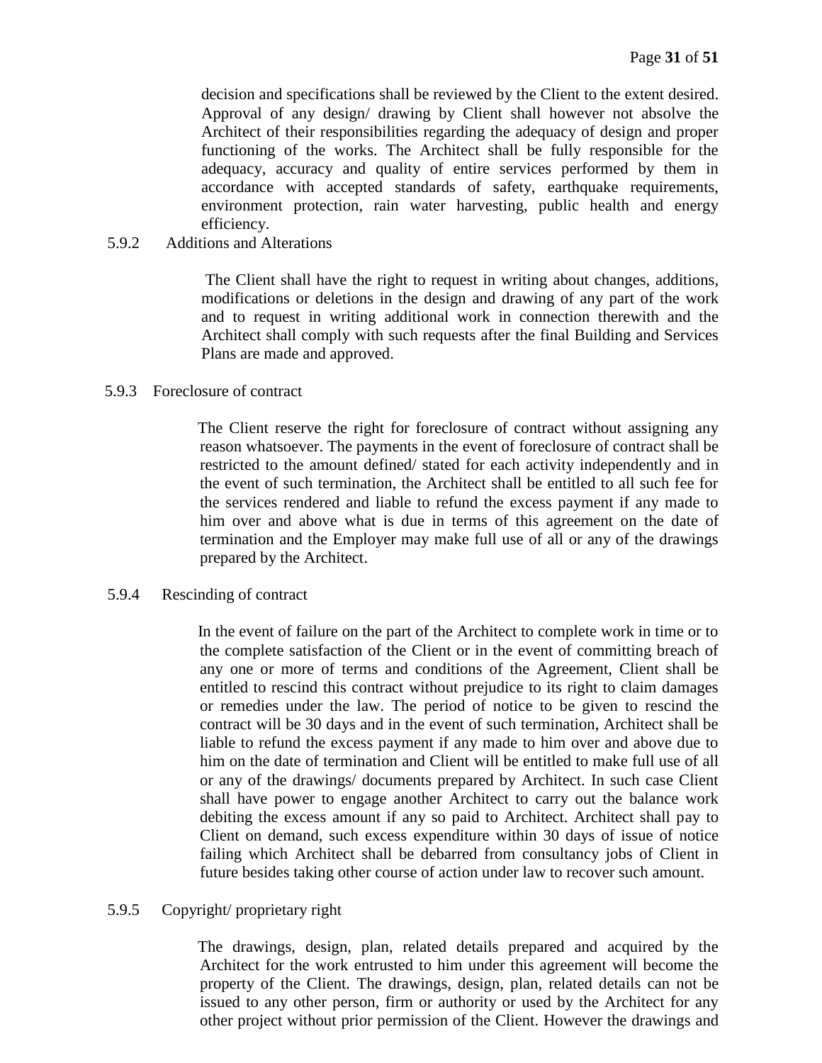decision and specifications shall be reviewed by the Client to the extent desired. Approval of any design/ drawing by Client shall however not absolve the Architect of their responsibilities regarding the adequacy of design and proper functioning of the works. The Architect shall be fully responsible for the adequacy, accuracy and quality of entire services performed by them in accordance with accepted standards of safety, earthquake requirements, environment protection, rain water harvesting, public health and energy efficiency.

5.9.2 Additions and Alterations

The Client shall have the right to request in writing about changes, additions, modifications or deletions in the design and drawing of any part of the work and to request in writing additional work in connection therewith and the Architect shall comply with such requests after the final Building and Services Plans are made and approved.

5.9.3 Foreclosure of contract

The Client reserve the right for foreclosure of contract without assigning any reason whatsoever. The payments in the event of foreclosure of contract shall be restricted to the amount defined/ stated for each activity independently and in the event of such termination, the Architect shall be entitled to all such fee for the services rendered and liable to refund the excess payment if any made to him over and above what is due in terms of this agreement on the date of termination and the Employer may make full use of all or any of the drawings prepared by the Architect.

5.9.4 Rescinding of contract

In the event of failure on the part of the Architect to complete work in time or to the complete satisfaction of the Client or in the event of committing breach of any one or more of terms and conditions of the Agreement, Client shall be entitled to rescind this contract without prejudice to its right to claim damages or remedies under the law. The period of notice to be given to rescind the contract will be 30 days and in the event of such termination, Architect shall be liable to refund the excess payment if any made to him over and above due to him on the date of termination and Client will be entitled to make full use of all or any of the drawings/ documents prepared by Architect. In such case Client shall have power to engage another Architect to carry out the balance work debiting the excess amount if any so paid to Architect. Architect shall pay to Client on demand, such excess expenditure within 30 days of issue of notice failing which Architect shall be debarred from consultancy jobs of Client in future besides taking other course of action under law to recover such amount.

5.9.5 Copyright/ proprietary right

The drawings, design, plan, related details prepared and acquired by the Architect for the work entrusted to him under this agreement will become the property of the Client. The drawings, design, plan, related details can not be issued to any other person, firm or authority or used by the Architect for any other project without prior permission of the Client. However the drawings and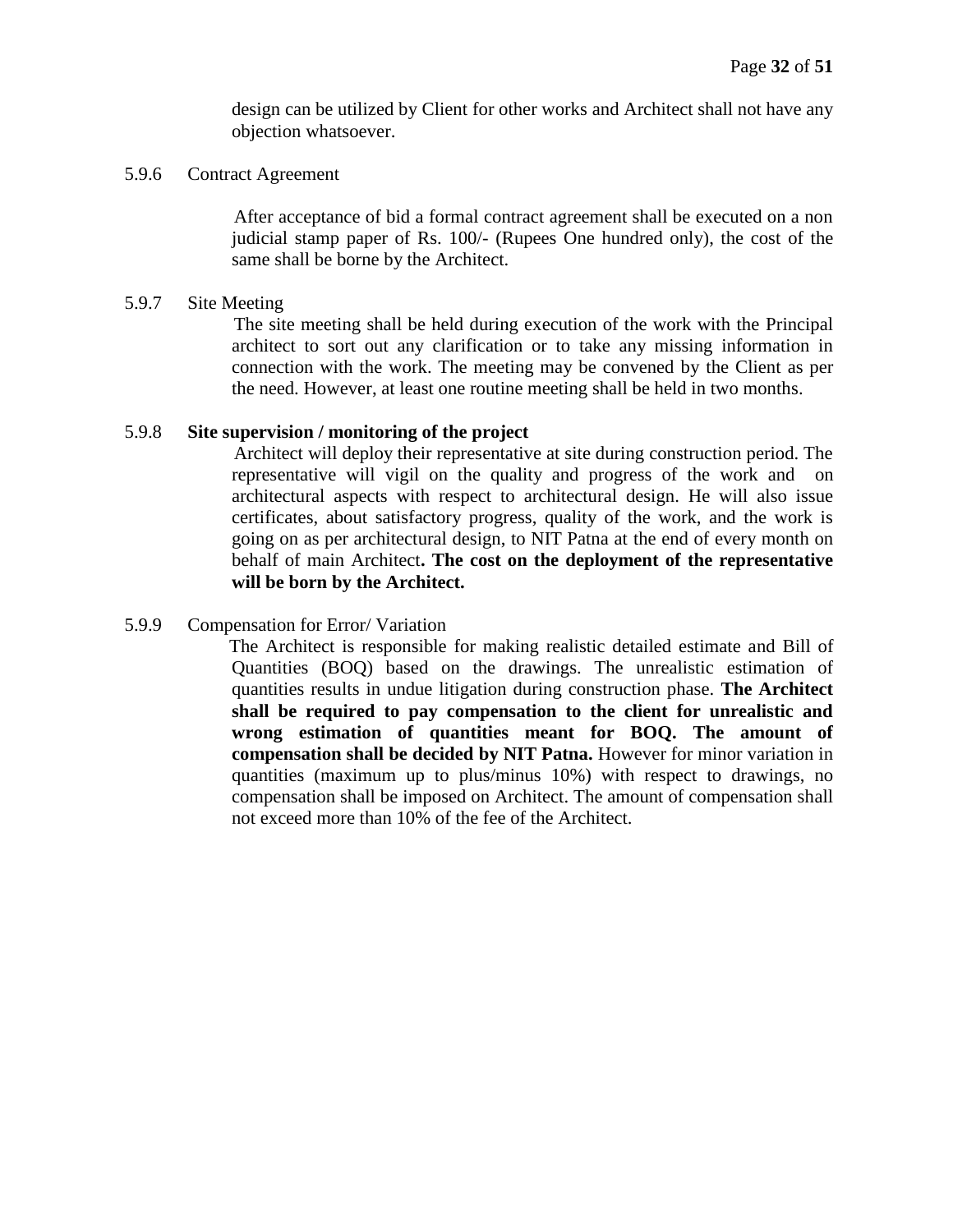design can be utilized by Client for other works and Architect shall not have any objection whatsoever.

5.9.6 Contract Agreement

After acceptance of bid a formal contract agreement shall be executed on a non judicial stamp paper of Rs. 100/- (Rupees One hundred only), the cost of the same shall be borne by the Architect.

5.9.7 Site Meeting

The site meeting shall be held during execution of the work with the Principal architect to sort out any clarification or to take any missing information in connection with the work. The meeting may be convened by the Client as per the need. However, at least one routine meeting shall be held in two months.

5.9.8 **Site supervision / monitoring of the project**

Architect will deploy their representative at site during construction period. The representative will vigil on the quality and progress of the work and on architectural aspects with respect to architectural design. He will also issue certificates, about satisfactory progress, quality of the work, and the work is going on as per architectural design, to NIT Patna at the end of every month on behalf of main Architect**. The cost on the deployment of the representative will be born by the Architect.**

5.9.9 Compensation for Error/ Variation

The Architect is responsible for making realistic detailed estimate and Bill of Quantities (BOQ) based on the drawings. The unrealistic estimation of quantities results in undue litigation during construction phase. **The Architect shall be required to pay compensation to the client for unrealistic and wrong estimation of quantities meant for BOQ. The amount of compensation shall be decided by NIT Patna.** However for minor variation in quantities (maximum up to plus/minus 10%) with respect to drawings, no compensation shall be imposed on Architect. The amount of compensation shall not exceed more than 10% of the fee of the Architect.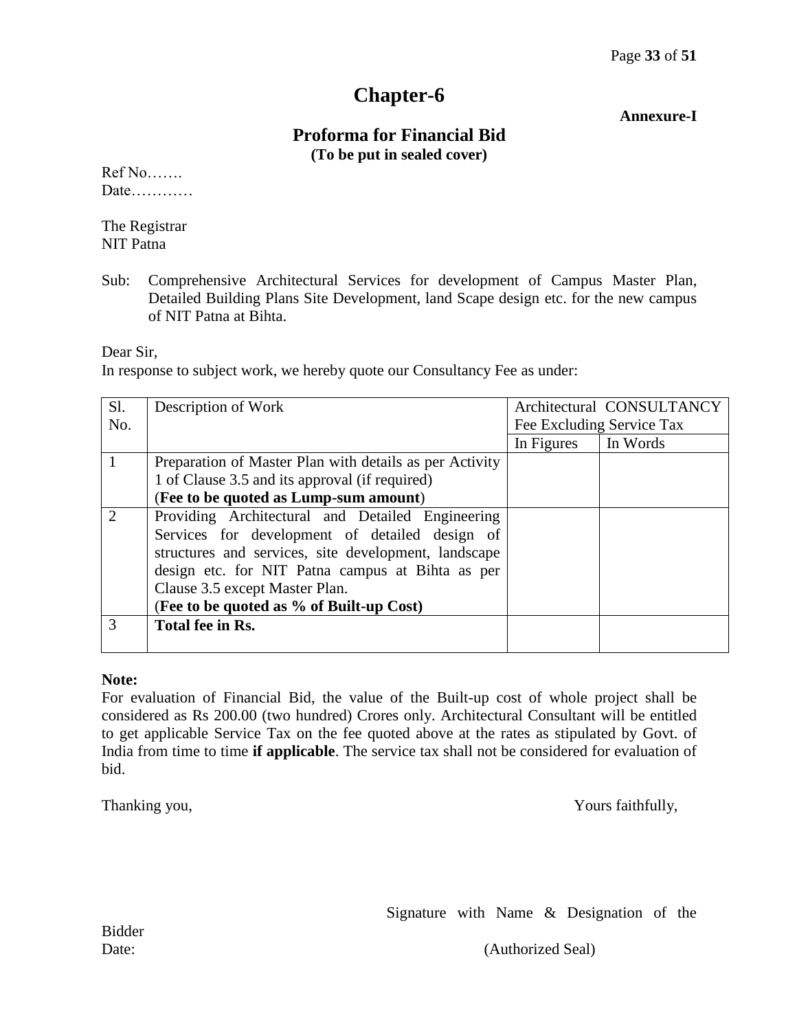# Chapter-6

**Annexure-I**

## Proforma for Financial Bid

**(To be put in sealed cover)**

Ref No…….
Date…………

The Registrar
NIT Patna

Sub: Comprehensive Architectural Services for development of Campus Master Plan, Detailed Building Plans Site Development, land Scape design etc. for the new campus of NIT Patna at Bihta.

Dear Sir,
In response to subject work, we hereby quote our Consultancy Fee as under:

| Sl. No. | Description of Work | Architectural CONSULTANCY Fee Excluding Service Tax | |
|---|---|---|---|
| | | In Figures | In Words |
| 1 | Preparation of Master Plan with details as per Activity 1 of Clause 3.5 and its approval (if required) (**Fee to be quoted as Lump-sum amount**) | | |
| 2 | Providing Architectural and Detailed Engineering Services for development of detailed design of structures and services, site development, landscape design etc. for NIT Patna campus at Bihta as per Clause 3.5 except Master Plan. (**Fee to be quoted as % of Built-up Cost)** | | |
| 3 | **Total fee in Rs.** | | |

**Note:**
For evaluation of Financial Bid, the value of the Built-up cost of whole project shall be considered as Rs 200.00 (two hundred) Crores only. Architectural Consultant will be entitled to get applicable Service Tax on the fee quoted above at the rates as stipulated by Govt. of India from time to time **if applicable**. The service tax shall not be considered for evaluation of bid.

Thanking you,

Yours faithfully,

Signature with Name & Designation of the Bidder

Date:

(Authorized Seal)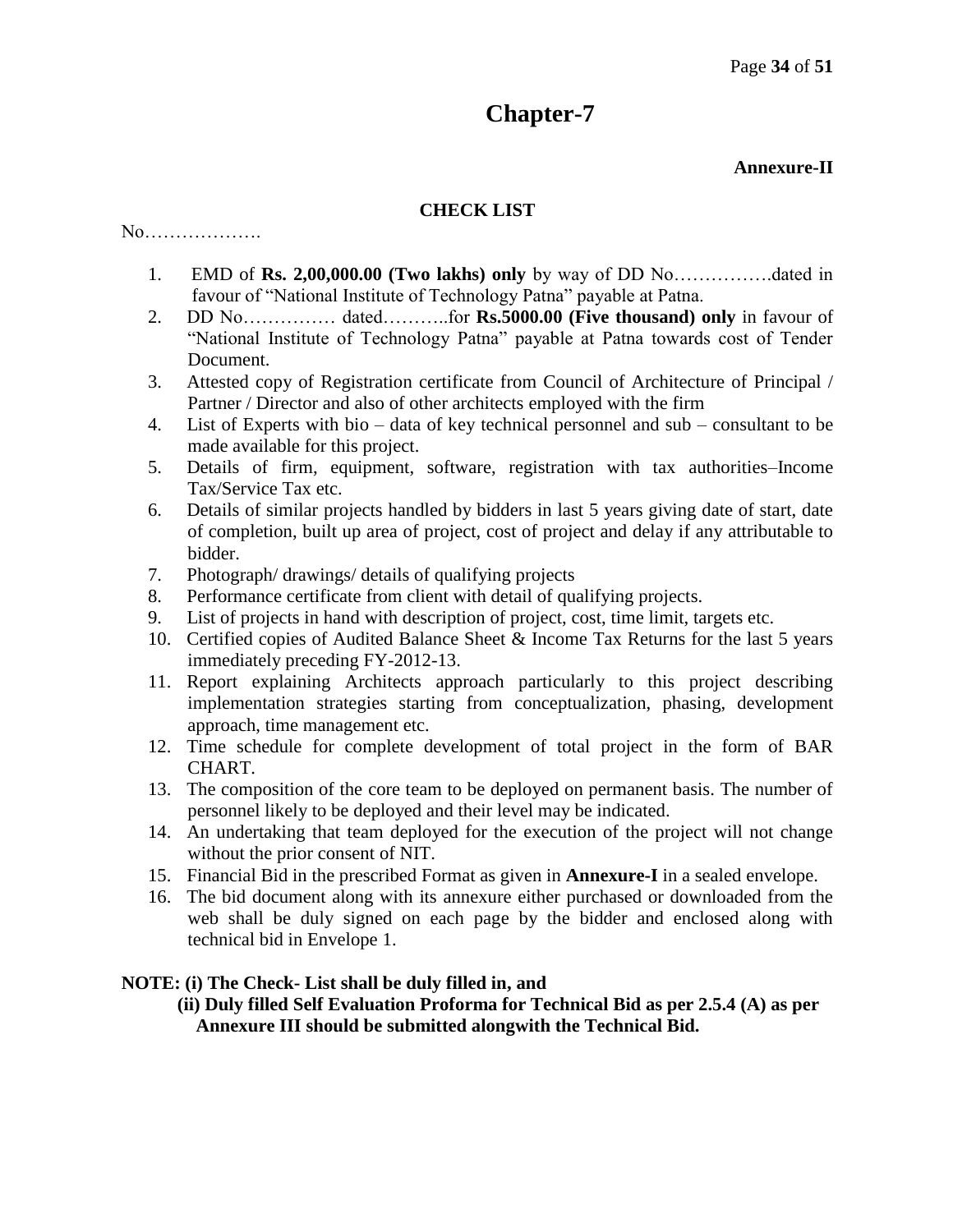# Chapter-7

**Annexure-II**

**CHECK LIST**

No……………….

1. EMD of **Rs. 2,00,000.00 (Two lakhs) only** by way of DD No…………….dated in favour of "National Institute of Technology Patna" payable at Patna.
2. DD No…………… dated………..for **Rs.5000.00 (Five thousand) only** in favour of "National Institute of Technology Patna" payable at Patna towards cost of Tender Document.
3. Attested copy of Registration certificate from Council of Architecture of Principal / Partner / Director and also of other architects employed with the firm
4. List of Experts with bio – data of key technical personnel and sub – consultant to be made available for this project.
5. Details of firm, equipment, software, registration with tax authorities–Income Tax/Service Tax etc.
6. Details of similar projects handled by bidders in last 5 years giving date of start, date of completion, built up area of project, cost of project and delay if any attributable to bidder.
7. Photograph/ drawings/ details of qualifying projects
8. Performance certificate from client with detail of qualifying projects.
9. List of projects in hand with description of project, cost, time limit, targets etc.
10. Certified copies of Audited Balance Sheet & Income Tax Returns for the last 5 years immediately preceding FY-2012-13.
11. Report explaining Architects approach particularly to this project describing implementation strategies starting from conceptualization, phasing, development approach, time management etc.
12. Time schedule for complete development of total project in the form of BAR CHART.
13. The composition of the core team to be deployed on permanent basis. The number of personnel likely to be deployed and their level may be indicated.
14. An undertaking that team deployed for the execution of the project will not change without the prior consent of NIT.
15. Financial Bid in the prescribed Format as given in **Annexure-I** in a sealed envelope.
16. The bid document along with its annexure either purchased or downloaded from the web shall be duly signed on each page by the bidder and enclosed along with technical bid in Envelope 1.

**NOTE: (i) The Check- List shall be duly filled in, and**
**(ii) Duly filled Self Evaluation Proforma for Technical Bid as per 2.5.4 (A) as per Annexure III should be submitted alongwith the Technical Bid.**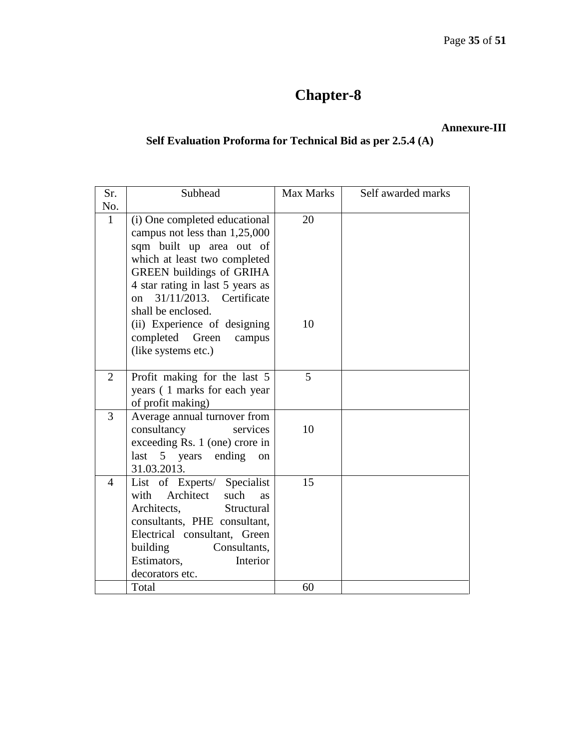# Chapter-8

**Annexure-III**

**Self Evaluation Proforma for Technical Bid as per 2.5.4 (A)**

| Sr. No. | Subhead | Max Marks | Self awarded marks |
|---|---|---|---|
| 1 | (i) One completed educational campus not less than 1,25,000 sqm built up area out of which at least two completed GREEN buildings of GRIHA 4 star rating in last 5 years as on 31/11/2013. Certificate shall be enclosed.<br>(ii) Experience of designing completed Green campus (like systems etc.) | 20<br><br>10 | |
| 2 | Profit making for the last 5 years ( 1 marks for each year of profit making) | 5 | |
| 3 | Average annual turnover from consultancy services exceeding Rs. 1 (one) crore in last 5 years ending on 31.03.2013. | 10 | |
| 4 | List of Experts/ Specialist with Architect such as Architects, Structural consultants, PHE consultant, Electrical consultant, Green building Consultants, Estimators, Interior decorators etc. | 15 | |
| | Total | 60 | |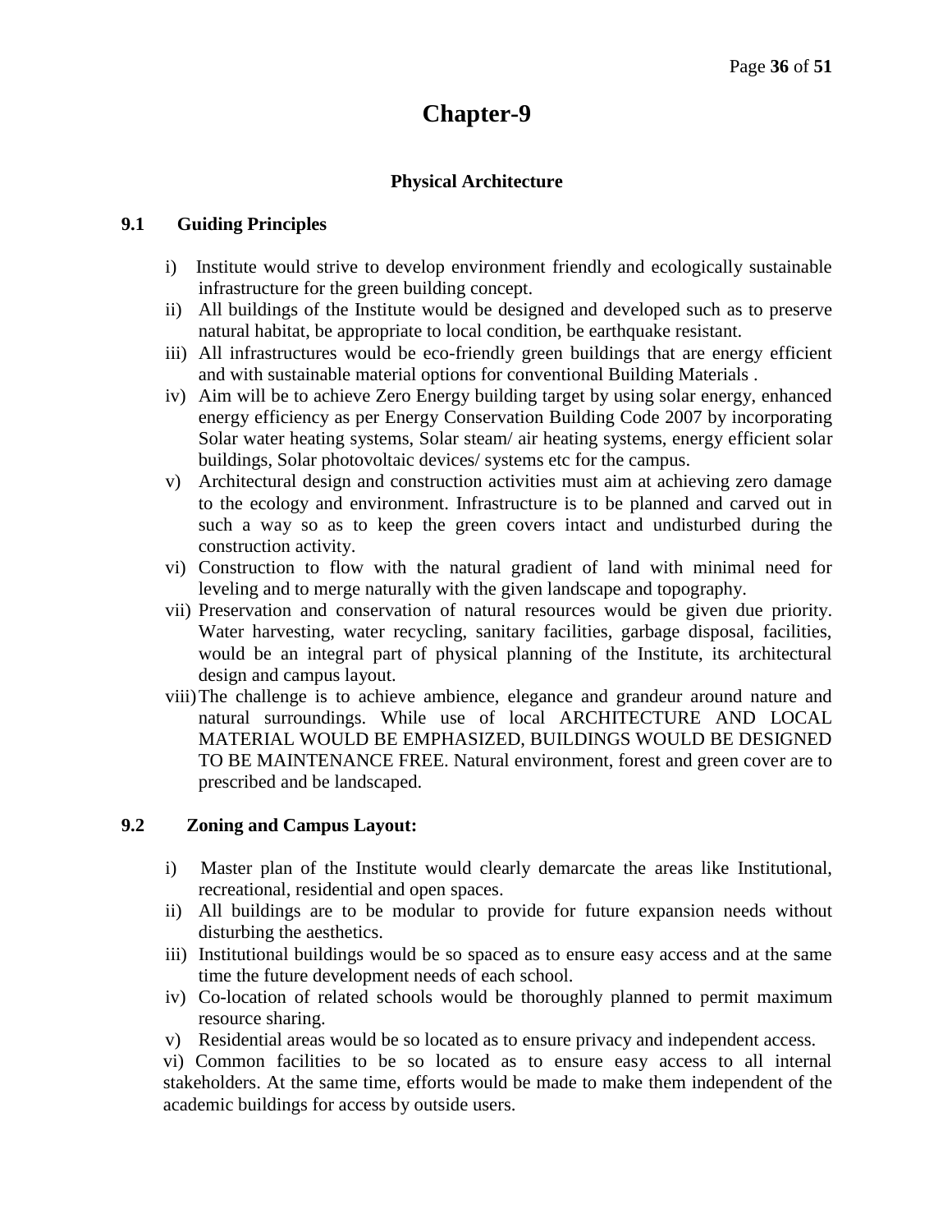# Chapter-9

## Physical Architecture

### 9.1 Guiding Principles

i) Institute would strive to develop environment friendly and ecologically sustainable infrastructure for the green building concept.

ii) All buildings of the Institute would be designed and developed such as to preserve natural habitat, be appropriate to local condition, be earthquake resistant.

iii) All infrastructures would be eco-friendly green buildings that are energy efficient and with sustainable material options for conventional Building Materials .

iv) Aim will be to achieve Zero Energy building target by using solar energy, enhanced energy efficiency as per Energy Conservation Building Code 2007 by incorporating Solar water heating systems, Solar steam/ air heating systems, energy efficient solar buildings, Solar photovoltaic devices/ systems etc for the campus.

v) Architectural design and construction activities must aim at achieving zero damage to the ecology and environment. Infrastructure is to be planned and carved out in such a way so as to keep the green covers intact and undisturbed during the construction activity.

vi) Construction to flow with the natural gradient of land with minimal need for leveling and to merge naturally with the given landscape and topography.

vii) Preservation and conservation of natural resources would be given due priority. Water harvesting, water recycling, sanitary facilities, garbage disposal, facilities, would be an integral part of physical planning of the Institute, its architectural design and campus layout.

viii) The challenge is to achieve ambience, elegance and grandeur around nature and natural surroundings. While use of local ARCHITECTURE AND LOCAL MATERIAL WOULD BE EMPHASIZED, BUILDINGS WOULD BE DESIGNED TO BE MAINTENANCE FREE. Natural environment, forest and green cover are to prescribed and be landscaped.

### 9.2 Zoning and Campus Layout:

i) Master plan of the Institute would clearly demarcate the areas like Institutional, recreational, residential and open spaces.

ii) All buildings are to be modular to provide for future expansion needs without disturbing the aesthetics.

iii) Institutional buildings would be so spaced as to ensure easy access and at the same time the future development needs of each school.

iv) Co-location of related schools would be thoroughly planned to permit maximum resource sharing.

v) Residential areas would be so located as to ensure privacy and independent access.

vi) Common facilities to be so located as to ensure easy access to all internal stakeholders. At the same time, efforts would be made to make them independent of the academic buildings for access by outside users.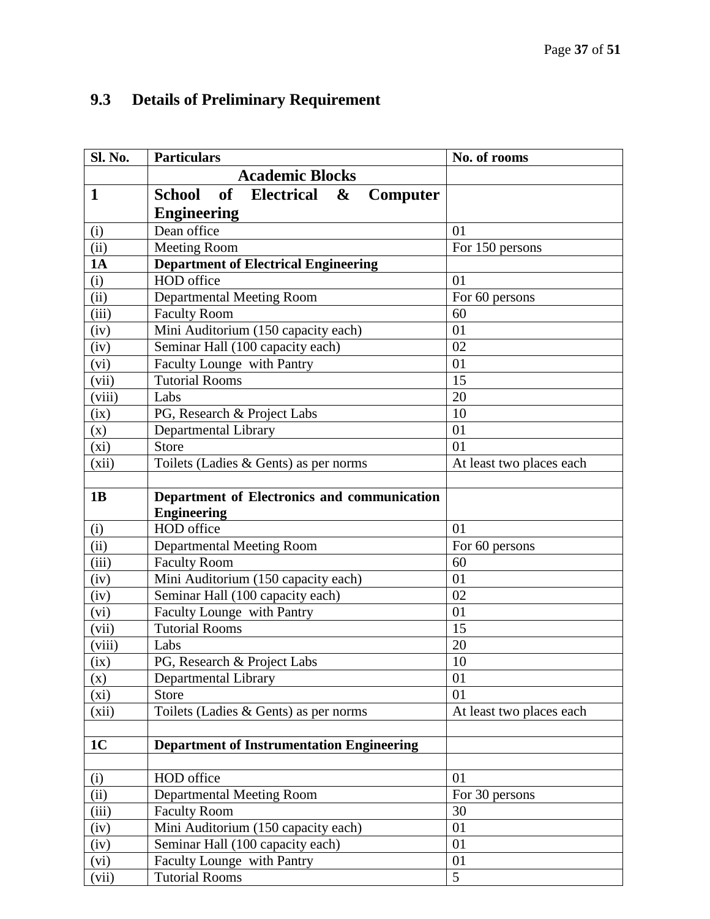## 9.3 Details of Preliminary Requirement

| Sl. No. | Particulars | No. of rooms |
|---|---|---|
| | **Academic Blocks** | |
| **1** | **School of Electrical & Computer Engineering** | |
| (i) | Dean office | 01 |
| (ii) | Meeting Room | For 150 persons |
| **1A** | **Department of Electrical Engineering** | |
| (i) | HOD office | 01 |
| (ii) | Departmental Meeting Room | For 60 persons |
| (iii) | Faculty Room | 60 |
| (iv) | Mini Auditorium (150 capacity each) | 01 |
| (iv) | Seminar Hall (100 capacity each) | 02 |
| (vi) | Faculty Lounge with Pantry | 01 |
| (vii) | Tutorial Rooms | 15 |
| (viii) | Labs | 20 |
| (ix) | PG, Research & Project Labs | 10 |
| (x) | Departmental Library | 01 |
| (xi) | Store | 01 |
| (xii) | Toilets (Ladies & Gents) as per norms | At least two places each |
| | | |
| **1B** | **Department of Electronics and communication Engineering** | |
| (i) | HOD office | 01 |
| (ii) | Departmental Meeting Room | For 60 persons |
| (iii) | Faculty Room | 60 |
| (iv) | Mini Auditorium (150 capacity each) | 01 |
| (iv) | Seminar Hall (100 capacity each) | 02 |
| (vi) | Faculty Lounge with Pantry | 01 |
| (vii) | Tutorial Rooms | 15 |
| (viii) | Labs | 20 |
| (ix) | PG, Research & Project Labs | 10 |
| (x) | Departmental Library | 01 |
| (xi) | Store | 01 |
| (xii) | Toilets (Ladies & Gents) as per norms | At least two places each |
| | | |
| **1C** | **Department of Instrumentation Engineering** | |
| | | |
| (i) | HOD office | 01 |
| (ii) | Departmental Meeting Room | For 30 persons |
| (iii) | Faculty Room | 30 |
| (iv) | Mini Auditorium (150 capacity each) | 01 |
| (iv) | Seminar Hall (100 capacity each) | 01 |
| (vi) | Faculty Lounge with Pantry | 01 |
| (vii) | Tutorial Rooms | 5 |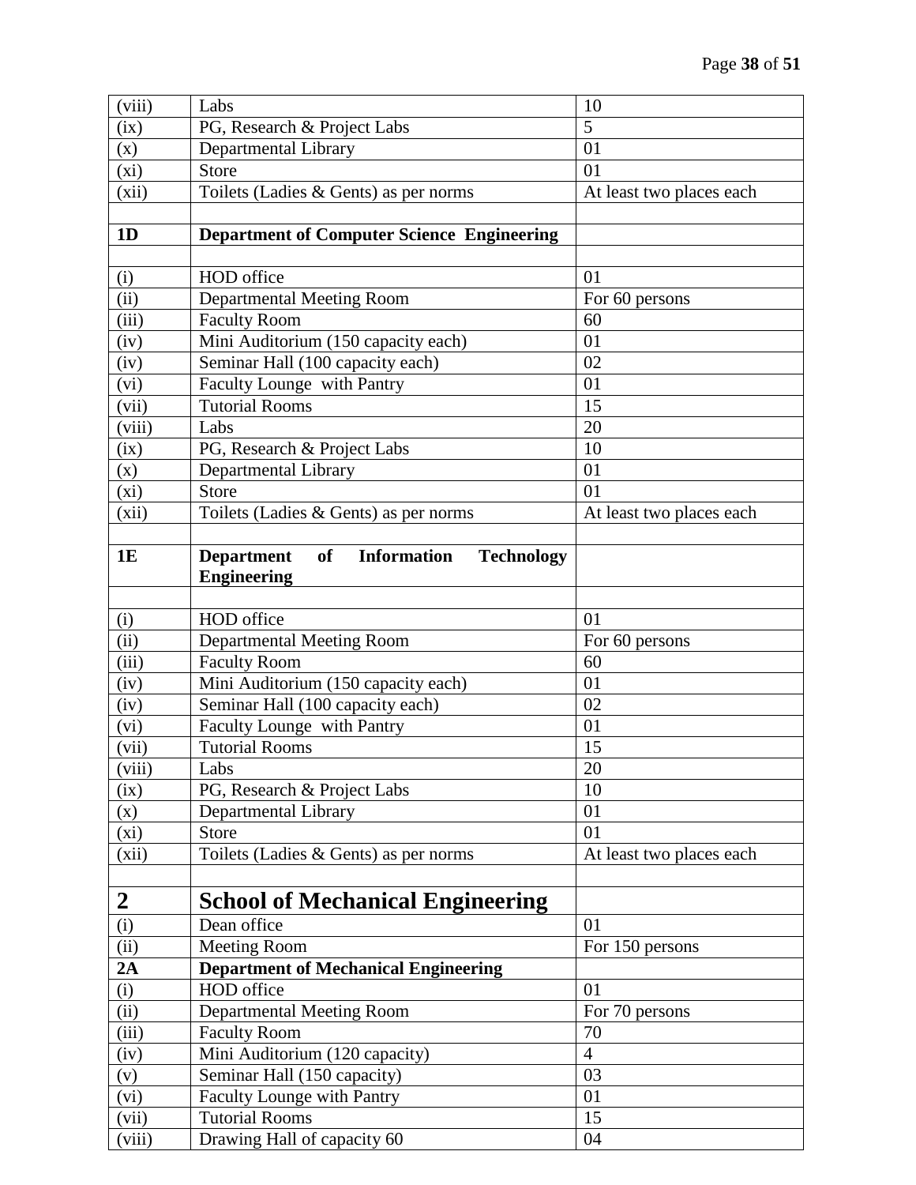| (viii) | Labs | 10 |
|---|---|---|
| (ix) | PG, Research & Project Labs | 5 |
| (x) | Departmental Library | 01 |
| (xi) | Store | 01 |
| (xii) | Toilets (Ladies & Gents) as per norms | At least two places each |
| | | |
| **1D** | **Department of Computer Science Engineering** | |
| | | |
| (i) | HOD office | 01 |
| (ii) | Departmental Meeting Room | For 60 persons |
| (iii) | Faculty Room | 60 |
| (iv) | Mini Auditorium (150 capacity each) | 01 |
| (iv) | Seminar Hall (100 capacity each) | 02 |
| (vi) | Faculty Lounge with Pantry | 01 |
| (vii) | Tutorial Rooms | 15 |
| (viii) | Labs | 20 |
| (ix) | PG, Research & Project Labs | 10 |
| (x) | Departmental Library | 01 |
| (xi) | Store | 01 |
| (xii) | Toilets (Ladies & Gents) as per norms | At least two places each |
| | | |
| **1E** | **Department of Information Technology Engineering** | |
| | | |
| (i) | HOD office | 01 |
| (ii) | Departmental Meeting Room | For 60 persons |
| (iii) | Faculty Room | 60 |
| (iv) | Mini Auditorium (150 capacity each) | 01 |
| (iv) | Seminar Hall (100 capacity each) | 02 |
| (vi) | Faculty Lounge with Pantry | 01 |
| (vii) | Tutorial Rooms | 15 |
| (viii) | Labs | 20 |
| (ix) | PG, Research & Project Labs | 10 |
| (x) | Departmental Library | 01 |
| (xi) | Store | 01 |
| (xii) | Toilets (Ladies & Gents) as per norms | At least two places each |
| | | |
| **2** | **School of Mechanical Engineering** | |
| (i) | Dean office | 01 |
| (ii) | Meeting Room | For 150 persons |
| **2A** | **Department of Mechanical Engineering** | |
| (i) | HOD office | 01 |
| (ii) | Departmental Meeting Room | For 70 persons |
| (iii) | Faculty Room | 70 |
| (iv) | Mini Auditorium (120 capacity) | 4 |
| (v) | Seminar Hall (150 capacity) | 03 |
| (vi) | Faculty Lounge with Pantry | 01 |
| (vii) | Tutorial Rooms | 15 |
| (viii) | Drawing Hall of capacity 60 | 04 |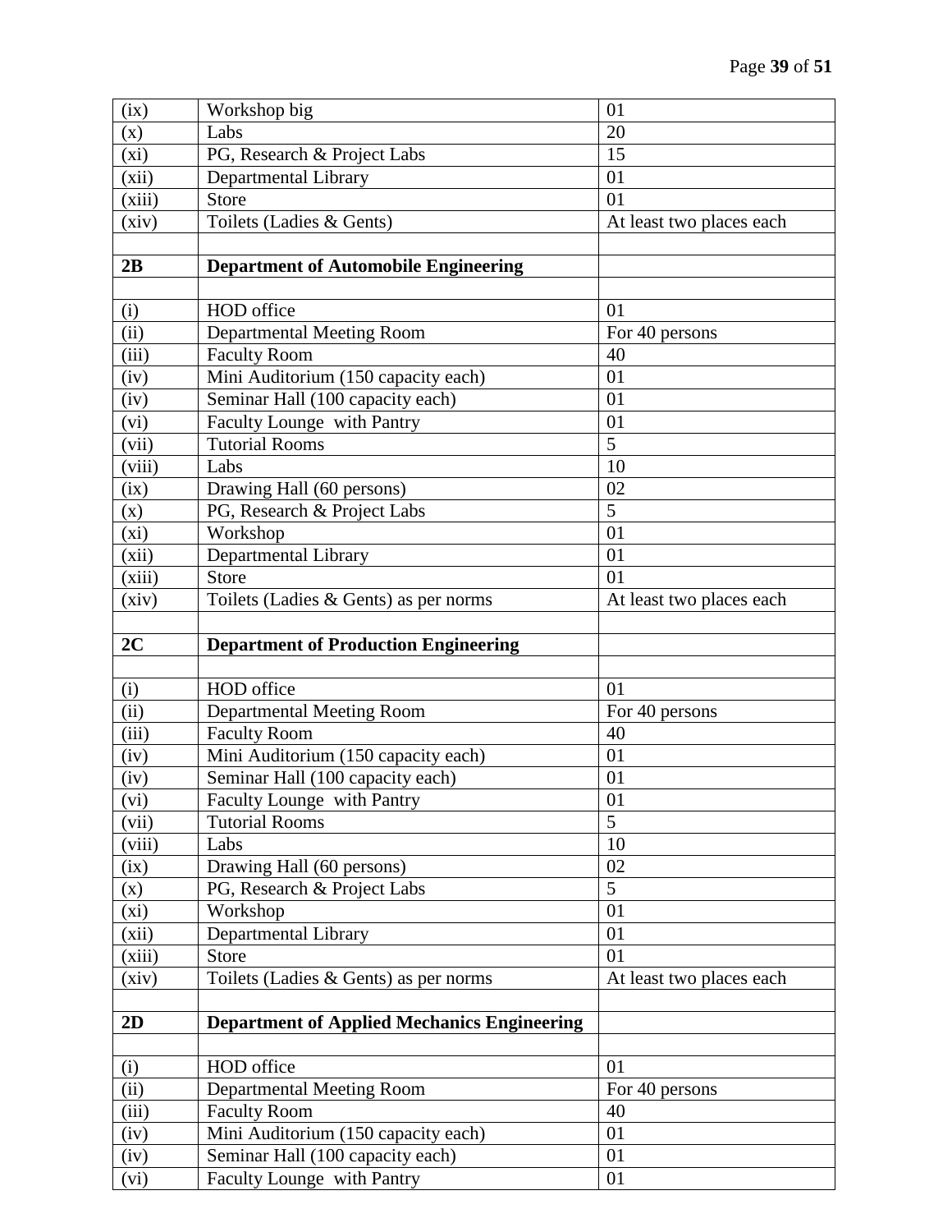| (ix) | Workshop big | 01 |
|---|---|---|
| (x) | Labs | 20 |
| (xi) | PG, Research & Project Labs | 15 |
| (xii) | Departmental Library | 01 |
| (xiii) | Store | 01 |
| (xiv) | Toilets (Ladies & Gents) | At least two places each |
| | | |
| **2B** | **Department of Automobile Engineering** | |
| | | |
| (i) | HOD office | 01 |
| (ii) | Departmental Meeting Room | For 40 persons |
| (iii) | Faculty Room | 40 |
| (iv) | Mini Auditorium (150 capacity each) | 01 |
| (iv) | Seminar Hall (100 capacity each) | 01 |
| (vi) | Faculty Lounge with Pantry | 01 |
| (vii) | Tutorial Rooms | 5 |
| (viii) | Labs | 10 |
| (ix) | Drawing Hall (60 persons) | 02 |
| (x) | PG, Research & Project Labs | 5 |
| (xi) | Workshop | 01 |
| (xii) | Departmental Library | 01 |
| (xiii) | Store | 01 |
| (xiv) | Toilets (Ladies & Gents) as per norms | At least two places each |
| | | |
| **2C** | **Department of Production Engineering** | |
| | | |
| (i) | HOD office | 01 |
| (ii) | Departmental Meeting Room | For 40 persons |
| (iii) | Faculty Room | 40 |
| (iv) | Mini Auditorium (150 capacity each) | 01 |
| (iv) | Seminar Hall (100 capacity each) | 01 |
| (vi) | Faculty Lounge with Pantry | 01 |
| (vii) | Tutorial Rooms | 5 |
| (viii) | Labs | 10 |
| (ix) | Drawing Hall (60 persons) | 02 |
| (x) | PG, Research & Project Labs | 5 |
| (xi) | Workshop | 01 |
| (xii) | Departmental Library | 01 |
| (xiii) | Store | 01 |
| (xiv) | Toilets (Ladies & Gents) as per norms | At least two places each |
| | | |
| **2D** | **Department of Applied Mechanics Engineering** | |
| | | |
| (i) | HOD office | 01 |
| (ii) | Departmental Meeting Room | For 40 persons |
| (iii) | Faculty Room | 40 |
| (iv) | Mini Auditorium (150 capacity each) | 01 |
| (iv) | Seminar Hall (100 capacity each) | 01 |
| (vi) | Faculty Lounge with Pantry | 01 |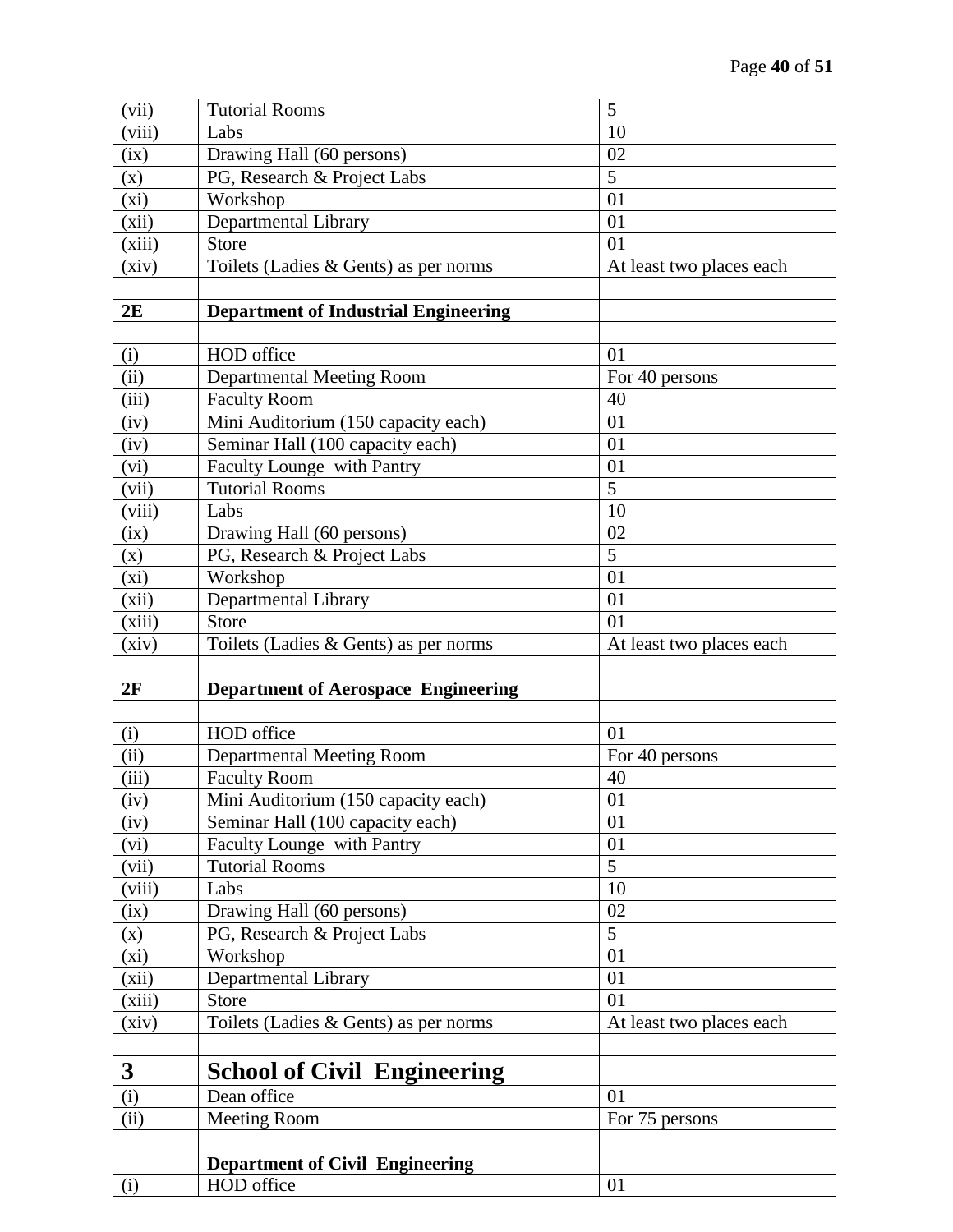| (vii) | Tutorial Rooms | 5 |
|---|---|---|
| (viii) | Labs | 10 |
| (ix) | Drawing Hall (60 persons) | 02 |
| (x) | PG, Research & Project Labs | 5 |
| (xi) | Workshop | 01 |
| (xii) | Departmental Library | 01 |
| (xiii) | Store | 01 |
| (xiv) | Toilets (Ladies & Gents) as per norms | At least two places each |
| | | |
| **2E** | **Department of Industrial Engineering** | |
| | | |
| (i) | HOD office | 01 |
| (ii) | Departmental Meeting Room | For 40 persons |
| (iii) | Faculty Room | 40 |
| (iv) | Mini Auditorium (150 capacity each) | 01 |
| (iv) | Seminar Hall (100 capacity each) | 01 |
| (vi) | Faculty Lounge with Pantry | 01 |
| (vii) | Tutorial Rooms | 5 |
| (viii) | Labs | 10 |
| (ix) | Drawing Hall (60 persons) | 02 |
| (x) | PG, Research & Project Labs | 5 |
| (xi) | Workshop | 01 |
| (xii) | Departmental Library | 01 |
| (xiii) | Store | 01 |
| (xiv) | Toilets (Ladies & Gents) as per norms | At least two places each |
| | | |
| **2F** | **Department of Aerospace Engineering** | |
| | | |
| (i) | HOD office | 01 |
| (ii) | Departmental Meeting Room | For 40 persons |
| (iii) | Faculty Room | 40 |
| (iv) | Mini Auditorium (150 capacity each) | 01 |
| (iv) | Seminar Hall (100 capacity each) | 01 |
| (vi) | Faculty Lounge with Pantry | 01 |
| (vii) | Tutorial Rooms | 5 |
| (viii) | Labs | 10 |
| (ix) | Drawing Hall (60 persons) | 02 |
| (x) | PG, Research & Project Labs | 5 |
| (xi) | Workshop | 01 |
| (xii) | Departmental Library | 01 |
| (xiii) | Store | 01 |
| (xiv) | Toilets (Ladies & Gents) as per norms | At least two places each |
| | | |
| **3** | **School of Civil Engineering** | |
| (i) | Dean office | 01 |
| (ii) | Meeting Room | For 75 persons |
| | | |
| | **Department of Civil Engineering** | |
| (i) | HOD office | 01 |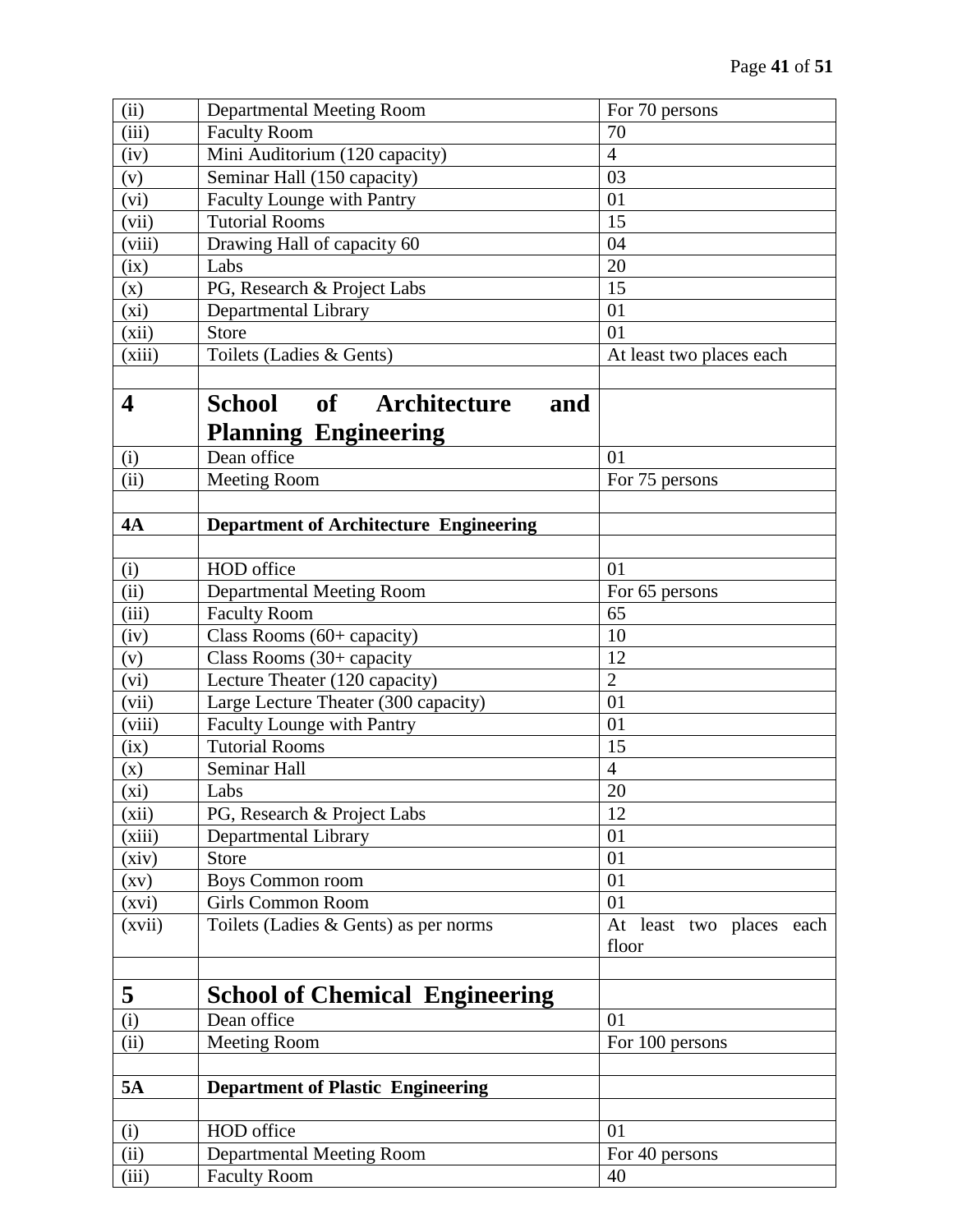| | | |
|---|---|---|
| (ii) | Departmental Meeting Room | For 70 persons |
| (iii) | Faculty Room | 70 |
| (iv) | Mini Auditorium (120 capacity) | 4 |
| (v) | Seminar Hall (150 capacity) | 03 |
| (vi) | Faculty Lounge with Pantry | 01 |
| (vii) | Tutorial Rooms | 15 |
| (viii) | Drawing Hall of capacity 60 | 04 |
| (ix) | Labs | 20 |
| (x) | PG, Research & Project Labs | 15 |
| (xi) | Departmental Library | 01 |
| (xii) | Store | 01 |
| (xiii) | Toilets (Ladies & Gents) | At least two places each |
| | | |
| **4** | **School of Architecture and Planning Engineering** | |
| (i) | Dean office | 01 |
| (ii) | Meeting Room | For 75 persons |
| | | |
| **4A** | **Department of Architecture Engineering** | |
| | | |
| (i) | HOD office | 01 |
| (ii) | Departmental Meeting Room | For 65 persons |
| (iii) | Faculty Room | 65 |
| (iv) | Class Rooms (60+ capacity) | 10 |
| (v) | Class Rooms (30+ capacity | 12 |
| (vi) | Lecture Theater (120 capacity) | 2 |
| (vii) | Large Lecture Theater (300 capacity) | 01 |
| (viii) | Faculty Lounge with Pantry | 01 |
| (ix) | Tutorial Rooms | 15 |
| (x) | Seminar Hall | 4 |
| (xi) | Labs | 20 |
| (xii) | PG, Research & Project Labs | 12 |
| (xiii) | Departmental Library | 01 |
| (xiv) | Store | 01 |
| (xv) | Boys Common room | 01 |
| (xvi) | Girls Common Room | 01 |
| (xvii) | Toilets (Ladies & Gents) as per norms | At least two places each floor |
| | | |
| **5** | **School of Chemical Engineering** | |
| (i) | Dean office | 01 |
| (ii) | Meeting Room | For 100 persons |
| | | |
| **5A** | **Department of Plastic Engineering** | |
| | | |
| (i) | HOD office | 01 |
| (ii) | Departmental Meeting Room | For 40 persons |
| (iii) | Faculty Room | 40 |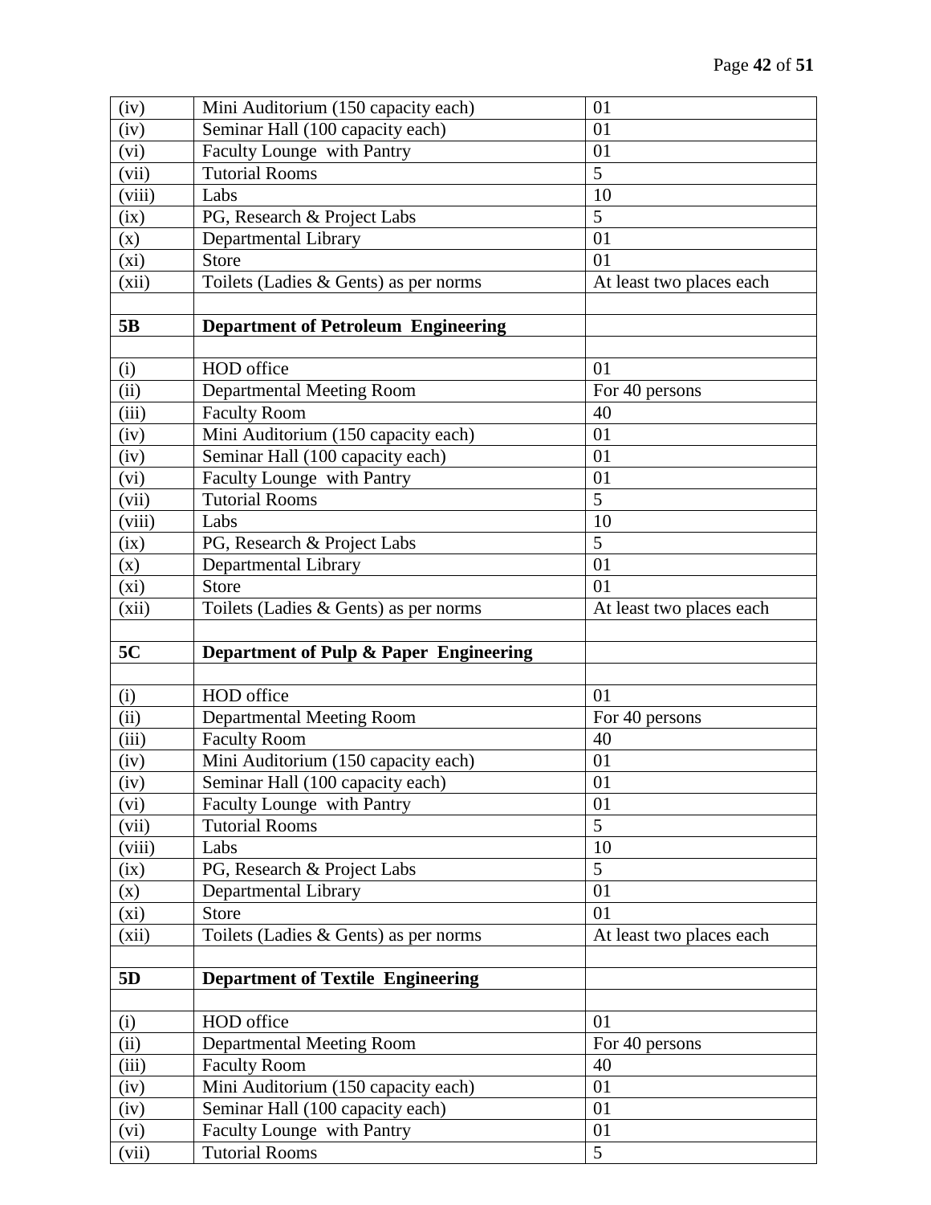| (iv) | Mini Auditorium (150 capacity each) | 01 |
|---|---|---|
| (iv) | Seminar Hall (100 capacity each) | 01 |
| (vi) | Faculty Lounge with Pantry | 01 |
| (vii) | Tutorial Rooms | 5 |
| (viii) | Labs | 10 |
| (ix) | PG, Research & Project Labs | 5 |
| (x) | Departmental Library | 01 |
| (xi) | Store | 01 |
| (xii) | Toilets (Ladies & Gents) as per norms | At least two places each |
| | | |
| **5B** | **Department of Petroleum Engineering** | |
| | | |
| (i) | HOD office | 01 |
| (ii) | Departmental Meeting Room | For 40 persons |
| (iii) | Faculty Room | 40 |
| (iv) | Mini Auditorium (150 capacity each) | 01 |
| (iv) | Seminar Hall (100 capacity each) | 01 |
| (vi) | Faculty Lounge with Pantry | 01 |
| (vii) | Tutorial Rooms | 5 |
| (viii) | Labs | 10 |
| (ix) | PG, Research & Project Labs | 5 |
| (x) | Departmental Library | 01 |
| (xi) | Store | 01 |
| (xii) | Toilets (Ladies & Gents) as per norms | At least two places each |
| | | |
| **5C** | **Department of Pulp & Paper Engineering** | |
| | | |
| (i) | HOD office | 01 |
| (ii) | Departmental Meeting Room | For 40 persons |
| (iii) | Faculty Room | 40 |
| (iv) | Mini Auditorium (150 capacity each) | 01 |
| (iv) | Seminar Hall (100 capacity each) | 01 |
| (vi) | Faculty Lounge with Pantry | 01 |
| (vii) | Tutorial Rooms | 5 |
| (viii) | Labs | 10 |
| (ix) | PG, Research & Project Labs | 5 |
| (x) | Departmental Library | 01 |
| (xi) | Store | 01 |
| (xii) | Toilets (Ladies & Gents) as per norms | At least two places each |
| | | |
| **5D** | **Department of Textile Engineering** | |
| | | |
| (i) | HOD office | 01 |
| (ii) | Departmental Meeting Room | For 40 persons |
| (iii) | Faculty Room | 40 |
| (iv) | Mini Auditorium (150 capacity each) | 01 |
| (iv) | Seminar Hall (100 capacity each) | 01 |
| (vi) | Faculty Lounge with Pantry | 01 |
| (vii) | Tutorial Rooms | 5 |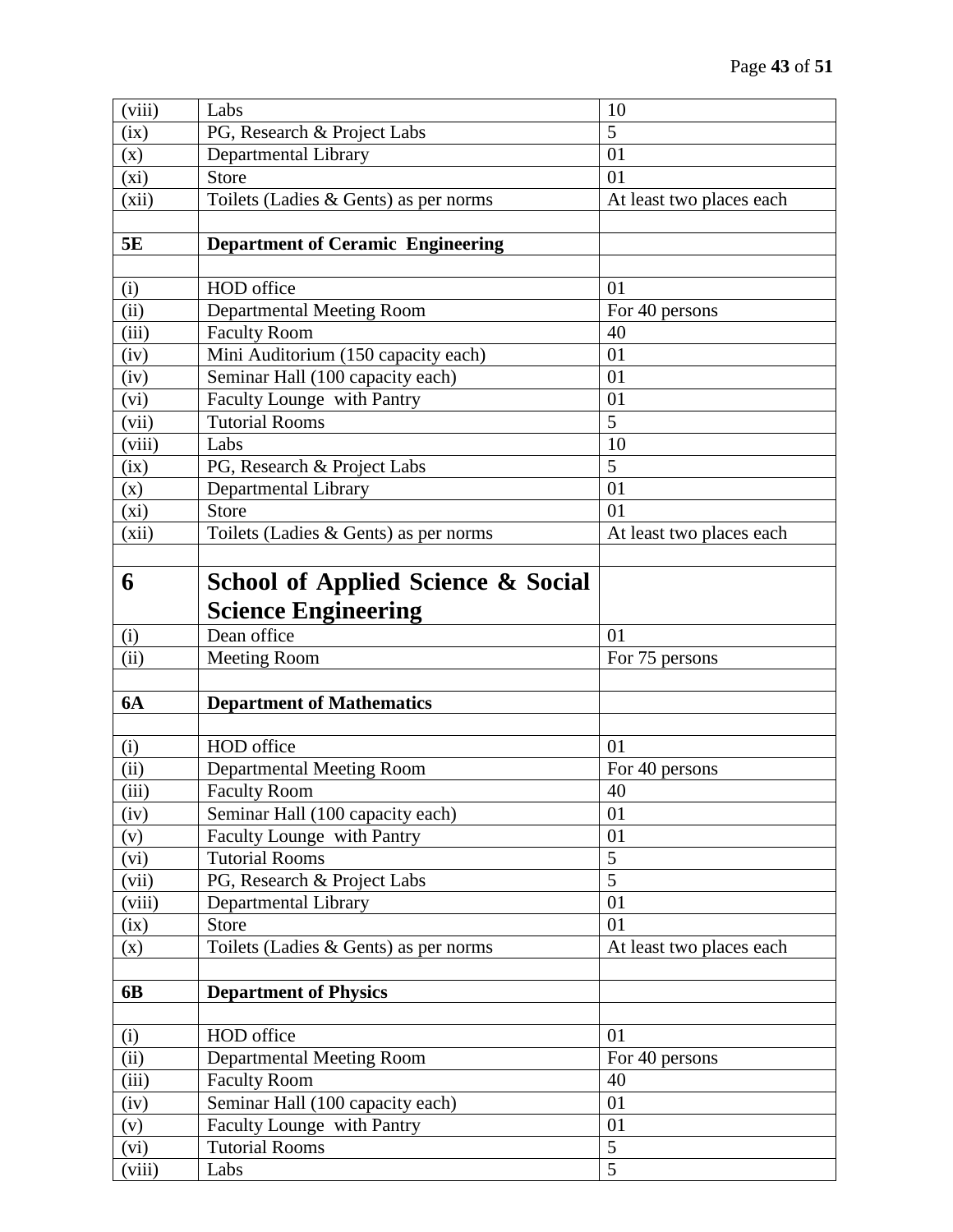| (viii) | Labs | 10 |
|---|---|---|
| (ix) | PG, Research & Project Labs | 5 |
| (x) | Departmental Library | 01 |
| (xi) | Store | 01 |
| (xii) | Toilets (Ladies & Gents) as per norms | At least two places each |
| | | |
| **5E** | **Department of Ceramic Engineering** | |
| | | |
| (i) | HOD office | 01 |
| (ii) | Departmental Meeting Room | For 40 persons |
| (iii) | Faculty Room | 40 |
| (iv) | Mini Auditorium (150 capacity each) | 01 |
| (iv) | Seminar Hall (100 capacity each) | 01 |
| (vi) | Faculty Lounge with Pantry | 01 |
| (vii) | Tutorial Rooms | 5 |
| (viii) | Labs | 10 |
| (ix) | PG, Research & Project Labs | 5 |
| (x) | Departmental Library | 01 |
| (xi) | Store | 01 |
| (xii) | Toilets (Ladies & Gents) as per norms | At least two places each |
| | | |
| **6** | **School of Applied Science & Social Science Engineering** | |
| (i) | Dean office | 01 |
| (ii) | Meeting Room | For 75 persons |
| | | |
| **6A** | **Department of Mathematics** | |
| | | |
| (i) | HOD office | 01 |
| (ii) | Departmental Meeting Room | For 40 persons |
| (iii) | Faculty Room | 40 |
| (iv) | Seminar Hall (100 capacity each) | 01 |
| (v) | Faculty Lounge with Pantry | 01 |
| (vi) | Tutorial Rooms | 5 |
| (vii) | PG, Research & Project Labs | 5 |
| (viii) | Departmental Library | 01 |
| (ix) | Store | 01 |
| (x) | Toilets (Ladies & Gents) as per norms | At least two places each |
| | | |
| **6B** | **Department of Physics** | |
| | | |
| (i) | HOD office | 01 |
| (ii) | Departmental Meeting Room | For 40 persons |
| (iii) | Faculty Room | 40 |
| (iv) | Seminar Hall (100 capacity each) | 01 |
| (v) | Faculty Lounge with Pantry | 01 |
| (vi) | Tutorial Rooms | 5 |
| (viii) | Labs | 5 |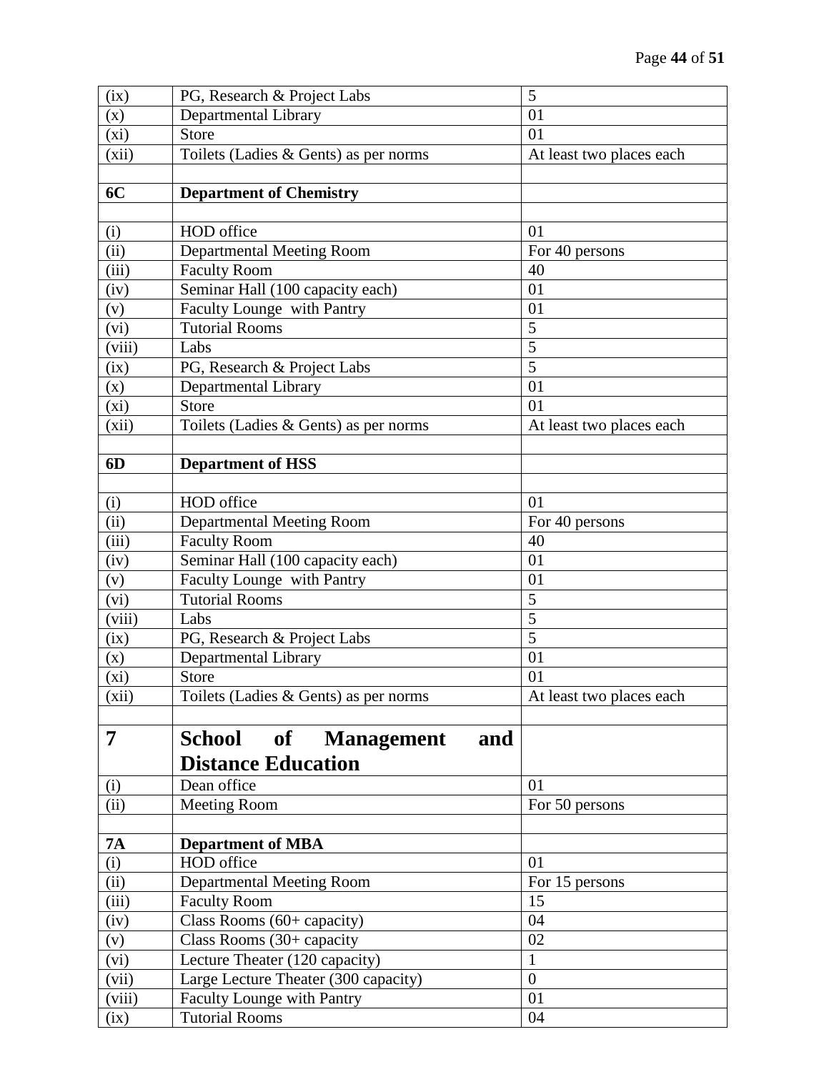| (ix) | PG, Research & Project Labs | 5 |
|---|---|---|
| (x) | Departmental Library | 01 |
| (xi) | Store | 01 |
| (xii) | Toilets (Ladies & Gents) as per norms | At least two places each |
| | | |
| **6C** | **Department of Chemistry** | |
| | | |
| (i) | HOD office | 01 |
| (ii) | Departmental Meeting Room | For 40 persons |
| (iii) | Faculty Room | 40 |
| (iv) | Seminar Hall (100 capacity each) | 01 |
| (v) | Faculty Lounge with Pantry | 01 |
| (vi) | Tutorial Rooms | 5 |
| (viii) | Labs | 5 |
| (ix) | PG, Research & Project Labs | 5 |
| (x) | Departmental Library | 01 |
| (xi) | Store | 01 |
| (xii) | Toilets (Ladies & Gents) as per norms | At least two places each |
| | | |
| **6D** | **Department of HSS** | |
| | | |
| (i) | HOD office | 01 |
| (ii) | Departmental Meeting Room | For 40 persons |
| (iii) | Faculty Room | 40 |
| (iv) | Seminar Hall (100 capacity each) | 01 |
| (v) | Faculty Lounge with Pantry | 01 |
| (vi) | Tutorial Rooms | 5 |
| (viii) | Labs | 5 |
| (ix) | PG, Research & Project Labs | 5 |
| (x) | Departmental Library | 01 |
| (xi) | Store | 01 |
| (xii) | Toilets (Ladies & Gents) as per norms | At least two places each |
| | | |
| **7** | **School of Management and Distance Education** | |
| (i) | Dean office | 01 |
| (ii) | Meeting Room | For 50 persons |
| | | |
| **7A** | **Department of MBA** | |
| (i) | HOD office | 01 |
| (ii) | Departmental Meeting Room | For 15 persons |
| (iii) | Faculty Room | 15 |
| (iv) | Class Rooms (60+ capacity) | 04 |
| (v) | Class Rooms (30+ capacity | 02 |
| (vi) | Lecture Theater (120 capacity) | 1 |
| (vii) | Large Lecture Theater (300 capacity) | 0 |
| (viii) | Faculty Lounge with Pantry | 01 |
| (ix) | Tutorial Rooms | 04 |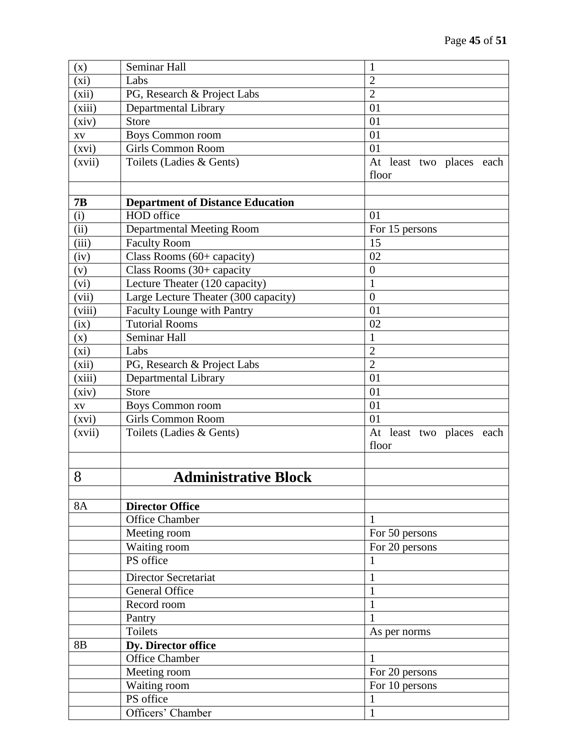| | | |
|---|---|---|
| (x) | Seminar Hall | 1 |
| (xi) | Labs | 2 |
| (xii) | PG, Research & Project Labs | 2 |
| (xiii) | Departmental Library | 01 |
| (xiv) | Store | 01 |
| xv | Boys Common room | 01 |
| (xvi) | Girls Common Room | 01 |
| (xvii) | Toilets (Ladies & Gents) | At least two places each floor |
| | | |
| **7B** | **Department of Distance Education** | |
| (i) | HOD office | 01 |
| (ii) | Departmental Meeting Room | For 15 persons |
| (iii) | Faculty Room | 15 |
| (iv) | Class Rooms (60+ capacity) | 02 |
| (v) | Class Rooms (30+ capacity | 0 |
| (vi) | Lecture Theater (120 capacity) | 1 |
| (vii) | Large Lecture Theater (300 capacity) | 0 |
| (viii) | Faculty Lounge with Pantry | 01 |
| (ix) | Tutorial Rooms | 02 |
| (x) | Seminar Hall | 1 |
| (xi) | Labs | 2 |
| (xii) | PG, Research & Project Labs | 2 |
| (xiii) | Departmental Library | 01 |
| (xiv) | Store | 01 |
| xv | Boys Common room | 01 |
| (xvi) | Girls Common Room | 01 |
| (xvii) | Toilets (Ladies & Gents) | At least two places each floor |
| | | |
| 8 | **Administrative Block** | |
| | | |
| 8A | **Director Office** | |
| | Office Chamber | 1 |
| | Meeting room | For 50 persons |
| | Waiting room | For 20 persons |
| | PS office | 1 |
| | Director Secretariat | 1 |
| | General Office | 1 |
| | Record room | 1 |
| | Pantry | 1 |
| | Toilets | As per norms |
| 8B | **Dy. Director office** | |
| | Office Chamber | 1 |
| | Meeting room | For 20 persons |
| | Waiting room | For 10 persons |
| | PS office | 1 |
| | Officers' Chamber | 1 |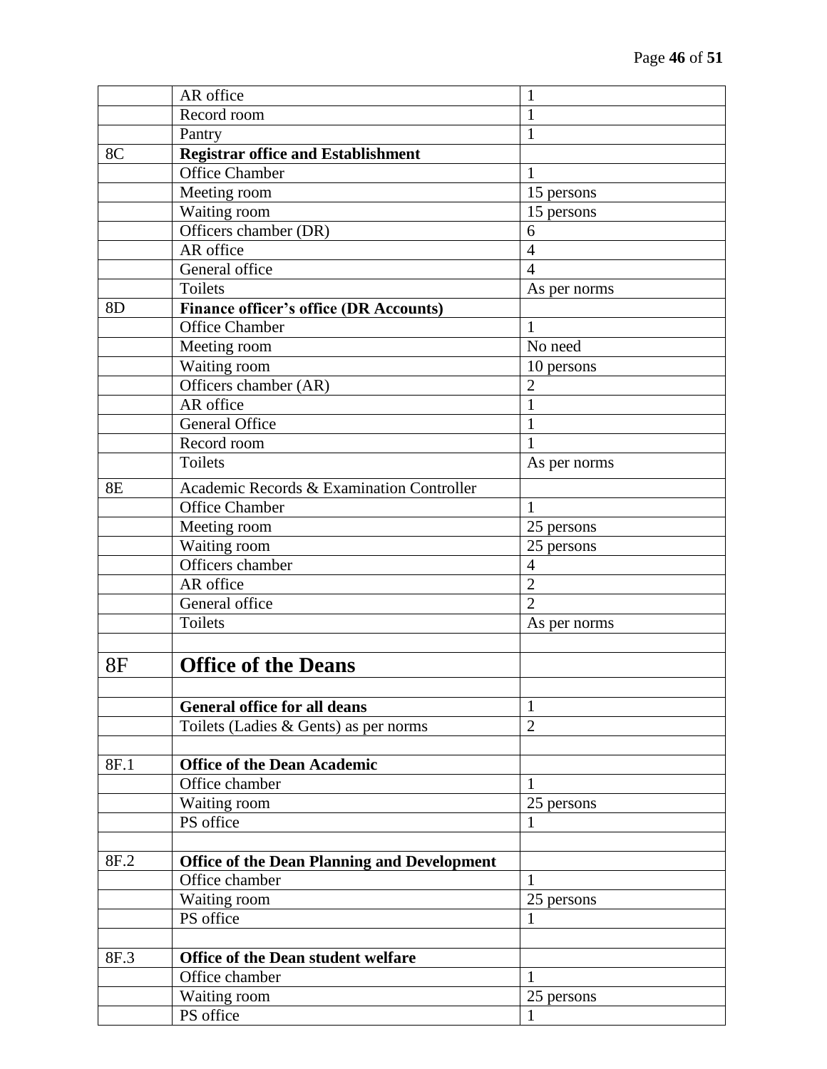| | | |
|---|---|---|
| | AR office | 1 |
| | Record room | 1 |
| | Pantry | 1 |
| 8C | **Registrar office and Establishment** | |
| | Office Chamber | 1 |
| | Meeting room | 15 persons |
| | Waiting room | 15 persons |
| | Officers chamber (DR) | 6 |
| | AR office | 4 |
| | General office | 4 |
| | Toilets | As per norms |
| 8D | **Finance officer's office (DR Accounts)** | |
| | Office Chamber | 1 |
| | Meeting room | No need |
| | Waiting room | 10 persons |
| | Officers chamber (AR) | 2 |
| | AR office | 1 |
| | General Office | 1 |
| | Record room | 1 |
| | Toilets | As per norms |
| 8E | Academic Records & Examination Controller | |
| | Office Chamber | 1 |
| | Meeting room | 25 persons |
| | Waiting room | 25 persons |
| | Officers chamber | 4 |
| | AR office | 2 |
| | General office | 2 |
| | Toilets | As per norms |
| | | |
| 8F | **Office of the Deans** | |
| | | |
| | **General office for all deans** | 1 |
| | Toilets (Ladies & Gents) as per norms | 2 |
| | | |
| 8F.1 | **Office of the Dean Academic** | |
| | Office chamber | 1 |
| | Waiting room | 25 persons |
| | PS office | 1 |
| | | |
| 8F.2 | **Office of the Dean Planning and Development** | |
| | Office chamber | 1 |
| | Waiting room | 25 persons |
| | PS office | 1 |
| | | |
| 8F.3 | **Office of the Dean student welfare** | |
| | Office chamber | 1 |
| | Waiting room | 25 persons |
| | PS office | 1 |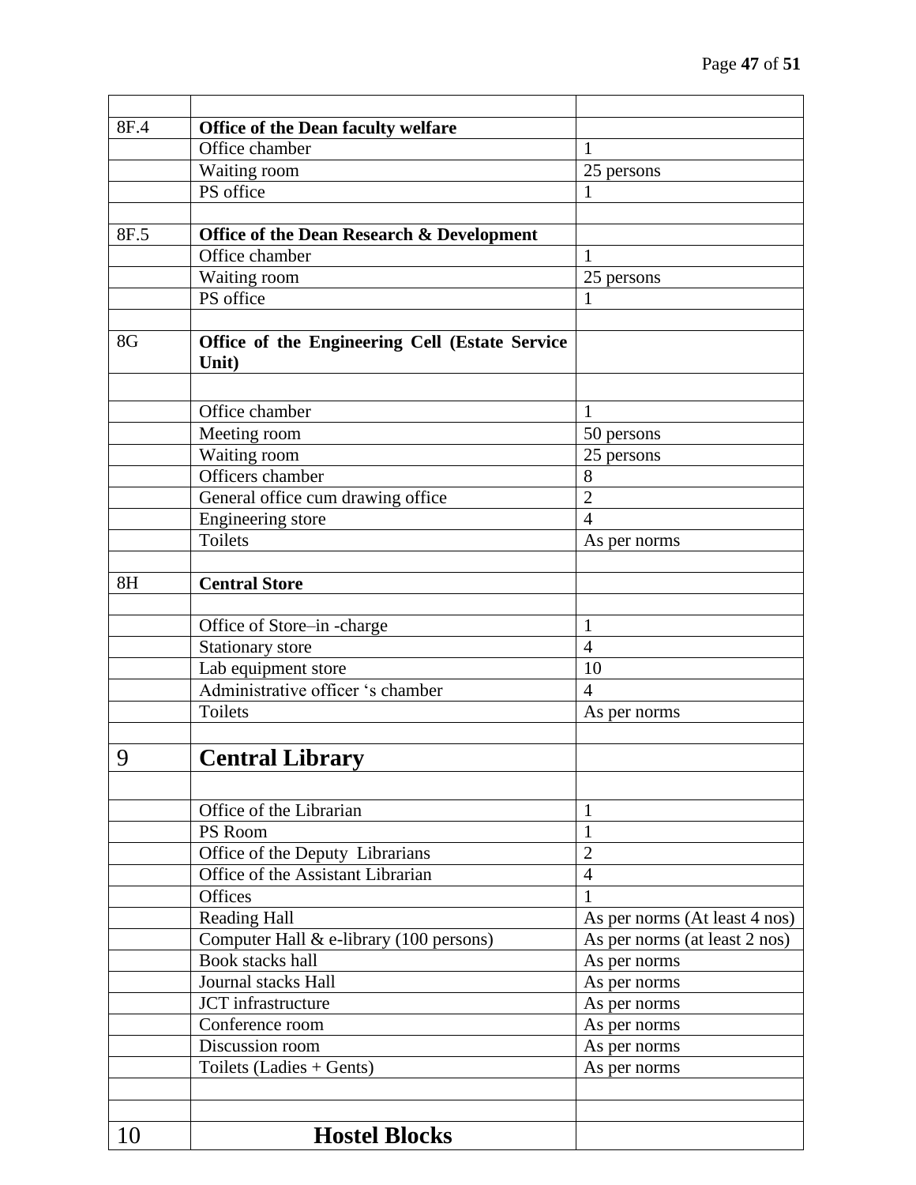| | | |
|---|---|---|
| 8F.4 | **Office of the Dean faculty welfare** | |
| | Office chamber | 1 |
| | Waiting room | 25 persons |
| | PS office | 1 |
| | | |
| 8F.5 | **Office of the Dean Research & Development** | |
| | Office chamber | 1 |
| | Waiting room | 25 persons |
| | PS office | 1 |
| | | |
| 8G | **Office of the Engineering Cell (Estate Service Unit)** | |
| | | |
| | Office chamber | 1 |
| | Meeting room | 50 persons |
| | Waiting room | 25 persons |
| | Officers chamber | 8 |
| | General office cum drawing office | 2 |
| | Engineering store | 4 |
| | Toilets | As per norms |
| | | |
| 8H | **Central Store** | |
| | | |
| | Office of Store–in -charge | 1 |
| | Stationary store | 4 |
| | Lab equipment store | 10 |
| | Administrative officer 's chamber | 4 |
| | Toilets | As per norms |
| | | |
| 9 | **Central Library** | |
| | | |
| | Office of the Librarian | 1 |
| | PS Room | 1 |
| | Office of the Deputy Librarians | 2 |
| | Office of the Assistant Librarian | 4 |
| | Offices | 1 |
| | Reading Hall | As per norms (At least 4 nos) |
| | Computer Hall & e-library (100 persons) | As per norms (at least 2 nos) |
| | Book stacks hall | As per norms |
| | Journal stacks Hall | As per norms |
| | JCT infrastructure | As per norms |
| | Conference room | As per norms |
| | Discussion room | As per norms |
| | Toilets (Ladies + Gents) | As per norms |
| | | |
| | | |
| 10 | **Hostel Blocks** | |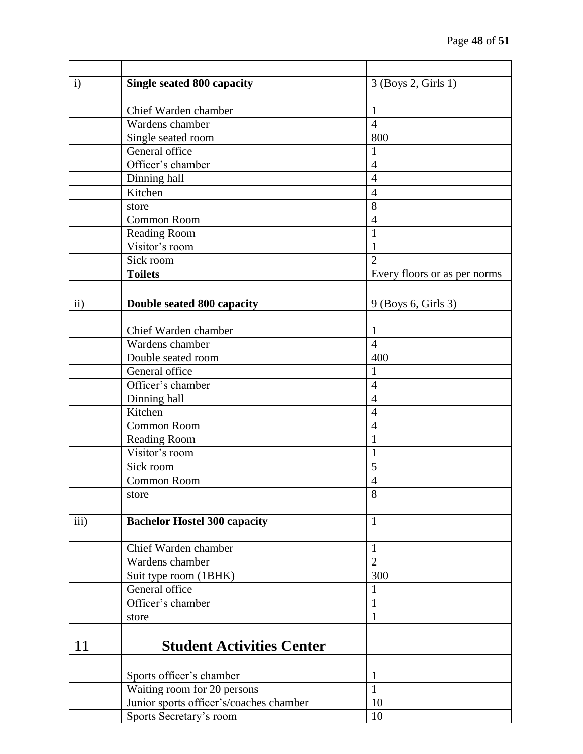| | | |
|---|---|---|
| i) | **Single seated 800 capacity** | 3 (Boys 2, Girls 1) |
| | | |
| | Chief Warden chamber | 1 |
| | Wardens chamber | 4 |
| | Single seated room | 800 |
| | General office | 1 |
| | Officer's chamber | 4 |
| | Dinning hall | 4 |
| | Kitchen | 4 |
| | store | 8 |
| | Common Room | 4 |
| | Reading Room | 1 |
| | Visitor's room | 1 |
| | Sick room | 2 |
| | **Toilets** | Every floors or as per norms |
| | | |
| ii) | **Double seated 800 capacity** | 9 (Boys 6, Girls 3) |
| | | |
| | Chief Warden chamber | 1 |
| | Wardens chamber | 4 |
| | Double seated room | 400 |
| | General office | 1 |
| | Officer's chamber | 4 |
| | Dinning hall | 4 |
| | Kitchen | 4 |
| | Common Room | 4 |
| | Reading Room | 1 |
| | Visitor's room | 1 |
| | Sick room | 5 |
| | Common Room | 4 |
| | store | 8 |
| | | |
| iii) | **Bachelor Hostel 300 capacity** | 1 |
| | | |
| | Chief Warden chamber | 1 |
| | Wardens chamber | 2 |
| | Suit type room (1BHK) | 300 |
| | General office | 1 |
| | Officer's chamber | 1 |
| | store | 1 |
| | | |
| 11 | **Student Activities Center** | |
| | | |
| | Sports officer's chamber | 1 |
| | Waiting room for 20 persons | 1 |
| | Junior sports officer's/coaches chamber | 10 |
| | Sports Secretary's room | 10 |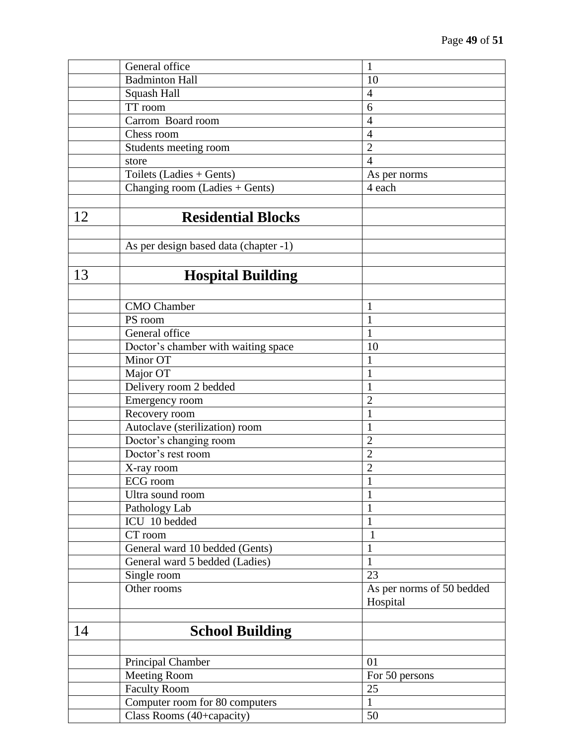| | | |
|---|---|---|
| | General office | 1 |
| | Badminton Hall | 10 |
| | Squash Hall | 4 |
| | TT room | 6 |
| | Carrom Board room | 4 |
| | Chess room | 4 |
| | Students meeting room | 2 |
| | store | 4 |
| | Toilets (Ladies + Gents) | As per norms |
| | Changing room (Ladies + Gents) | 4 each |
| | | |
| 12 | **Residential Blocks** | |
| | | |
| | As per design based data (chapter -1) | |
| | | |
| 13 | **Hospital Building** | |
| | | |
| | CMO Chamber | 1 |
| | PS room | 1 |
| | General office | 1 |
| | Doctor's chamber with waiting space | 10 |
| | Minor OT | 1 |
| | Major OT | 1 |
| | Delivery room 2 bedded | 1 |
| | Emergency room | 2 |
| | Recovery room | 1 |
| | Autoclave (sterilization) room | 1 |
| | Doctor's changing room | 2 |
| | Doctor's rest room | 2 |
| | X-ray room | 2 |
| | ECG room | 1 |
| | Ultra sound room | 1 |
| | Pathology Lab | 1 |
| | ICU 10 bedded | 1 |
| | CT room | 1 |
| | General ward 10 bedded (Gents) | 1 |
| | General ward 5 bedded (Ladies) | 1 |
| | Single room | 23 |
| | Other rooms | As per norms of 50 bedded Hospital |
| | | |
| 14 | **School Building** | |
| | | |
| | Principal Chamber | 01 |
| | Meeting Room | For 50 persons |
| | Faculty Room | 25 |
| | Computer room for 80 computers | 1 |
| | Class Rooms (40+capacity) | 50 |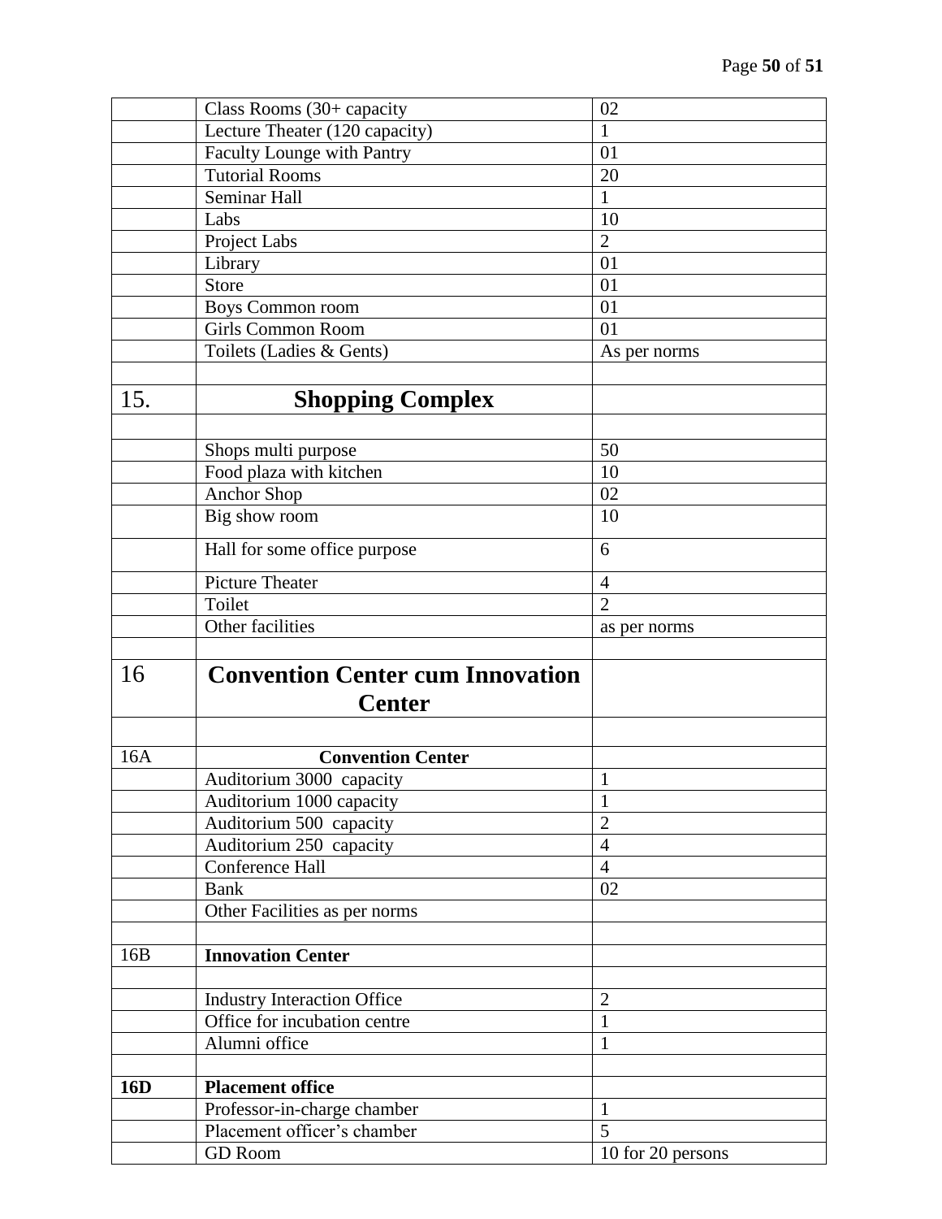| | | |
|---|---|---|
| | Class Rooms (30+ capacity | 02 |
| | Lecture Theater (120 capacity) | 1 |
| | Faculty Lounge with Pantry | 01 |
| | Tutorial Rooms | 20 |
| | Seminar Hall | 1 |
| | Labs | 10 |
| | Project Labs | 2 |
| | Library | 01 |
| | Store | 01 |
| | Boys Common room | 01 |
| | Girls Common Room | 01 |
| | Toilets (Ladies & Gents) | As per norms |
| | | |
| 15. | **Shopping Complex** | |
| | | |
| | Shops multi purpose | 50 |
| | Food plaza with kitchen | 10 |
| | Anchor Shop | 02 |
| | Big show room | 10 |
| | Hall for some office purpose | 6 |
| | Picture Theater | 4 |
| | Toilet | 2 |
| | Other facilities | as per norms |
| | | |
| 16 | **Convention Center cum Innovation Center** | |
| | | |
| 16A | **Convention Center** | |
| | Auditorium 3000 capacity | 1 |
| | Auditorium 1000 capacity | 1 |
| | Auditorium 500 capacity | 2 |
| | Auditorium 250 capacity | 4 |
| | Conference Hall | 4 |
| | Bank | 02 |
| | Other Facilities as per norms | |
| | | |
| 16B | **Innovation Center** | |
| | | |
| | Industry Interaction Office | 2 |
| | Office for incubation centre | 1 |
| | Alumni office | 1 |
| | | |
| **16D** | **Placement office** | |
| | Professor-in-charge chamber | 1 |
| | Placement officer's chamber | 5 |
| | GD Room | 10 for 20 persons |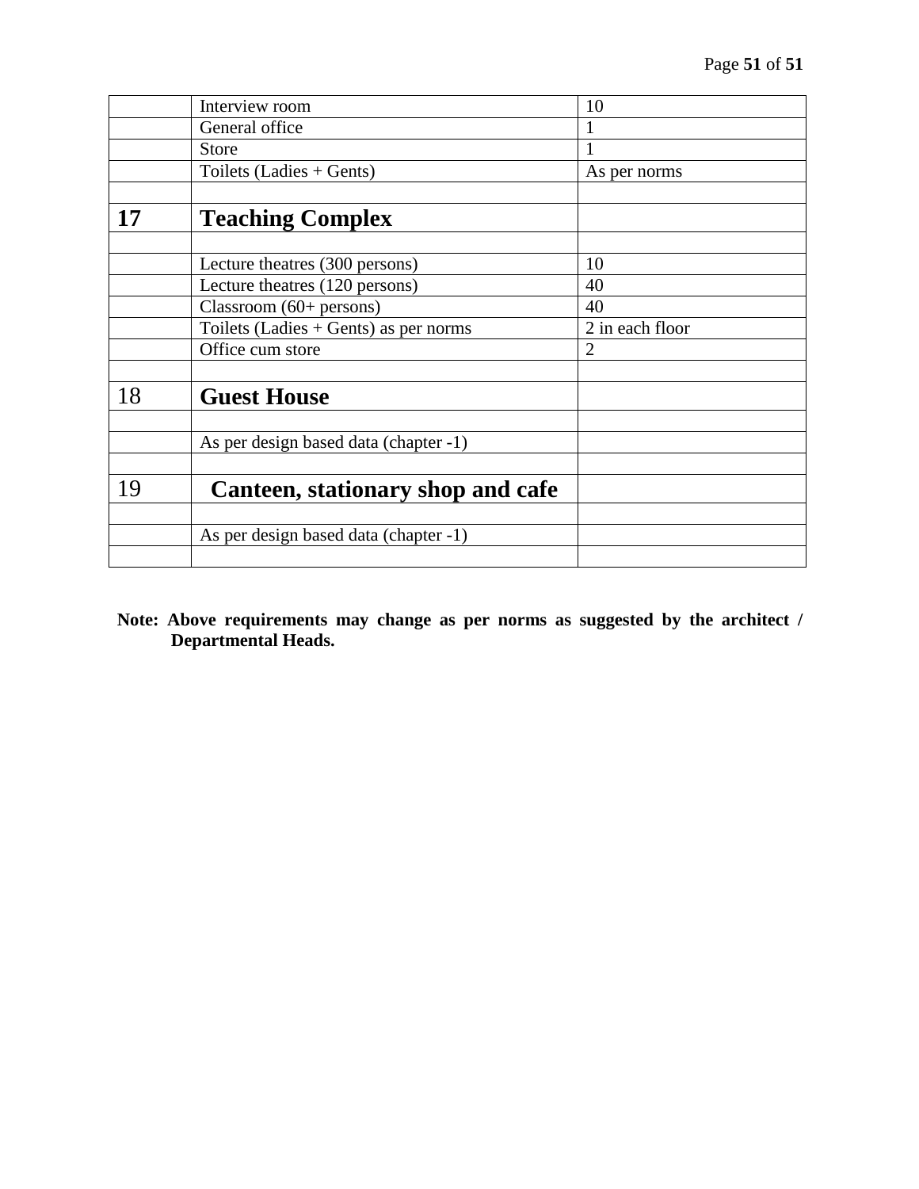| | | |
|---|---|---|
| | Interview room | 10 |
| | General office | 1 |
| | Store | 1 |
| | Toilets (Ladies + Gents) | As per norms |
| | | |
| **17** | **Teaching Complex** | |
| | | |
| | Lecture theatres (300 persons) | 10 |
| | Lecture theatres (120 persons) | 40 |
| | Classroom (60+ persons) | 40 |
| | Toilets (Ladies + Gents) as per norms | 2 in each floor |
| | Office cum store | 2 |
| | | |
| 18 | **Guest House** | |
| | | |
| | As per design based data (chapter -1) | |
| | | |
| 19 | **Canteen, stationary shop and cafe** | |
| | | |
| | As per design based data (chapter -1) | |
| | | |

**Note: Above requirements may change as per norms as suggested by the architect / Departmental Heads.**